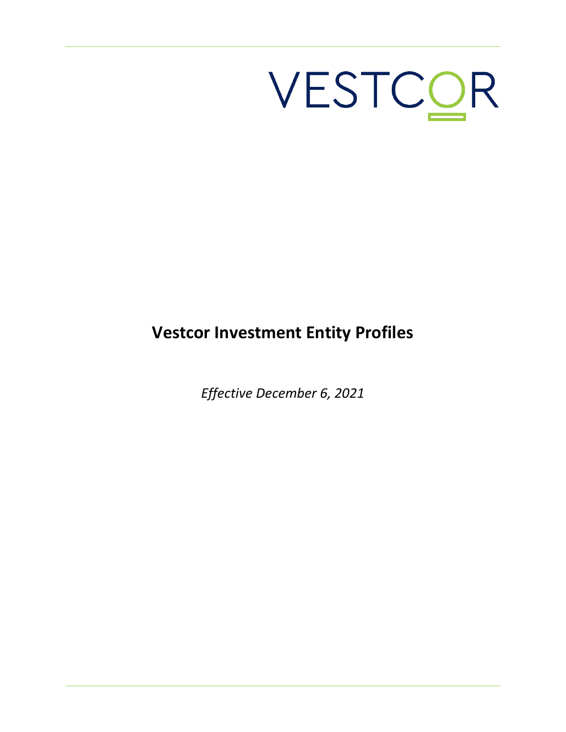VESTCOR

# Vestcor Investment Entity Profiles

*Effective December 6, 2021*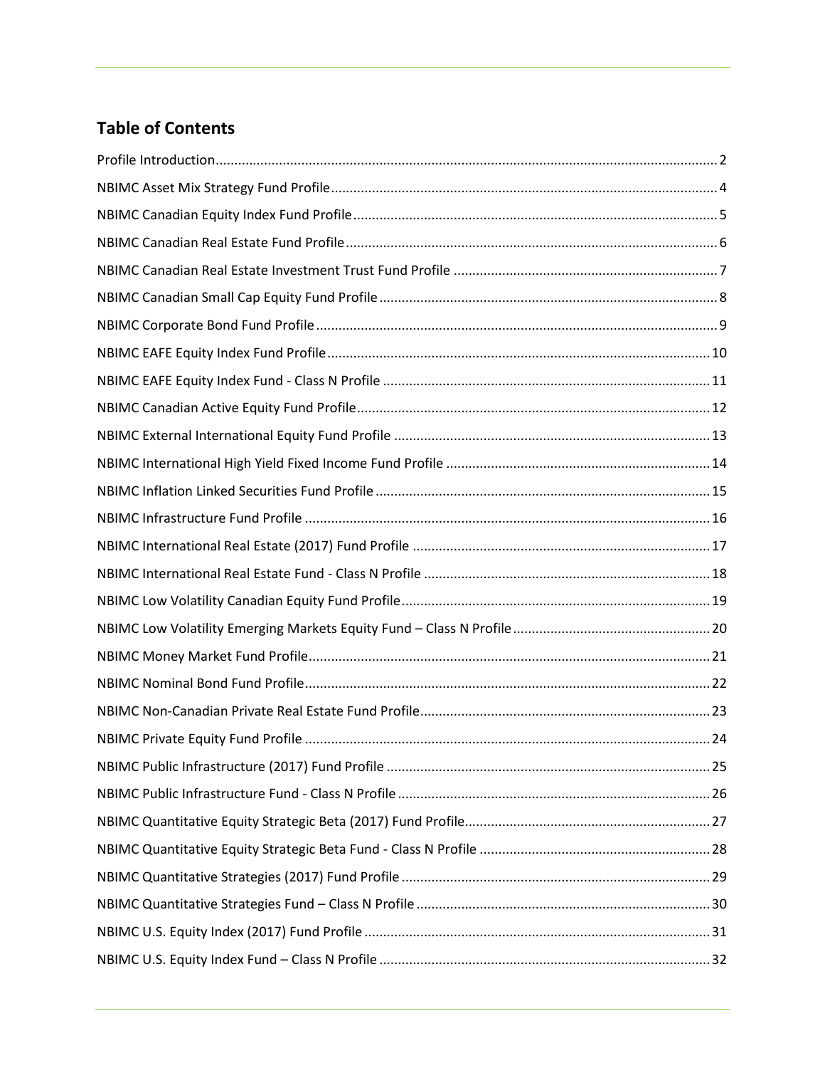## Table of Contents

- Profile Introduction ... 2
- NBIMC Asset Mix Strategy Fund Profile ... 4
- NBIMC Canadian Equity Index Fund Profile ... 5
- NBIMC Canadian Real Estate Fund Profile ... 6
- NBIMC Canadian Real Estate Investment Trust Fund Profile ... 7
- NBIMC Canadian Small Cap Equity Fund Profile ... 8
- NBIMC Corporate Bond Fund Profile ... 9
- NBIMC EAFE Equity Index Fund Profile ... 10
- NBIMC EAFE Equity Index Fund - Class N Profile ... 11
- NBIMC Canadian Active Equity Fund Profile ... 12
- NBIMC External International Equity Fund Profile ... 13
- NBIMC International High Yield Fixed Income Fund Profile ... 14
- NBIMC Inflation Linked Securities Fund Profile ... 15
- NBIMC Infrastructure Fund Profile ... 16
- NBIMC International Real Estate (2017) Fund Profile ... 17
- NBIMC International Real Estate Fund - Class N Profile ... 18
- NBIMC Low Volatility Canadian Equity Fund Profile ... 19
- NBIMC Low Volatility Emerging Markets Equity Fund – Class N Profile ... 20
- NBIMC Money Market Fund Profile ... 21
- NBIMC Nominal Bond Fund Profile ... 22
- NBIMC Non-Canadian Private Real Estate Fund Profile ... 23
- NBIMC Private Equity Fund Profile ... 24
- NBIMC Public Infrastructure (2017) Fund Profile ... 25
- NBIMC Public Infrastructure Fund - Class N Profile ... 26
- NBIMC Quantitative Equity Strategic Beta (2017) Fund Profile ... 27
- NBIMC Quantitative Equity Strategic Beta Fund - Class N Profile ... 28
- NBIMC Quantitative Strategies (2017) Fund Profile ... 29
- NBIMC Quantitative Strategies Fund – Class N Profile ... 30
- NBIMC U.S. Equity Index (2017) Fund Profile ... 31
- NBIMC U.S. Equity Index Fund – Class N Profile ... 32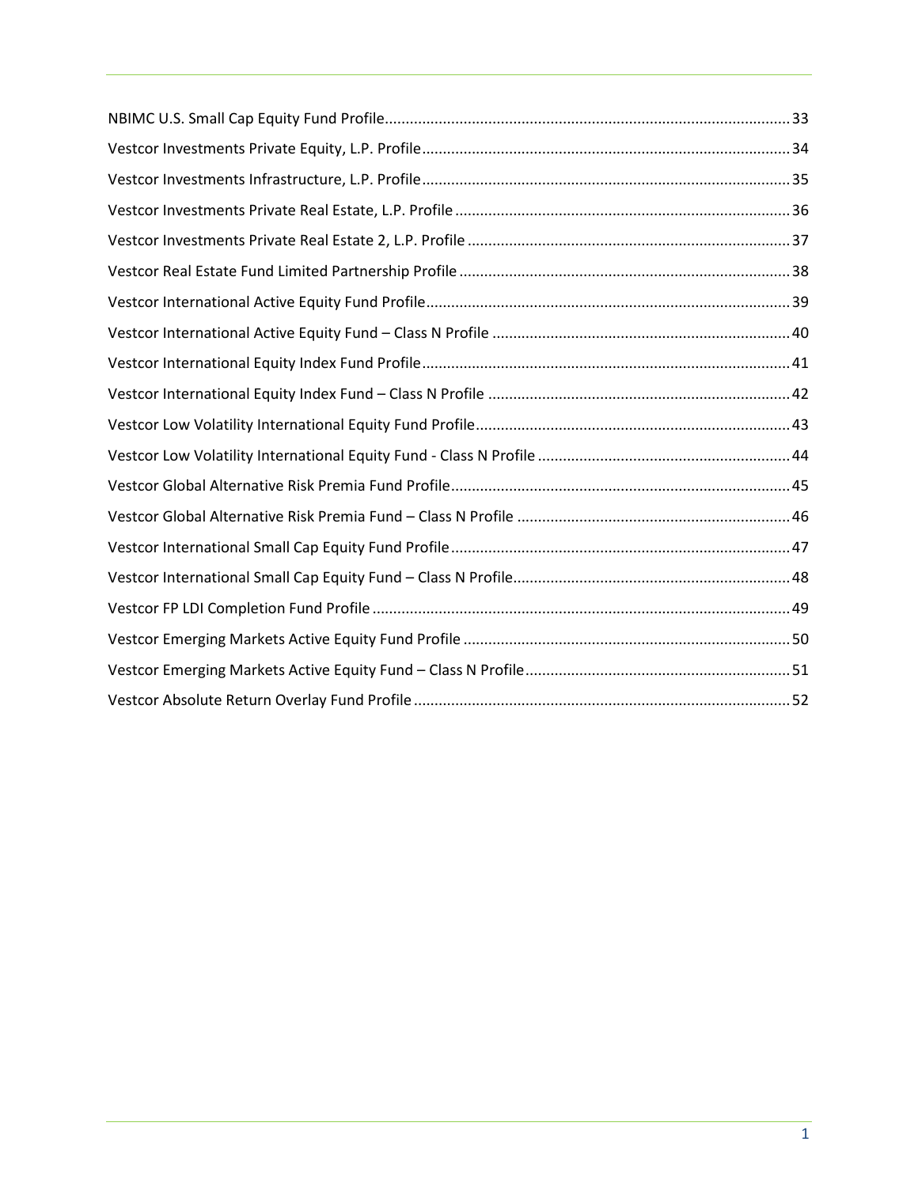NBIMC U.S. Small Cap Equity Fund Profile........................................................................................33

Vestcor Investments Private Equity, L.P. Profile.................................................................................34

Vestcor Investments Infrastructure, L.P. Profile..................................................................................35

Vestcor Investments Private Real Estate, L.P. Profile..........................................................................36

Vestcor Investments Private Real Estate 2, L.P. Profile.......................................................................37

Vestcor Real Estate Fund Limited Partnership Profile..........................................................................38

Vestcor International Active Equity Fund Profile..................................................................................39

Vestcor International Active Equity Fund – Class N Profile..................................................................40

Vestcor International Equity Index Fund Profile...................................................................................41

Vestcor International Equity Index Fund – Class N Profile....................................................................42

Vestcor Low Volatility International Equity Fund Profile......................................................................43

Vestcor Low Volatility International Equity Fund - Class N Profile........................................................44

Vestcor Global Alternative Risk Premia Fund Profile............................................................................45

Vestcor Global Alternative Risk Premia Fund – Class N Profile.............................................................46

Vestcor International Small Cap Equity Fund Profile............................................................................47

Vestcor International Small Cap Equity Fund – Class N Profile.............................................................48

Vestcor FP LDI Completion Fund Profile...............................................................................................49

Vestcor Emerging Markets Active Equity Fund Profile.........................................................................50

Vestcor Emerging Markets Active Equity Fund – Class N Profile...........................................................51

Vestcor Absolute Return Overlay Fund Profile.....................................................................................52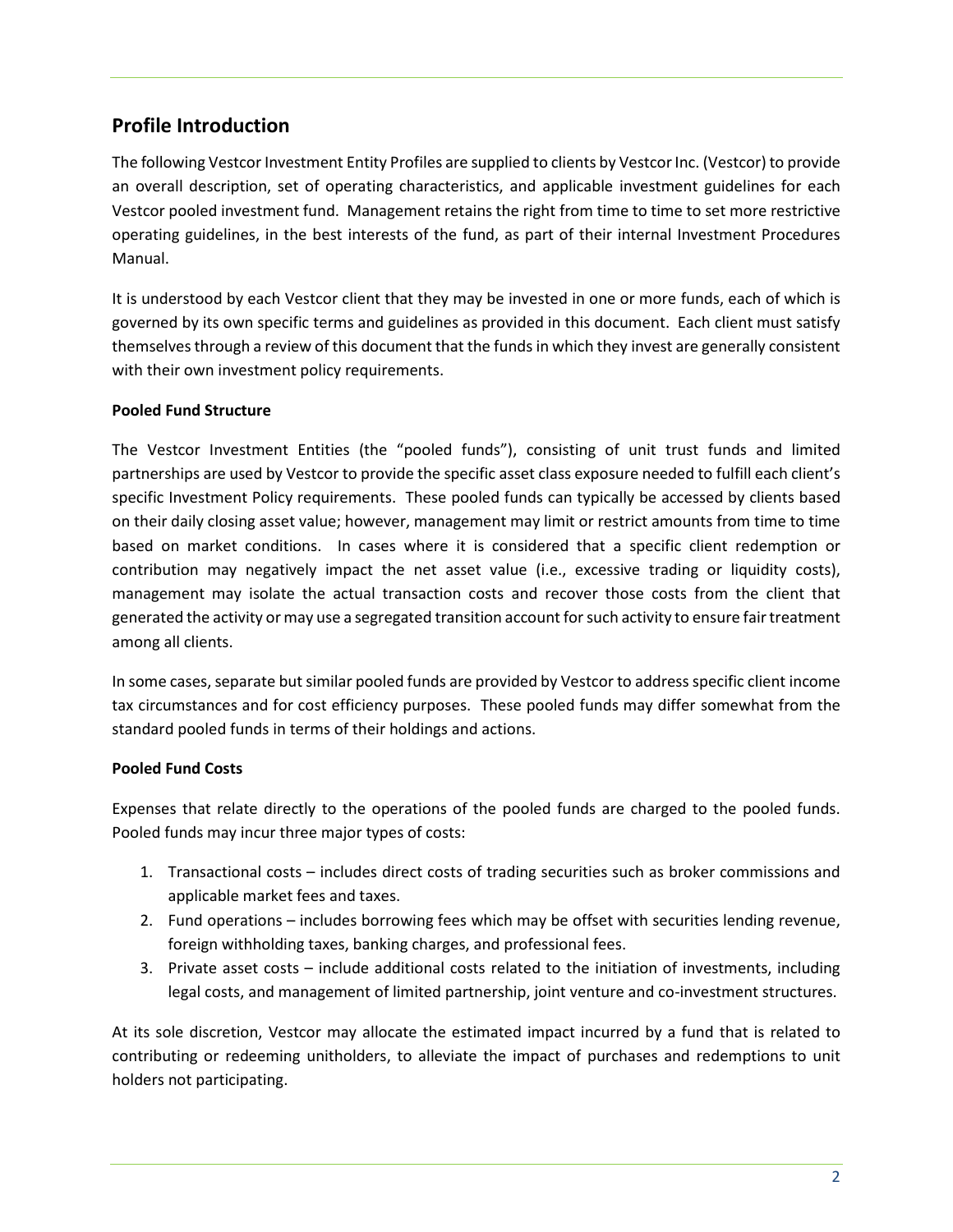## Profile Introduction

The following Vestcor Investment Entity Profiles are supplied to clients by Vestcor Inc. (Vestcor) to provide an overall description, set of operating characteristics, and applicable investment guidelines for each Vestcor pooled investment fund. Management retains the right from time to time to set more restrictive operating guidelines, in the best interests of the fund, as part of their internal Investment Procedures Manual.

It is understood by each Vestcor client that they may be invested in one or more funds, each of which is governed by its own specific terms and guidelines as provided in this document. Each client must satisfy themselves through a review of this document that the funds in which they invest are generally consistent with their own investment policy requirements.

**Pooled Fund Structure**

The Vestcor Investment Entities (the "pooled funds"), consisting of unit trust funds and limited partnerships are used by Vestcor to provide the specific asset class exposure needed to fulfill each client's specific Investment Policy requirements. These pooled funds can typically be accessed by clients based on their daily closing asset value; however, management may limit or restrict amounts from time to time based on market conditions. In cases where it is considered that a specific client redemption or contribution may negatively impact the net asset value (i.e., excessive trading or liquidity costs), management may isolate the actual transaction costs and recover those costs from the client that generated the activity or may use a segregated transition account for such activity to ensure fair treatment among all clients.

In some cases, separate but similar pooled funds are provided by Vestcor to address specific client income tax circumstances and for cost efficiency purposes. These pooled funds may differ somewhat from the standard pooled funds in terms of their holdings and actions.

**Pooled Fund Costs**

Expenses that relate directly to the operations of the pooled funds are charged to the pooled funds. Pooled funds may incur three major types of costs:

1. Transactional costs – includes direct costs of trading securities such as broker commissions and applicable market fees and taxes.
2. Fund operations – includes borrowing fees which may be offset with securities lending revenue, foreign withholding taxes, banking charges, and professional fees.
3. Private asset costs – include additional costs related to the initiation of investments, including legal costs, and management of limited partnership, joint venture and co-investment structures.

At its sole discretion, Vestcor may allocate the estimated impact incurred by a fund that is related to contributing or redeeming unitholders, to alleviate the impact of purchases and redemptions to unit holders not participating.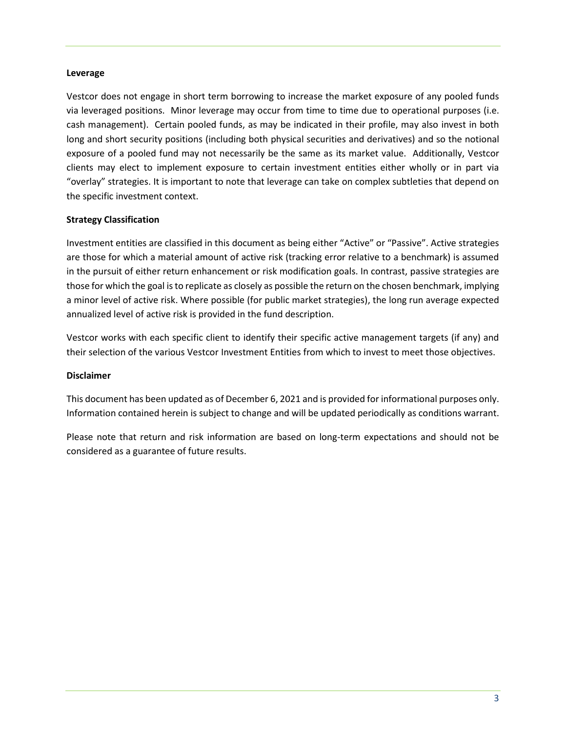**Leverage**

Vestcor does not engage in short term borrowing to increase the market exposure of any pooled funds via leveraged positions. Minor leverage may occur from time to time due to operational purposes (i.e. cash management). Certain pooled funds, as may be indicated in their profile, may also invest in both long and short security positions (including both physical securities and derivatives) and so the notional exposure of a pooled fund may not necessarily be the same as its market value. Additionally, Vestcor clients may elect to implement exposure to certain investment entities either wholly or in part via "overlay" strategies. It is important to note that leverage can take on complex subtleties that depend on the specific investment context.

**Strategy Classification**

Investment entities are classified in this document as being either "Active" or "Passive". Active strategies are those for which a material amount of active risk (tracking error relative to a benchmark) is assumed in the pursuit of either return enhancement or risk modification goals. In contrast, passive strategies are those for which the goal is to replicate as closely as possible the return on the chosen benchmark, implying a minor level of active risk. Where possible (for public market strategies), the long run average expected annualized level of active risk is provided in the fund description.

Vestcor works with each specific client to identify their specific active management targets (if any) and their selection of the various Vestcor Investment Entities from which to invest to meet those objectives.

**Disclaimer**

This document has been updated as of December 6, 2021 and is provided for informational purposes only. Information contained herein is subject to change and will be updated periodically as conditions warrant.

Please note that return and risk information are based on long-term expectations and should not be considered as a guarantee of future results.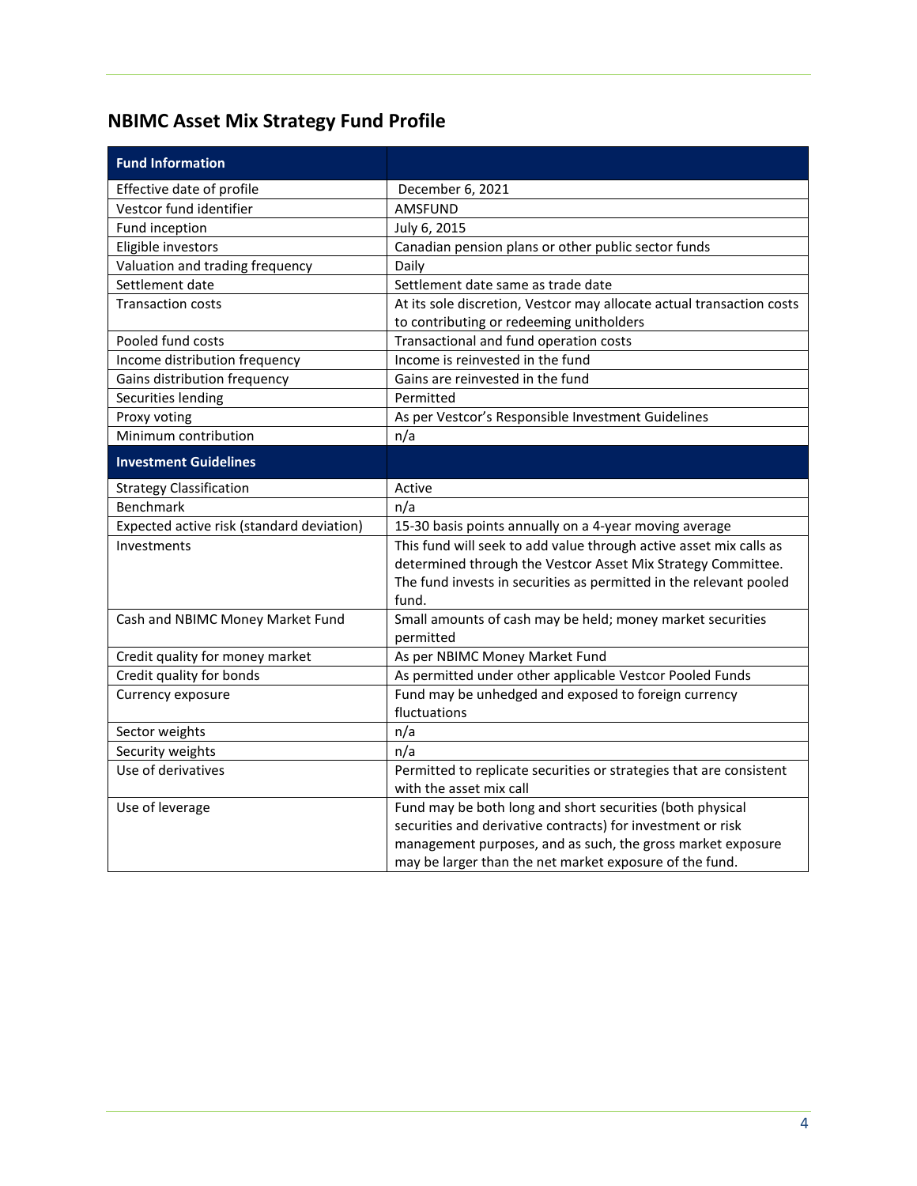## NBIMC Asset Mix Strategy Fund Profile

| Fund Information | |
|---|---|
| Effective date of profile | December 6, 2021 |
| Vestcor fund identifier | AMSFUND |
| Fund inception | July 6, 2015 |
| Eligible investors | Canadian pension plans or other public sector funds |
| Valuation and trading frequency | Daily |
| Settlement date | Settlement date same as trade date |
| Transaction costs | At its sole discretion, Vestcor may allocate actual transaction costs to contributing or redeeming unitholders |
| Pooled fund costs | Transactional and fund operation costs |
| Income distribution frequency | Income is reinvested in the fund |
| Gains distribution frequency | Gains are reinvested in the fund |
| Securities lending | Permitted |
| Proxy voting | As per Vestcor's Responsible Investment Guidelines |
| Minimum contribution | n/a |
| **Investment Guidelines** | |
| Strategy Classification | Active |
| Benchmark | n/a |
| Expected active risk (standard deviation) | 15-30 basis points annually on a 4-year moving average |
| Investments | This fund will seek to add value through active asset mix calls as determined through the Vestcor Asset Mix Strategy Committee. The fund invests in securities as permitted in the relevant pooled fund. |
| Cash and NBIMC Money Market Fund | Small amounts of cash may be held; money market securities permitted |
| Credit quality for money market | As per NBIMC Money Market Fund |
| Credit quality for bonds | As permitted under other applicable Vestcor Pooled Funds |
| Currency exposure | Fund may be unhedged and exposed to foreign currency fluctuations |
| Sector weights | n/a |
| Security weights | n/a |
| Use of derivatives | Permitted to replicate securities or strategies that are consistent with the asset mix call |
| Use of leverage | Fund may be both long and short securities (both physical securities and derivative contracts) for investment or risk management purposes, and as such, the gross market exposure may be larger than the net market exposure of the fund. |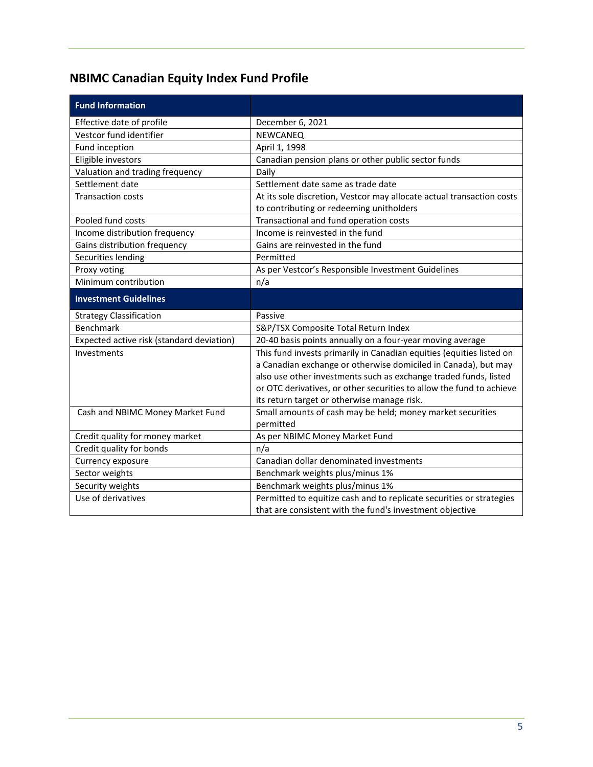## NBIMC Canadian Equity Index Fund Profile

| Fund Information | |
|---|---|
| Effective date of profile | December 6, 2021 |
| Vestcor fund identifier | NEWCANEQ |
| Fund inception | April 1, 1998 |
| Eligible investors | Canadian pension plans or other public sector funds |
| Valuation and trading frequency | Daily |
| Settlement date | Settlement date same as trade date |
| Transaction costs | At its sole discretion, Vestcor may allocate actual transaction costs to contributing or redeeming unitholders |
| Pooled fund costs | Transactional and fund operation costs |
| Income distribution frequency | Income is reinvested in the fund |
| Gains distribution frequency | Gains are reinvested in the fund |
| Securities lending | Permitted |
| Proxy voting | As per Vestcor's Responsible Investment Guidelines |
| Minimum contribution | n/a |
| **Investment Guidelines** | |
| Strategy Classification | Passive |
| Benchmark | S&P/TSX Composite Total Return Index |
| Expected active risk (standard deviation) | 20-40 basis points annually on a four-year moving average |
| Investments | This fund invests primarily in Canadian equities (equities listed on a Canadian exchange or otherwise domiciled in Canada), but may also use other investments such as exchange traded funds, listed or OTC derivatives, or other securities to allow the fund to achieve its return target or otherwise manage risk. |
| Cash and NBIMC Money Market Fund | Small amounts of cash may be held; money market securities permitted |
| Credit quality for money market | As per NBIMC Money Market Fund |
| Credit quality for bonds | n/a |
| Currency exposure | Canadian dollar denominated investments |
| Sector weights | Benchmark weights plus/minus 1% |
| Security weights | Benchmark weights plus/minus 1% |
| Use of derivatives | Permitted to equitize cash and to replicate securities or strategies that are consistent with the fund's investment objective |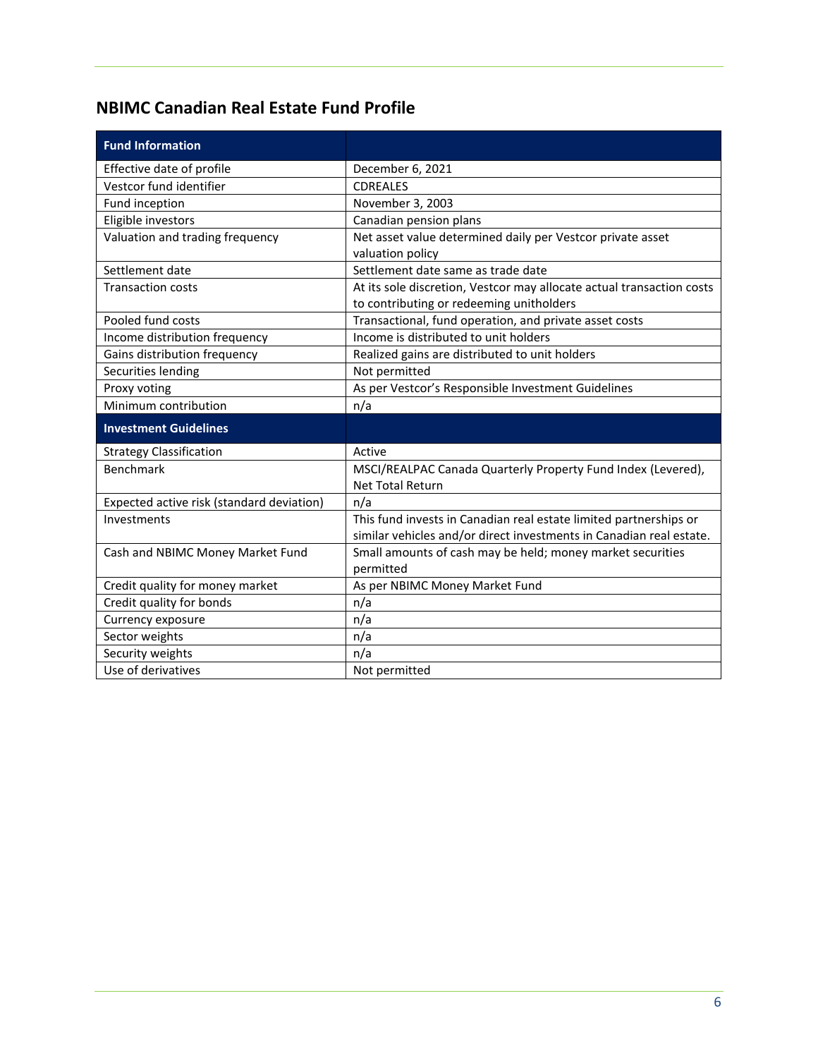## NBIMC Canadian Real Estate Fund Profile

| Fund Information | |
|---|---|
| Effective date of profile | December 6, 2021 |
| Vestcor fund identifier | CDREALES |
| Fund inception | November 3, 2003 |
| Eligible investors | Canadian pension plans |
| Valuation and trading frequency | Net asset value determined daily per Vestcor private asset valuation policy |
| Settlement date | Settlement date same as trade date |
| Transaction costs | At its sole discretion, Vestcor may allocate actual transaction costs to contributing or redeeming unitholders |
| Pooled fund costs | Transactional, fund operation, and private asset costs |
| Income distribution frequency | Income is distributed to unit holders |
| Gains distribution frequency | Realized gains are distributed to unit holders |
| Securities lending | Not permitted |
| Proxy voting | As per Vestcor's Responsible Investment Guidelines |
| Minimum contribution | n/a |
| **Investment Guidelines** | |
| Strategy Classification | Active |
| Benchmark | MSCI/REALPAC Canada Quarterly Property Fund Index (Levered), Net Total Return |
| Expected active risk (standard deviation) | n/a |
| Investments | This fund invests in Canadian real estate limited partnerships or similar vehicles and/or direct investments in Canadian real estate. |
| Cash and NBIMC Money Market Fund | Small amounts of cash may be held; money market securities permitted |
| Credit quality for money market | As per NBIMC Money Market Fund |
| Credit quality for bonds | n/a |
| Currency exposure | n/a |
| Sector weights | n/a |
| Security weights | n/a |
| Use of derivatives | Not permitted |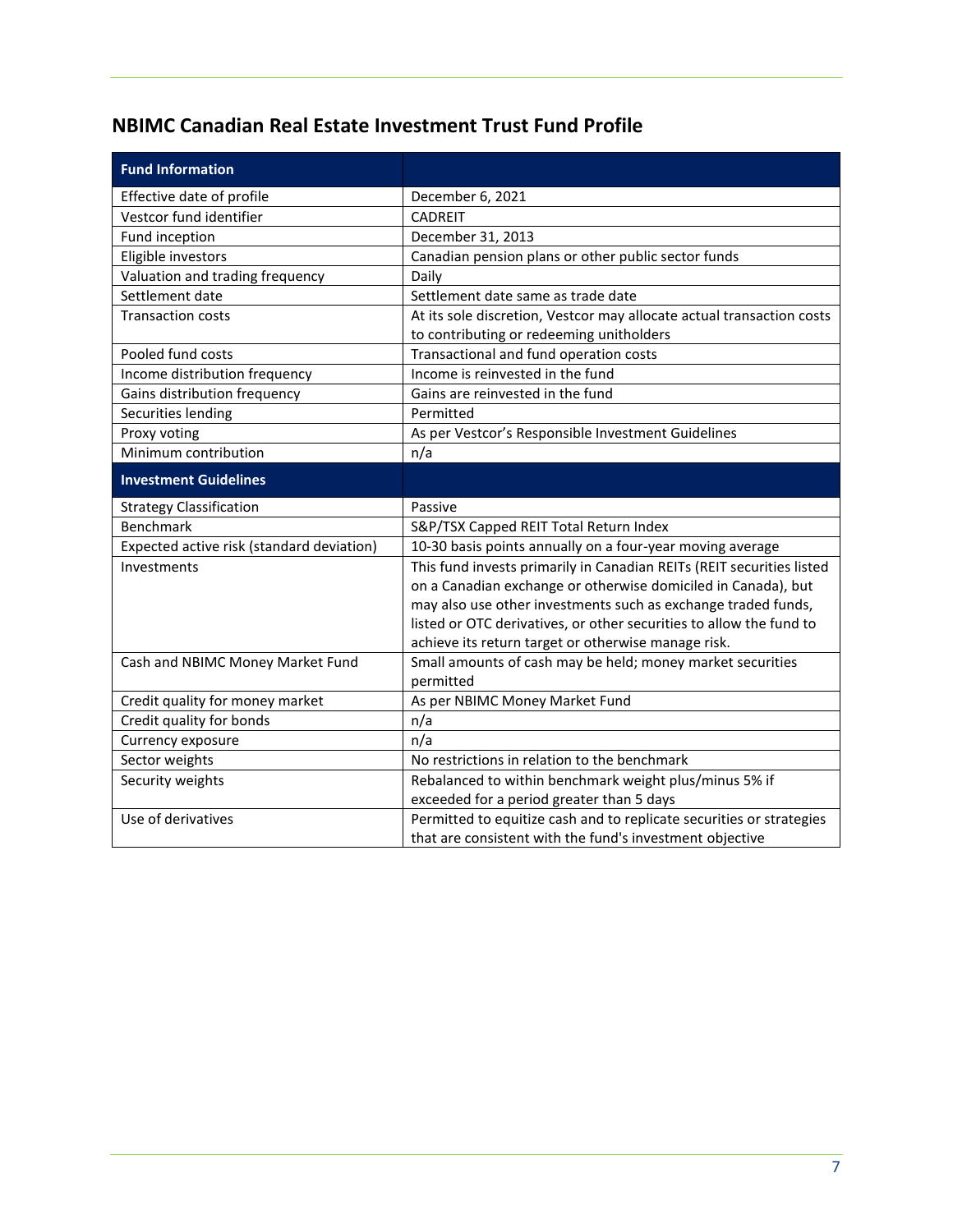## NBIMC Canadian Real Estate Investment Trust Fund Profile

| **Fund Information** | |
|---|---|
| Effective date of profile | December 6, 2021 |
| Vestcor fund identifier | CADREIT |
| Fund inception | December 31, 2013 |
| Eligible investors | Canadian pension plans or other public sector funds |
| Valuation and trading frequency | Daily |
| Settlement date | Settlement date same as trade date |
| Transaction costs | At its sole discretion, Vestcor may allocate actual transaction costs to contributing or redeeming unitholders |
| Pooled fund costs | Transactional and fund operation costs |
| Income distribution frequency | Income is reinvested in the fund |
| Gains distribution frequency | Gains are reinvested in the fund |
| Securities lending | Permitted |
| Proxy voting | As per Vestcor's Responsible Investment Guidelines |
| Minimum contribution | n/a |
| **Investment Guidelines** | |
| Strategy Classification | Passive |
| Benchmark | S&P/TSX Capped REIT Total Return Index |
| Expected active risk (standard deviation) | 10-30 basis points annually on a four-year moving average |
| Investments | This fund invests primarily in Canadian REITs (REIT securities listed on a Canadian exchange or otherwise domiciled in Canada), but may also use other investments such as exchange traded funds, listed or OTC derivatives, or other securities to allow the fund to achieve its return target or otherwise manage risk. |
| Cash and NBIMC Money Market Fund | Small amounts of cash may be held; money market securities permitted |
| Credit quality for money market | As per NBIMC Money Market Fund |
| Credit quality for bonds | n/a |
| Currency exposure | n/a |
| Sector weights | No restrictions in relation to the benchmark |
| Security weights | Rebalanced to within benchmark weight plus/minus 5% if exceeded for a period greater than 5 days |
| Use of derivatives | Permitted to equitize cash and to replicate securities or strategies that are consistent with the fund's investment objective |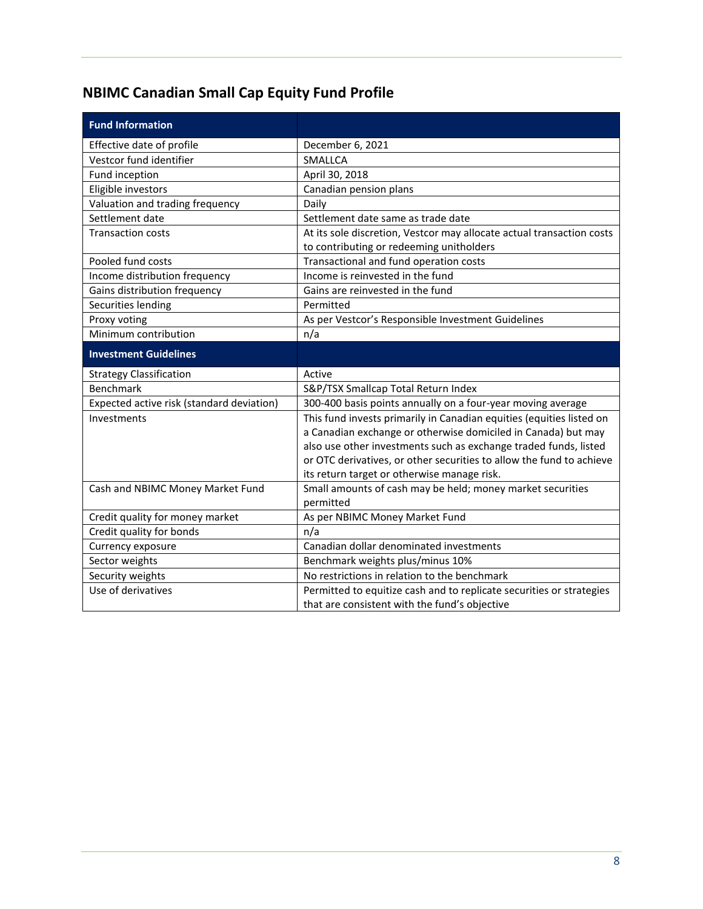## NBIMC Canadian Small Cap Equity Fund Profile

| Fund Information | |
|---|---|
| Effective date of profile | December 6, 2021 |
| Vestcor fund identifier | SMALLCA |
| Fund inception | April 30, 2018 |
| Eligible investors | Canadian pension plans |
| Valuation and trading frequency | Daily |
| Settlement date | Settlement date same as trade date |
| Transaction costs | At its sole discretion, Vestcor may allocate actual transaction costs to contributing or redeeming unitholders |
| Pooled fund costs | Transactional and fund operation costs |
| Income distribution frequency | Income is reinvested in the fund |
| Gains distribution frequency | Gains are reinvested in the fund |
| Securities lending | Permitted |
| Proxy voting | As per Vestcor's Responsible Investment Guidelines |
| Minimum contribution | n/a |
| **Investment Guidelines** | |
| Strategy Classification | Active |
| Benchmark | S&P/TSX Smallcap Total Return Index |
| Expected active risk (standard deviation) | 300-400 basis points annually on a four-year moving average |
| Investments | This fund invests primarily in Canadian equities (equities listed on a Canadian exchange or otherwise domiciled in Canada) but may also use other investments such as exchange traded funds, listed or OTC derivatives, or other securities to allow the fund to achieve its return target or otherwise manage risk. |
| Cash and NBIMC Money Market Fund | Small amounts of cash may be held; money market securities permitted |
| Credit quality for money market | As per NBIMC Money Market Fund |
| Credit quality for bonds | n/a |
| Currency exposure | Canadian dollar denominated investments |
| Sector weights | Benchmark weights plus/minus 10% |
| Security weights | No restrictions in relation to the benchmark |
| Use of derivatives | Permitted to equitize cash and to replicate securities or strategies that are consistent with the fund's objective |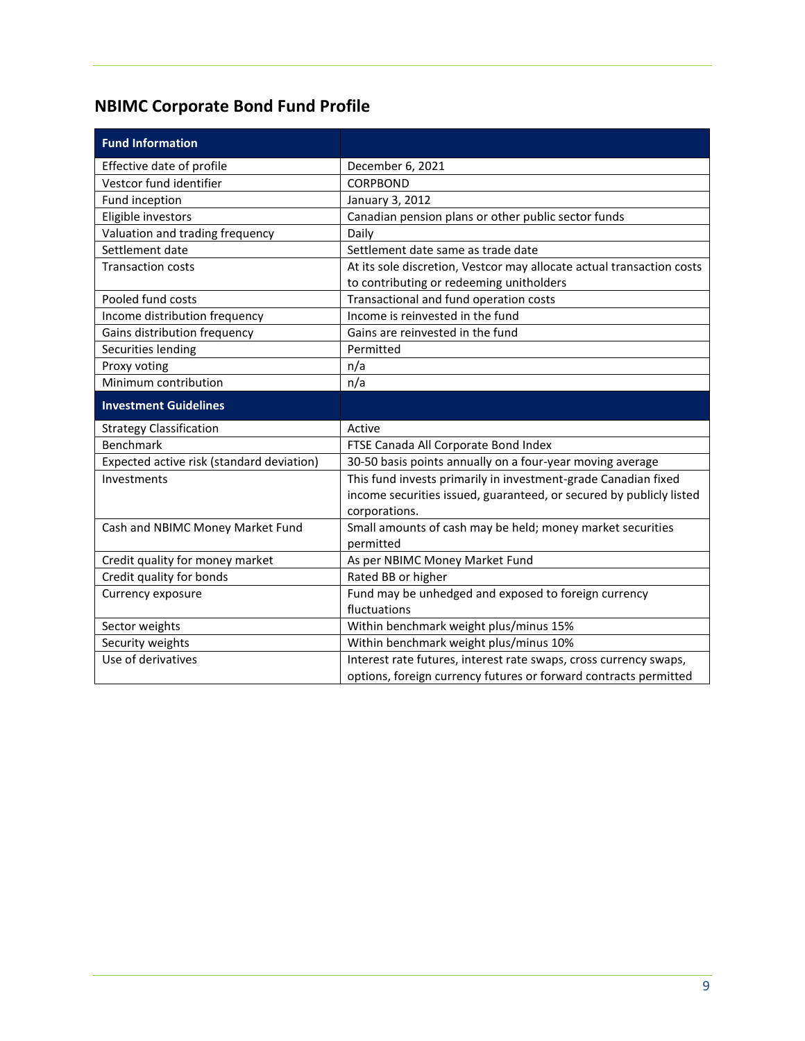## NBIMC Corporate Bond Fund Profile

| Fund Information | |
|---|---|
| Effective date of profile | December 6, 2021 |
| Vestcor fund identifier | CORPBOND |
| Fund inception | January 3, 2012 |
| Eligible investors | Canadian pension plans or other public sector funds |
| Valuation and trading frequency | Daily |
| Settlement date | Settlement date same as trade date |
| Transaction costs | At its sole discretion, Vestcor may allocate actual transaction costs to contributing or redeeming unitholders |
| Pooled fund costs | Transactional and fund operation costs |
| Income distribution frequency | Income is reinvested in the fund |
| Gains distribution frequency | Gains are reinvested in the fund |
| Securities lending | Permitted |
| Proxy voting | n/a |
| Minimum contribution | n/a |
| **Investment Guidelines** | |
| Strategy Classification | Active |
| Benchmark | FTSE Canada All Corporate Bond Index |
| Expected active risk (standard deviation) | 30-50 basis points annually on a four-year moving average |
| Investments | This fund invests primarily in investment-grade Canadian fixed income securities issued, guaranteed, or secured by publicly listed corporations. |
| Cash and NBIMC Money Market Fund | Small amounts of cash may be held; money market securities permitted |
| Credit quality for money market | As per NBIMC Money Market Fund |
| Credit quality for bonds | Rated BB or higher |
| Currency exposure | Fund may be unhedged and exposed to foreign currency fluctuations |
| Sector weights | Within benchmark weight plus/minus 15% |
| Security weights | Within benchmark weight plus/minus 10% |
| Use of derivatives | Interest rate futures, interest rate swaps, cross currency swaps, options, foreign currency futures or forward contracts permitted |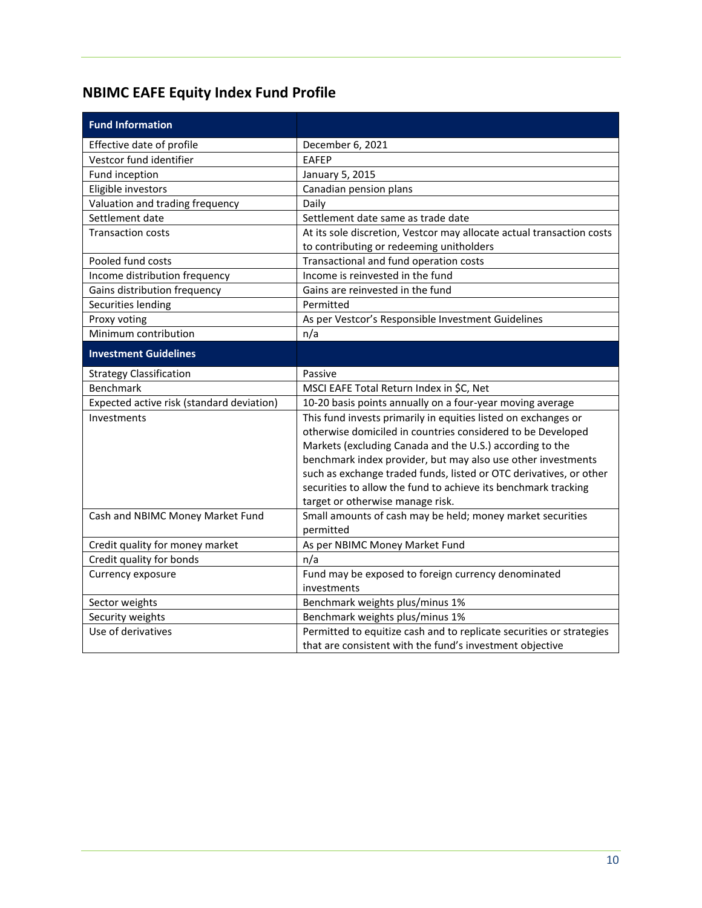## NBIMC EAFE Equity Index Fund Profile

| Fund Information | |
|---|---|
| Effective date of profile | December 6, 2021 |
| Vestcor fund identifier | EAFEP |
| Fund inception | January 5, 2015 |
| Eligible investors | Canadian pension plans |
| Valuation and trading frequency | Daily |
| Settlement date | Settlement date same as trade date |
| Transaction costs | At its sole discretion, Vestcor may allocate actual transaction costs to contributing or redeeming unitholders |
| Pooled fund costs | Transactional and fund operation costs |
| Income distribution frequency | Income is reinvested in the fund |
| Gains distribution frequency | Gains are reinvested in the fund |
| Securities lending | Permitted |
| Proxy voting | As per Vestcor's Responsible Investment Guidelines |
| Minimum contribution | n/a |
| **Investment Guidelines** | |
| Strategy Classification | Passive |
| Benchmark | MSCI EAFE Total Return Index in $C, Net |
| Expected active risk (standard deviation) | 10-20 basis points annually on a four-year moving average |
| Investments | This fund invests primarily in equities listed on exchanges or otherwise domiciled in countries considered to be Developed Markets (excluding Canada and the U.S.) according to the benchmark index provider, but may also use other investments such as exchange traded funds, listed or OTC derivatives, or other securities to allow the fund to achieve its benchmark tracking target or otherwise manage risk. |
| Cash and NBIMC Money Market Fund | Small amounts of cash may be held; money market securities permitted |
| Credit quality for money market | As per NBIMC Money Market Fund |
| Credit quality for bonds | n/a |
| Currency exposure | Fund may be exposed to foreign currency denominated investments |
| Sector weights | Benchmark weights plus/minus 1% |
| Security weights | Benchmark weights plus/minus 1% |
| Use of derivatives | Permitted to equitize cash and to replicate securities or strategies that are consistent with the fund's investment objective |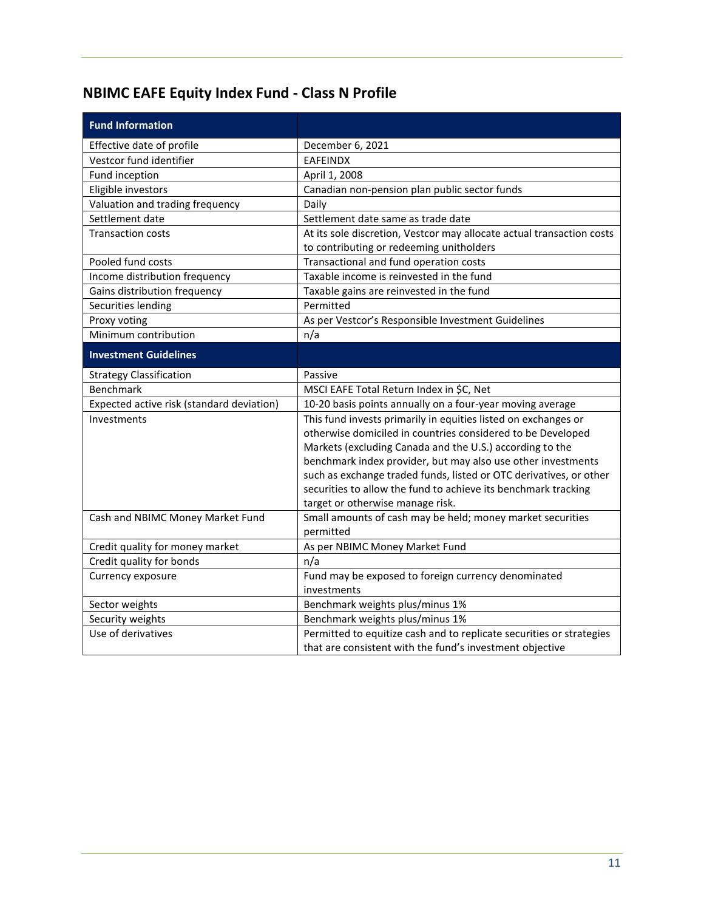## NBIMC EAFE Equity Index Fund - Class N Profile

| Fund Information | |
|---|---|
| Effective date of profile | December 6, 2021 |
| Vestcor fund identifier | EAFEINDX |
| Fund inception | April 1, 2008 |
| Eligible investors | Canadian non-pension plan public sector funds |
| Valuation and trading frequency | Daily |
| Settlement date | Settlement date same as trade date |
| Transaction costs | At its sole discretion, Vestcor may allocate actual transaction costs to contributing or redeeming unitholders |
| Pooled fund costs | Transactional and fund operation costs |
| Income distribution frequency | Taxable income is reinvested in the fund |
| Gains distribution frequency | Taxable gains are reinvested in the fund |
| Securities lending | Permitted |
| Proxy voting | As per Vestcor's Responsible Investment Guidelines |
| Minimum contribution | n/a |
| **Investment Guidelines** | |
| Strategy Classification | Passive |
| Benchmark | MSCI EAFE Total Return Index in $C, Net |
| Expected active risk (standard deviation) | 10-20 basis points annually on a four-year moving average |
| Investments | This fund invests primarily in equities listed on exchanges or otherwise domiciled in countries considered to be Developed Markets (excluding Canada and the U.S.) according to the benchmark index provider, but may also use other investments such as exchange traded funds, listed or OTC derivatives, or other securities to allow the fund to achieve its benchmark tracking target or otherwise manage risk. |
| Cash and NBIMC Money Market Fund | Small amounts of cash may be held; money market securities permitted |
| Credit quality for money market | As per NBIMC Money Market Fund |
| Credit quality for bonds | n/a |
| Currency exposure | Fund may be exposed to foreign currency denominated investments |
| Sector weights | Benchmark weights plus/minus 1% |
| Security weights | Benchmark weights plus/minus 1% |
| Use of derivatives | Permitted to equitize cash and to replicate securities or strategies that are consistent with the fund's investment objective |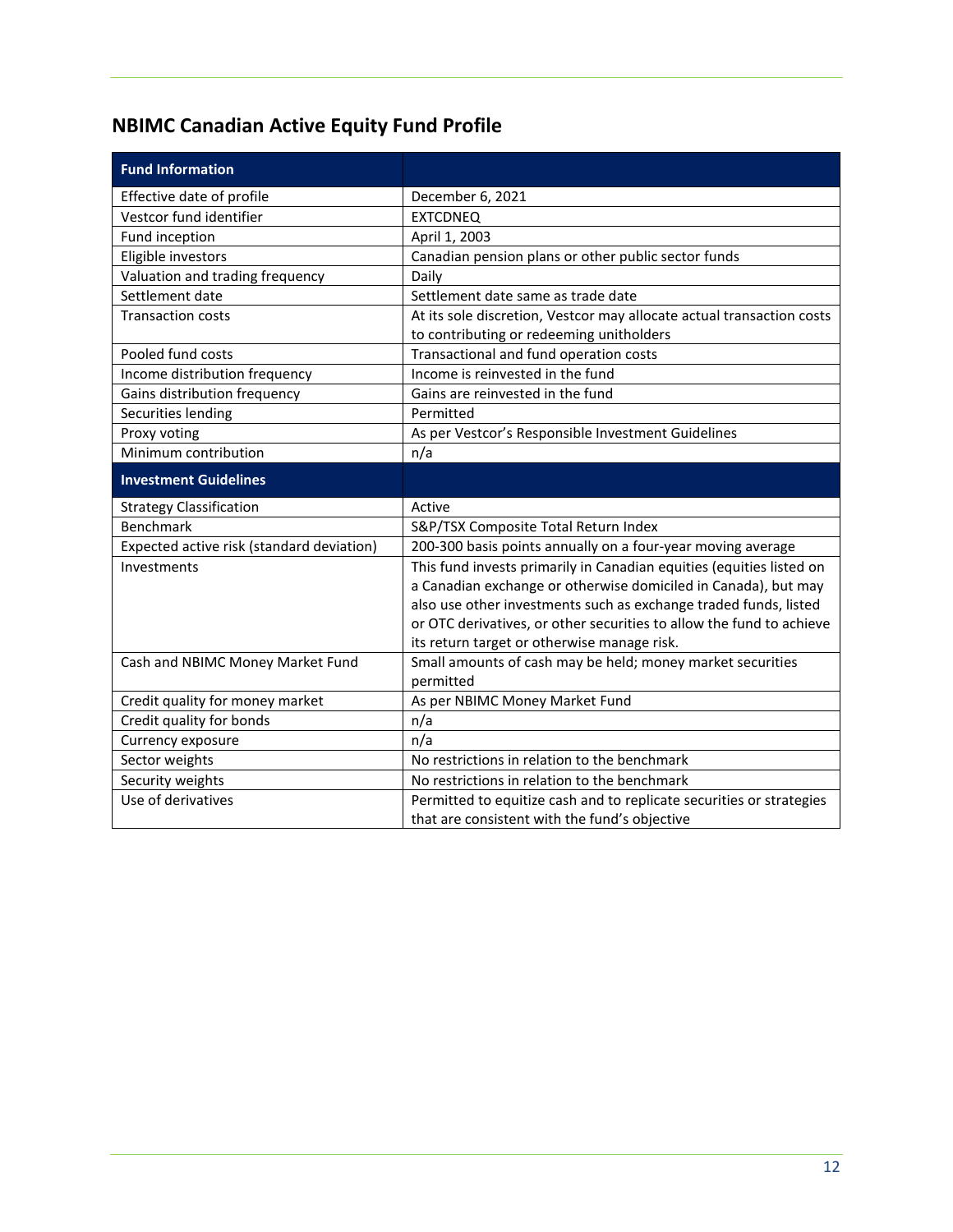## NBIMC Canadian Active Equity Fund Profile

| Fund Information | |
|---|---|
| Effective date of profile | December 6, 2021 |
| Vestcor fund identifier | EXTCDNEQ |
| Fund inception | April 1, 2003 |
| Eligible investors | Canadian pension plans or other public sector funds |
| Valuation and trading frequency | Daily |
| Settlement date | Settlement date same as trade date |
| Transaction costs | At its sole discretion, Vestcor may allocate actual transaction costs to contributing or redeeming unitholders |
| Pooled fund costs | Transactional and fund operation costs |
| Income distribution frequency | Income is reinvested in the fund |
| Gains distribution frequency | Gains are reinvested in the fund |
| Securities lending | Permitted |
| Proxy voting | As per Vestcor's Responsible Investment Guidelines |
| Minimum contribution | n/a |
| **Investment Guidelines** | |
| Strategy Classification | Active |
| Benchmark | S&P/TSX Composite Total Return Index |
| Expected active risk (standard deviation) | 200-300 basis points annually on a four-year moving average |
| Investments | This fund invests primarily in Canadian equities (equities listed on a Canadian exchange or otherwise domiciled in Canada), but may also use other investments such as exchange traded funds, listed or OTC derivatives, or other securities to allow the fund to achieve its return target or otherwise manage risk. |
| Cash and NBIMC Money Market Fund | Small amounts of cash may be held; money market securities permitted |
| Credit quality for money market | As per NBIMC Money Market Fund |
| Credit quality for bonds | n/a |
| Currency exposure | n/a |
| Sector weights | No restrictions in relation to the benchmark |
| Security weights | No restrictions in relation to the benchmark |
| Use of derivatives | Permitted to equitize cash and to replicate securities or strategies that are consistent with the fund's objective |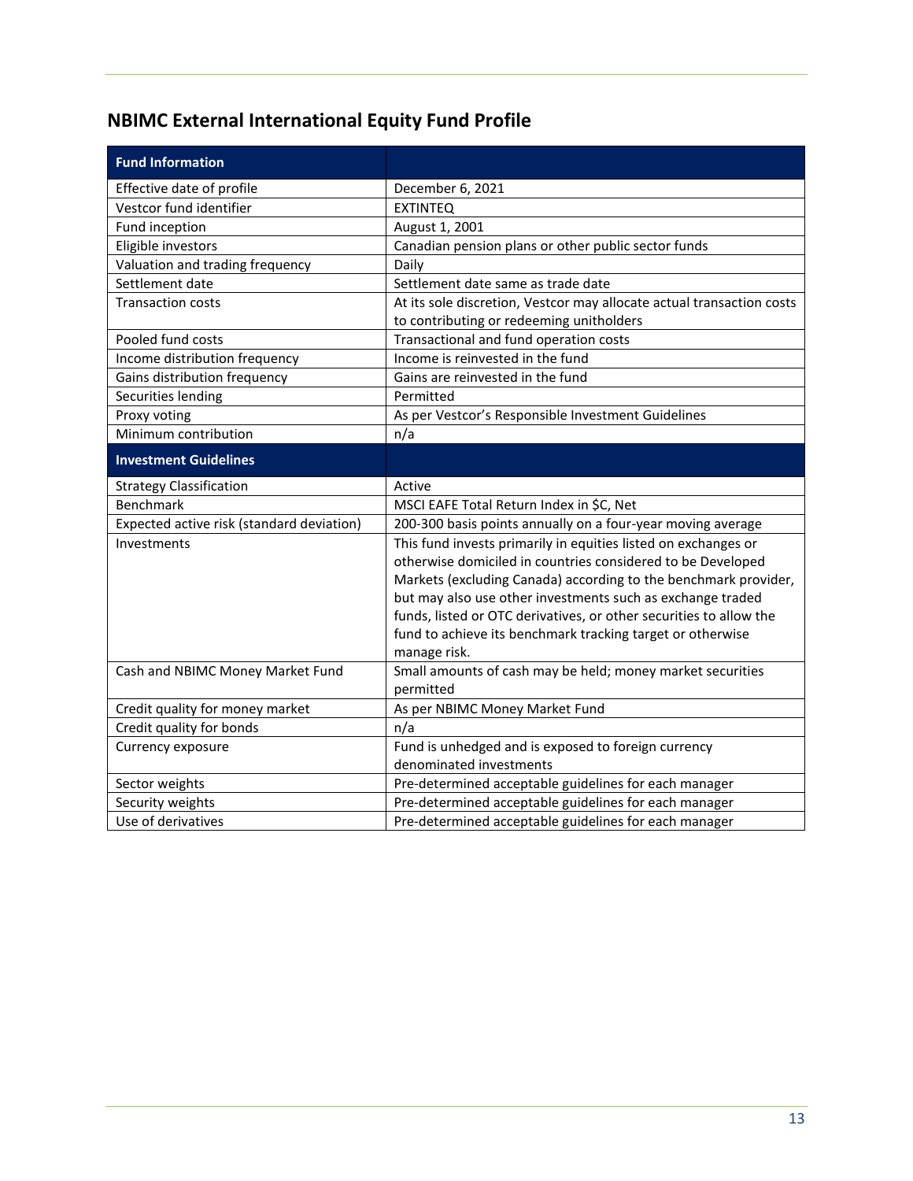## NBIMC External International Equity Fund Profile

| Fund Information | |
|---|---|
| Effective date of profile | December 6, 2021 |
| Vestcor fund identifier | EXTINTEQ |
| Fund inception | August 1, 2001 |
| Eligible investors | Canadian pension plans or other public sector funds |
| Valuation and trading frequency | Daily |
| Settlement date | Settlement date same as trade date |
| Transaction costs | At its sole discretion, Vestcor may allocate actual transaction costs to contributing or redeeming unitholders |
| Pooled fund costs | Transactional and fund operation costs |
| Income distribution frequency | Income is reinvested in the fund |
| Gains distribution frequency | Gains are reinvested in the fund |
| Securities lending | Permitted |
| Proxy voting | As per Vestcor's Responsible Investment Guidelines |
| Minimum contribution | n/a |
| **Investment Guidelines** | |
| Strategy Classification | Active |
| Benchmark | MSCI EAFE Total Return Index in $C, Net |
| Expected active risk (standard deviation) | 200-300 basis points annually on a four-year moving average |
| Investments | This fund invests primarily in equities listed on exchanges or otherwise domiciled in countries considered to be Developed Markets (excluding Canada) according to the benchmark provider, but may also use other investments such as exchange traded funds, listed or OTC derivatives, or other securities to allow the fund to achieve its benchmark tracking target or otherwise manage risk. |
| Cash and NBIMC Money Market Fund | Small amounts of cash may be held; money market securities permitted |
| Credit quality for money market | As per NBIMC Money Market Fund |
| Credit quality for bonds | n/a |
| Currency exposure | Fund is unhedged and is exposed to foreign currency denominated investments |
| Sector weights | Pre-determined acceptable guidelines for each manager |
| Security weights | Pre-determined acceptable guidelines for each manager |
| Use of derivatives | Pre-determined acceptable guidelines for each manager |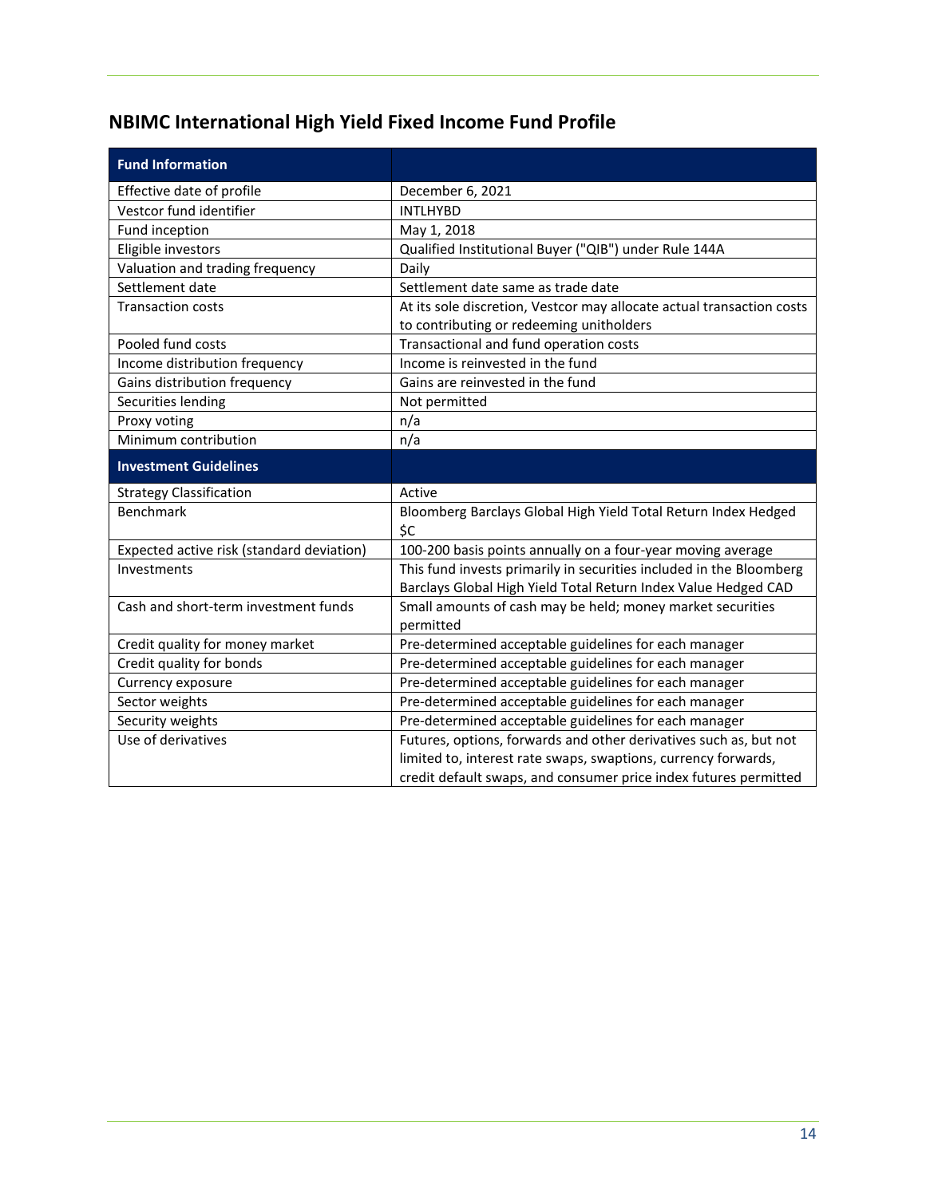## NBIMC International High Yield Fixed Income Fund Profile

| **Fund Information** | |
|---|---|
| Effective date of profile | December 6, 2021 |
| Vestcor fund identifier | INTLHYBD |
| Fund inception | May 1, 2018 |
| Eligible investors | Qualified Institutional Buyer ("QIB") under Rule 144A |
| Valuation and trading frequency | Daily |
| Settlement date | Settlement date same as trade date |
| Transaction costs | At its sole discretion, Vestcor may allocate actual transaction costs to contributing or redeeming unitholders |
| Pooled fund costs | Transactional and fund operation costs |
| Income distribution frequency | Income is reinvested in the fund |
| Gains distribution frequency | Gains are reinvested in the fund |
| Securities lending | Not permitted |
| Proxy voting | n/a |
| Minimum contribution | n/a |
| **Investment Guidelines** | |
| Strategy Classification | Active |
| Benchmark | Bloomberg Barclays Global High Yield Total Return Index Hedged $C |
| Expected active risk (standard deviation) | 100-200 basis points annually on a four-year moving average |
| Investments | This fund invests primarily in securities included in the Bloomberg Barclays Global High Yield Total Return Index Value Hedged CAD |
| Cash and short-term investment funds | Small amounts of cash may be held; money market securities permitted |
| Credit quality for money market | Pre-determined acceptable guidelines for each manager |
| Credit quality for bonds | Pre-determined acceptable guidelines for each manager |
| Currency exposure | Pre-determined acceptable guidelines for each manager |
| Sector weights | Pre-determined acceptable guidelines for each manager |
| Security weights | Pre-determined acceptable guidelines for each manager |
| Use of derivatives | Futures, options, forwards and other derivatives such as, but not limited to, interest rate swaps, swaptions, currency forwards, credit default swaps, and consumer price index futures permitted |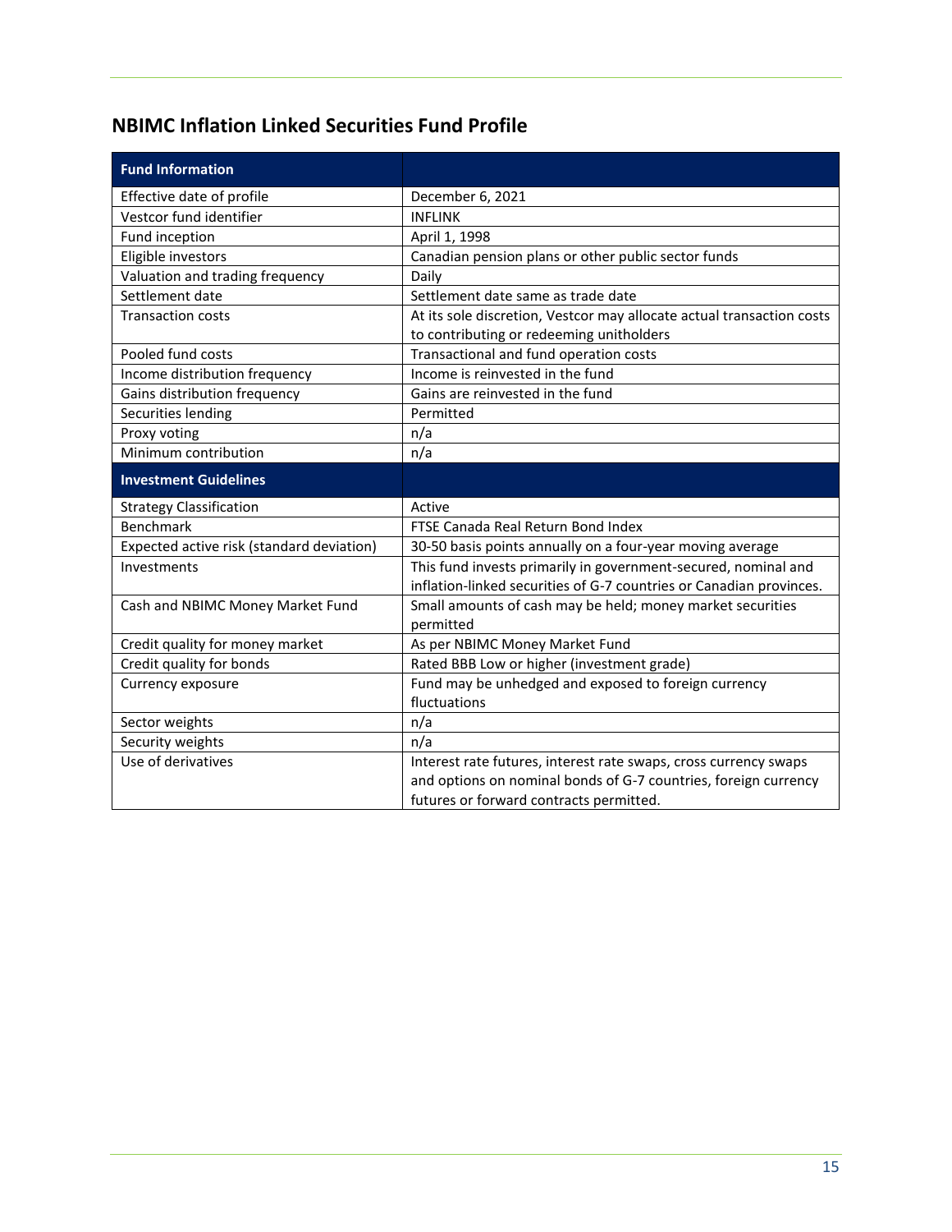## NBIMC Inflation Linked Securities Fund Profile

| Fund Information | |
|---|---|
| Effective date of profile | December 6, 2021 |
| Vestcor fund identifier | INFLINK |
| Fund inception | April 1, 1998 |
| Eligible investors | Canadian pension plans or other public sector funds |
| Valuation and trading frequency | Daily |
| Settlement date | Settlement date same as trade date |
| Transaction costs | At its sole discretion, Vestcor may allocate actual transaction costs to contributing or redeeming unitholders |
| Pooled fund costs | Transactional and fund operation costs |
| Income distribution frequency | Income is reinvested in the fund |
| Gains distribution frequency | Gains are reinvested in the fund |
| Securities lending | Permitted |
| Proxy voting | n/a |
| Minimum contribution | n/a |
| **Investment Guidelines** | |
| Strategy Classification | Active |
| Benchmark | FTSE Canada Real Return Bond Index |
| Expected active risk (standard deviation) | 30-50 basis points annually on a four-year moving average |
| Investments | This fund invests primarily in government-secured, nominal and inflation-linked securities of G-7 countries or Canadian provinces. |
| Cash and NBIMC Money Market Fund | Small amounts of cash may be held; money market securities permitted |
| Credit quality for money market | As per NBIMC Money Market Fund |
| Credit quality for bonds | Rated BBB Low or higher (investment grade) |
| Currency exposure | Fund may be unhedged and exposed to foreign currency fluctuations |
| Sector weights | n/a |
| Security weights | n/a |
| Use of derivatives | Interest rate futures, interest rate swaps, cross currency swaps and options on nominal bonds of G-7 countries, foreign currency futures or forward contracts permitted. |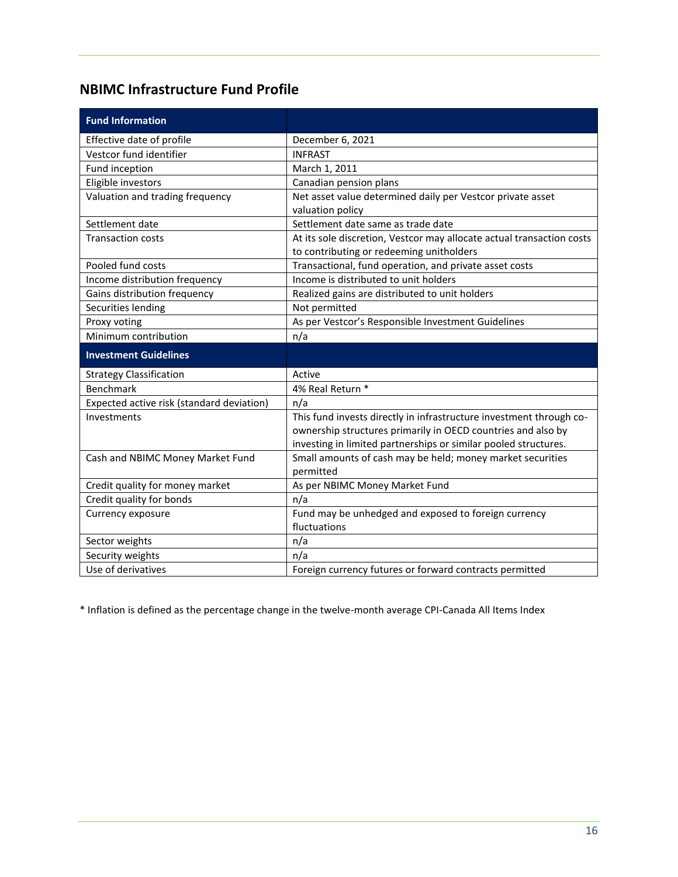## NBIMC Infrastructure Fund Profile

| Fund Information | |
|---|---|
| Effective date of profile | December 6, 2021 |
| Vestcor fund identifier | INFRAST |
| Fund inception | March 1, 2011 |
| Eligible investors | Canadian pension plans |
| Valuation and trading frequency | Net asset value determined daily per Vestcor private asset valuation policy |
| Settlement date | Settlement date same as trade date |
| Transaction costs | At its sole discretion, Vestcor may allocate actual transaction costs to contributing or redeeming unitholders |
| Pooled fund costs | Transactional, fund operation, and private asset costs |
| Income distribution frequency | Income is distributed to unit holders |
| Gains distribution frequency | Realized gains are distributed to unit holders |
| Securities lending | Not permitted |
| Proxy voting | As per Vestcor's Responsible Investment Guidelines |
| Minimum contribution | n/a |
| **Investment Guidelines** | |
| Strategy Classification | Active |
| Benchmark | 4% Real Return * |
| Expected active risk (standard deviation) | n/a |
| Investments | This fund invests directly in infrastructure investment through co-ownership structures primarily in OECD countries and also by investing in limited partnerships or similar pooled structures. |
| Cash and NBIMC Money Market Fund | Small amounts of cash may be held; money market securities permitted |
| Credit quality for money market | As per NBIMC Money Market Fund |
| Credit quality for bonds | n/a |
| Currency exposure | Fund may be unhedged and exposed to foreign currency fluctuations |
| Sector weights | n/a |
| Security weights | n/a |
| Use of derivatives | Foreign currency futures or forward contracts permitted |

* Inflation is defined as the percentage change in the twelve-month average CPI-Canada All Items Index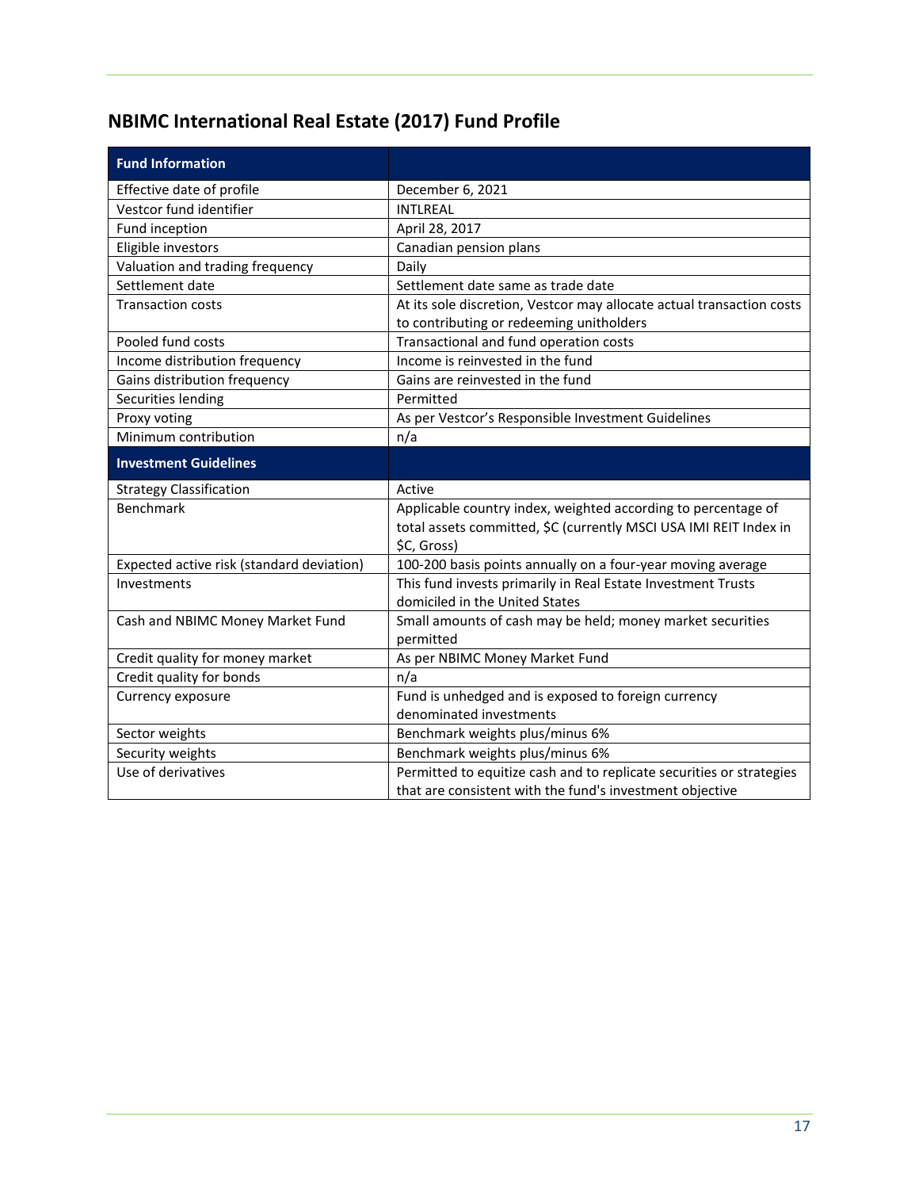## NBIMC International Real Estate (2017) Fund Profile

| Fund Information | |
|---|---|
| Effective date of profile | December 6, 2021 |
| Vestcor fund identifier | INTLREAL |
| Fund inception | April 28, 2017 |
| Eligible investors | Canadian pension plans |
| Valuation and trading frequency | Daily |
| Settlement date | Settlement date same as trade date |
| Transaction costs | At its sole discretion, Vestcor may allocate actual transaction costs to contributing or redeeming unitholders |
| Pooled fund costs | Transactional and fund operation costs |
| Income distribution frequency | Income is reinvested in the fund |
| Gains distribution frequency | Gains are reinvested in the fund |
| Securities lending | Permitted |
| Proxy voting | As per Vestcor's Responsible Investment Guidelines |
| Minimum contribution | n/a |
| **Investment Guidelines** | |
| Strategy Classification | Active |
| Benchmark | Applicable country index, weighted according to percentage of total assets committed, $C (currently MSCI USA IMI REIT Index in $C, Gross) |
| Expected active risk (standard deviation) | 100-200 basis points annually on a four-year moving average |
| Investments | This fund invests primarily in Real Estate Investment Trusts domiciled in the United States |
| Cash and NBIMC Money Market Fund | Small amounts of cash may be held; money market securities permitted |
| Credit quality for money market | As per NBIMC Money Market Fund |
| Credit quality for bonds | n/a |
| Currency exposure | Fund is unhedged and is exposed to foreign currency denominated investments |
| Sector weights | Benchmark weights plus/minus 6% |
| Security weights | Benchmark weights plus/minus 6% |
| Use of derivatives | Permitted to equitize cash and to replicate securities or strategies that are consistent with the fund's investment objective |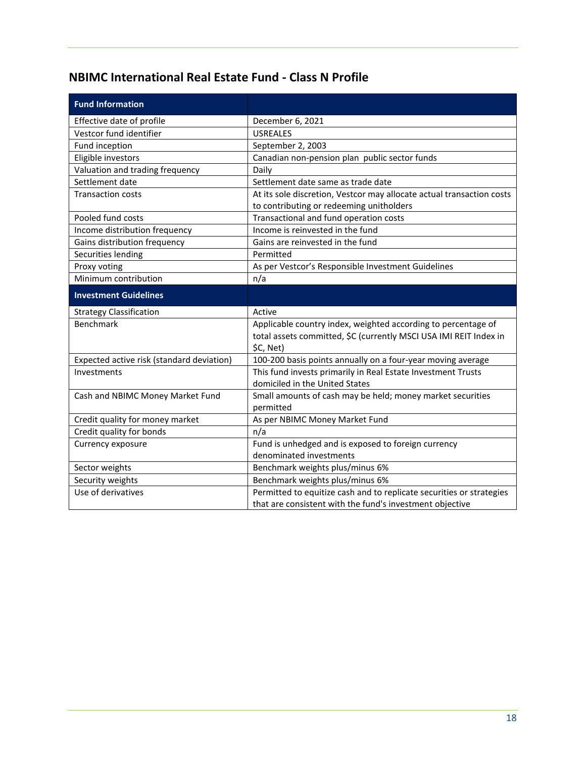## NBIMC International Real Estate Fund - Class N Profile

| Fund Information | |
|---|---|
| Effective date of profile | December 6, 2021 |
| Vestcor fund identifier | USREALES |
| Fund inception | September 2, 2003 |
| Eligible investors | Canadian non-pension plan public sector funds |
| Valuation and trading frequency | Daily |
| Settlement date | Settlement date same as trade date |
| Transaction costs | At its sole discretion, Vestcor may allocate actual transaction costs to contributing or redeeming unitholders |
| Pooled fund costs | Transactional and fund operation costs |
| Income distribution frequency | Income is reinvested in the fund |
| Gains distribution frequency | Gains are reinvested in the fund |
| Securities lending | Permitted |
| Proxy voting | As per Vestcor's Responsible Investment Guidelines |
| Minimum contribution | n/a |
| **Investment Guidelines** | |
| Strategy Classification | Active |
| Benchmark | Applicable country index, weighted according to percentage of total assets committed, $C (currently MSCI USA IMI REIT Index in $C, Net) |
| Expected active risk (standard deviation) | 100-200 basis points annually on a four-year moving average |
| Investments | This fund invests primarily in Real Estate Investment Trusts domiciled in the United States |
| Cash and NBIMC Money Market Fund | Small amounts of cash may be held; money market securities permitted |
| Credit quality for money market | As per NBIMC Money Market Fund |
| Credit quality for bonds | n/a |
| Currency exposure | Fund is unhedged and is exposed to foreign currency denominated investments |
| Sector weights | Benchmark weights plus/minus 6% |
| Security weights | Benchmark weights plus/minus 6% |
| Use of derivatives | Permitted to equitize cash and to replicate securities or strategies that are consistent with the fund's investment objective |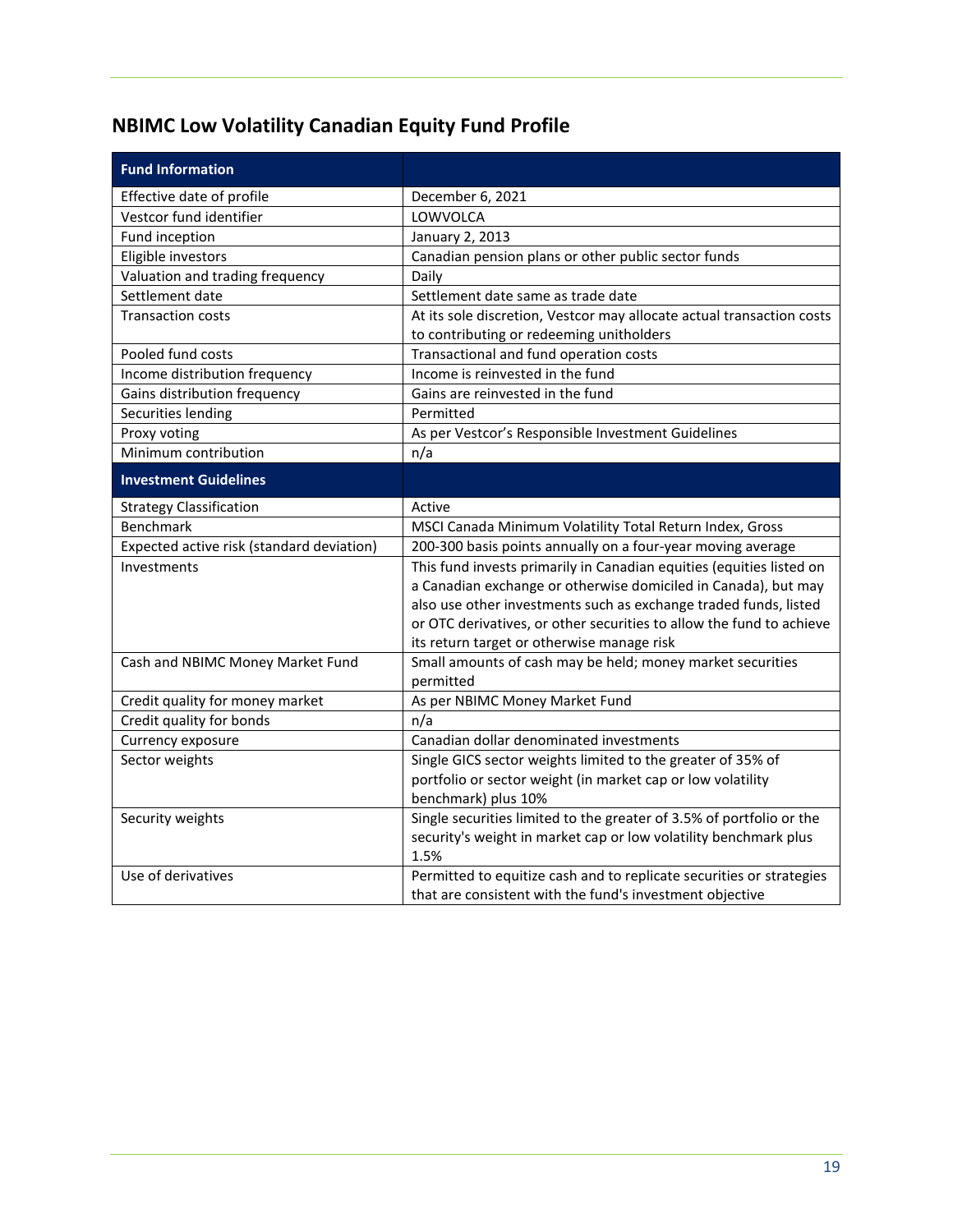## NBIMC Low Volatility Canadian Equity Fund Profile

| Fund Information | |
|---|---|
| Effective date of profile | December 6, 2021 |
| Vestcor fund identifier | LOWVOLCA |
| Fund inception | January 2, 2013 |
| Eligible investors | Canadian pension plans or other public sector funds |
| Valuation and trading frequency | Daily |
| Settlement date | Settlement date same as trade date |
| Transaction costs | At its sole discretion, Vestcor may allocate actual transaction costs to contributing or redeeming unitholders |
| Pooled fund costs | Transactional and fund operation costs |
| Income distribution frequency | Income is reinvested in the fund |
| Gains distribution frequency | Gains are reinvested in the fund |
| Securities lending | Permitted |
| Proxy voting | As per Vestcor's Responsible Investment Guidelines |
| Minimum contribution | n/a |
| **Investment Guidelines** | |
| Strategy Classification | Active |
| Benchmark | MSCI Canada Minimum Volatility Total Return Index, Gross |
| Expected active risk (standard deviation) | 200-300 basis points annually on a four-year moving average |
| Investments | This fund invests primarily in Canadian equities (equities listed on a Canadian exchange or otherwise domiciled in Canada), but may also use other investments such as exchange traded funds, listed or OTC derivatives, or other securities to allow the fund to achieve its return target or otherwise manage risk |
| Cash and NBIMC Money Market Fund | Small amounts of cash may be held; money market securities permitted |
| Credit quality for money market | As per NBIMC Money Market Fund |
| Credit quality for bonds | n/a |
| Currency exposure | Canadian dollar denominated investments |
| Sector weights | Single GICS sector weights limited to the greater of 35% of portfolio or sector weight (in market cap or low volatility benchmark) plus 10% |
| Security weights | Single securities limited to the greater of 3.5% of portfolio or the security's weight in market cap or low volatility benchmark plus 1.5% |
| Use of derivatives | Permitted to equitize cash and to replicate securities or strategies that are consistent with the fund's investment objective |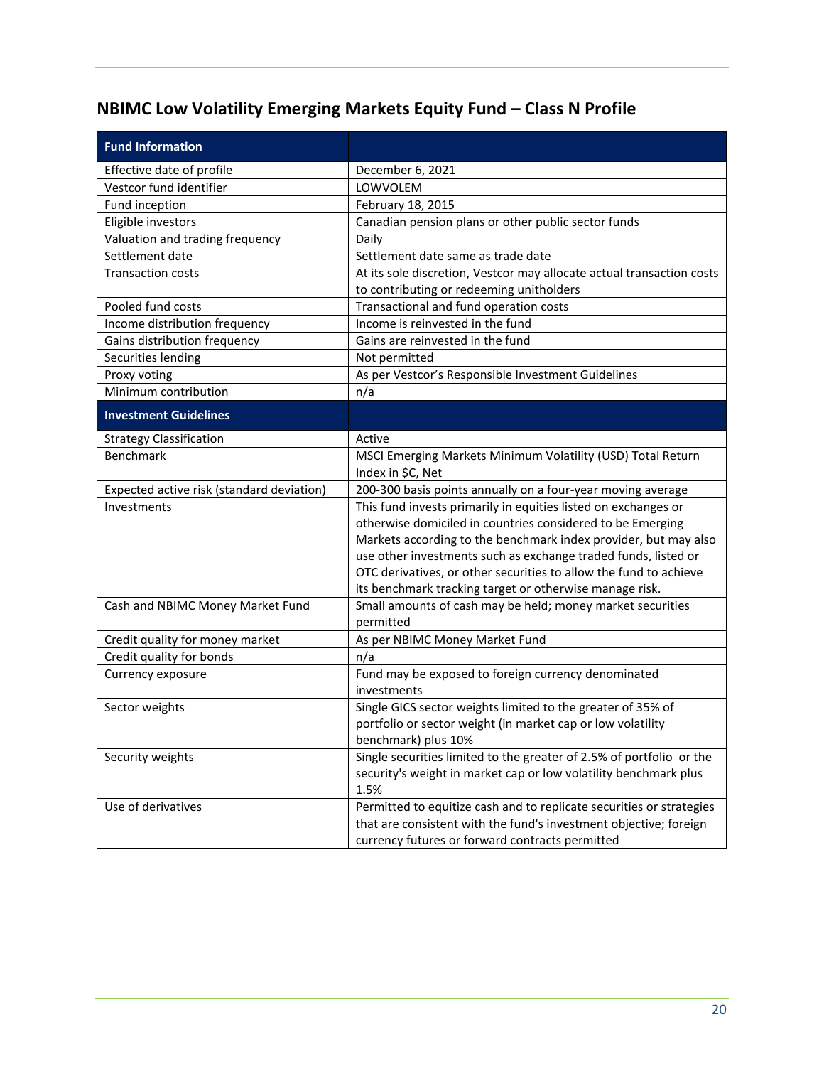## NBIMC Low Volatility Emerging Markets Equity Fund – Class N Profile

| **Fund Information** | |
|---|---|
| Effective date of profile | December 6, 2021 |
| Vestcor fund identifier | LOWVOLEM |
| Fund inception | February 18, 2015 |
| Eligible investors | Canadian pension plans or other public sector funds |
| Valuation and trading frequency | Daily |
| Settlement date | Settlement date same as trade date |
| Transaction costs | At its sole discretion, Vestcor may allocate actual transaction costs to contributing or redeeming unitholders |
| Pooled fund costs | Transactional and fund operation costs |
| Income distribution frequency | Income is reinvested in the fund |
| Gains distribution frequency | Gains are reinvested in the fund |
| Securities lending | Not permitted |
| Proxy voting | As per Vestcor's Responsible Investment Guidelines |
| Minimum contribution | n/a |
| **Investment Guidelines** | |
| Strategy Classification | Active |
| Benchmark | MSCI Emerging Markets Minimum Volatility (USD) Total Return Index in $C, Net |
| Expected active risk (standard deviation) | 200-300 basis points annually on a four-year moving average |
| Investments | This fund invests primarily in equities listed on exchanges or otherwise domiciled in countries considered to be Emerging Markets according to the benchmark index provider, but may also use other investments such as exchange traded funds, listed or OTC derivatives, or other securities to allow the fund to achieve its benchmark tracking target or otherwise manage risk. |
| Cash and NBIMC Money Market Fund | Small amounts of cash may be held; money market securities permitted |
| Credit quality for money market | As per NBIMC Money Market Fund |
| Credit quality for bonds | n/a |
| Currency exposure | Fund may be exposed to foreign currency denominated investments |
| Sector weights | Single GICS sector weights limited to the greater of 35% of portfolio or sector weight (in market cap or low volatility benchmark) plus 10% |
| Security weights | Single securities limited to the greater of 2.5% of portfolio or the security's weight in market cap or low volatility benchmark plus 1.5% |
| Use of derivatives | Permitted to equitize cash and to replicate securities or strategies that are consistent with the fund's investment objective; foreign currency futures or forward contracts permitted |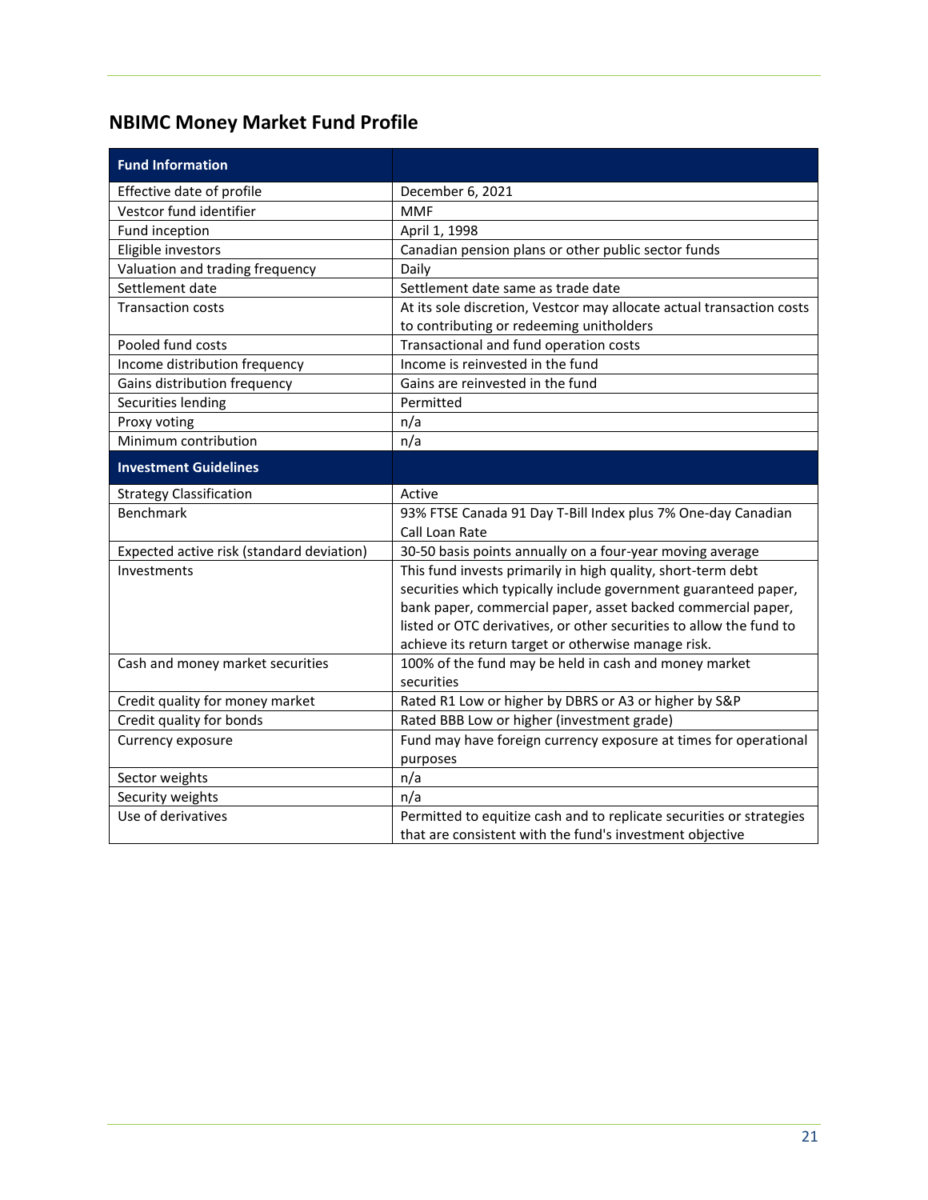## NBIMC Money Market Fund Profile

| **Fund Information** | |
|---|---|
| Effective date of profile | December 6, 2021 |
| Vestcor fund identifier | MMF |
| Fund inception | April 1, 1998 |
| Eligible investors | Canadian pension plans or other public sector funds |
| Valuation and trading frequency | Daily |
| Settlement date | Settlement date same as trade date |
| Transaction costs | At its sole discretion, Vestcor may allocate actual transaction costs to contributing or redeeming unitholders |
| Pooled fund costs | Transactional and fund operation costs |
| Income distribution frequency | Income is reinvested in the fund |
| Gains distribution frequency | Gains are reinvested in the fund |
| Securities lending | Permitted |
| Proxy voting | n/a |
| Minimum contribution | n/a |
| **Investment Guidelines** | |
| Strategy Classification | Active |
| Benchmark | 93% FTSE Canada 91 Day T-Bill Index plus 7% One-day Canadian Call Loan Rate |
| Expected active risk (standard deviation) | 30-50 basis points annually on a four-year moving average |
| Investments | This fund invests primarily in high quality, short-term debt securities which typically include government guaranteed paper, bank paper, commercial paper, asset backed commercial paper, listed or OTC derivatives, or other securities to allow the fund to achieve its return target or otherwise manage risk. |
| Cash and money market securities | 100% of the fund may be held in cash and money market securities |
| Credit quality for money market | Rated R1 Low or higher by DBRS or A3 or higher by S&P |
| Credit quality for bonds | Rated BBB Low or higher (investment grade) |
| Currency exposure | Fund may have foreign currency exposure at times for operational purposes |
| Sector weights | n/a |
| Security weights | n/a |
| Use of derivatives | Permitted to equitize cash and to replicate securities or strategies that are consistent with the fund's investment objective |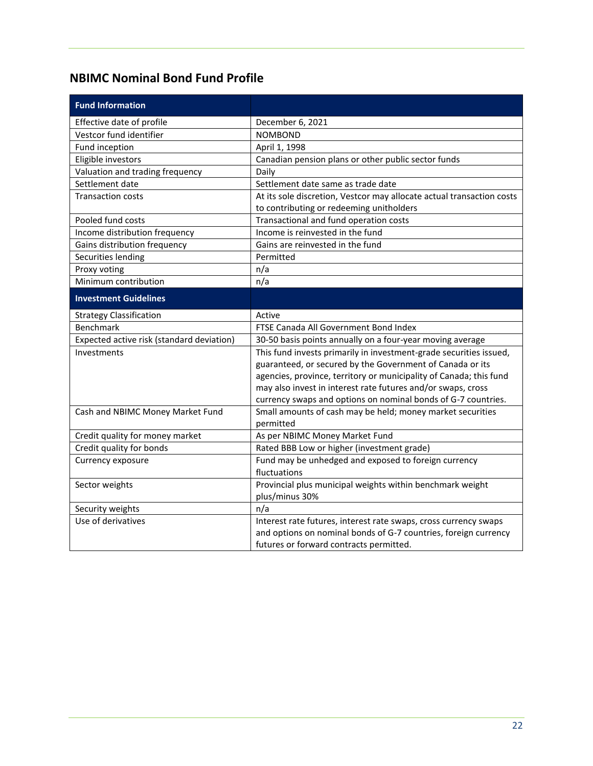## NBIMC Nominal Bond Fund Profile

| **Fund Information** | |
|---|---|
| Effective date of profile | December 6, 2021 |
| Vestcor fund identifier | NOMBOND |
| Fund inception | April 1, 1998 |
| Eligible investors | Canadian pension plans or other public sector funds |
| Valuation and trading frequency | Daily |
| Settlement date | Settlement date same as trade date |
| Transaction costs | At its sole discretion, Vestcor may allocate actual transaction costs to contributing or redeeming unitholders |
| Pooled fund costs | Transactional and fund operation costs |
| Income distribution frequency | Income is reinvested in the fund |
| Gains distribution frequency | Gains are reinvested in the fund |
| Securities lending | Permitted |
| Proxy voting | n/a |
| Minimum contribution | n/a |
| **Investment Guidelines** | |
| Strategy Classification | Active |
| Benchmark | FTSE Canada All Government Bond Index |
| Expected active risk (standard deviation) | 30-50 basis points annually on a four-year moving average |
| Investments | This fund invests primarily in investment-grade securities issued, guaranteed, or secured by the Government of Canada or its agencies, province, territory or municipality of Canada; this fund may also invest in interest rate futures and/or swaps, cross currency swaps and options on nominal bonds of G-7 countries. |
| Cash and NBIMC Money Market Fund | Small amounts of cash may be held; money market securities permitted |
| Credit quality for money market | As per NBIMC Money Market Fund |
| Credit quality for bonds | Rated BBB Low or higher (investment grade) |
| Currency exposure | Fund may be unhedged and exposed to foreign currency fluctuations |
| Sector weights | Provincial plus municipal weights within benchmark weight plus/minus 30% |
| Security weights | n/a |
| Use of derivatives | Interest rate futures, interest rate swaps, cross currency swaps and options on nominal bonds of G-7 countries, foreign currency futures or forward contracts permitted. |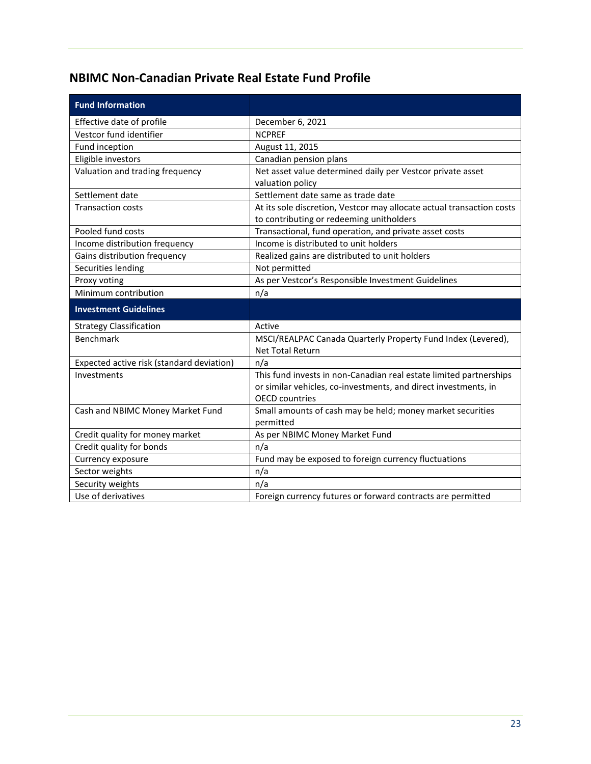## NBIMC Non-Canadian Private Real Estate Fund Profile

| Fund Information | |
|---|---|
| Effective date of profile | December 6, 2021 |
| Vestcor fund identifier | NCPREF |
| Fund inception | August 11, 2015 |
| Eligible investors | Canadian pension plans |
| Valuation and trading frequency | Net asset value determined daily per Vestcor private asset valuation policy |
| Settlement date | Settlement date same as trade date |
| Transaction costs | At its sole discretion, Vestcor may allocate actual transaction costs to contributing or redeeming unitholders |
| Pooled fund costs | Transactional, fund operation, and private asset costs |
| Income distribution frequency | Income is distributed to unit holders |
| Gains distribution frequency | Realized gains are distributed to unit holders |
| Securities lending | Not permitted |
| Proxy voting | As per Vestcor's Responsible Investment Guidelines |
| Minimum contribution | n/a |
| **Investment Guidelines** | |
| Strategy Classification | Active |
| Benchmark | MSCI/REALPAC Canada Quarterly Property Fund Index (Levered), Net Total Return |
| Expected active risk (standard deviation) | n/a |
| Investments | This fund invests in non-Canadian real estate limited partnerships or similar vehicles, co-investments, and direct investments, in OECD countries |
| Cash and NBIMC Money Market Fund | Small amounts of cash may be held; money market securities permitted |
| Credit quality for money market | As per NBIMC Money Market Fund |
| Credit quality for bonds | n/a |
| Currency exposure | Fund may be exposed to foreign currency fluctuations |
| Sector weights | n/a |
| Security weights | n/a |
| Use of derivatives | Foreign currency futures or forward contracts are permitted |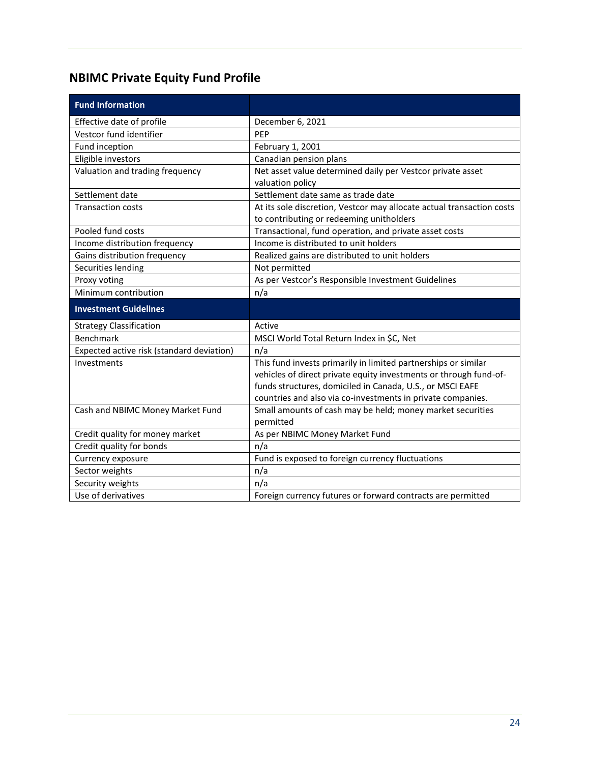## NBIMC Private Equity Fund Profile

| Fund Information | |
|---|---|
| Effective date of profile | December 6, 2021 |
| Vestcor fund identifier | PEP |
| Fund inception | February 1, 2001 |
| Eligible investors | Canadian pension plans |
| Valuation and trading frequency | Net asset value determined daily per Vestcor private asset valuation policy |
| Settlement date | Settlement date same as trade date |
| Transaction costs | At its sole discretion, Vestcor may allocate actual transaction costs to contributing or redeeming unitholders |
| Pooled fund costs | Transactional, fund operation, and private asset costs |
| Income distribution frequency | Income is distributed to unit holders |
| Gains distribution frequency | Realized gains are distributed to unit holders |
| Securities lending | Not permitted |
| Proxy voting | As per Vestcor's Responsible Investment Guidelines |
| Minimum contribution | n/a |
| **Investment Guidelines** | |
| Strategy Classification | Active |
| Benchmark | MSCI World Total Return Index in $C, Net |
| Expected active risk (standard deviation) | n/a |
| Investments | This fund invests primarily in limited partnerships or similar vehicles of direct private equity investments or through fund-of-funds structures, domiciled in Canada, U.S., or MSCI EAFE countries and also via co-investments in private companies. |
| Cash and NBIMC Money Market Fund | Small amounts of cash may be held; money market securities permitted |
| Credit quality for money market | As per NBIMC Money Market Fund |
| Credit quality for bonds | n/a |
| Currency exposure | Fund is exposed to foreign currency fluctuations |
| Sector weights | n/a |
| Security weights | n/a |
| Use of derivatives | Foreign currency futures or forward contracts are permitted |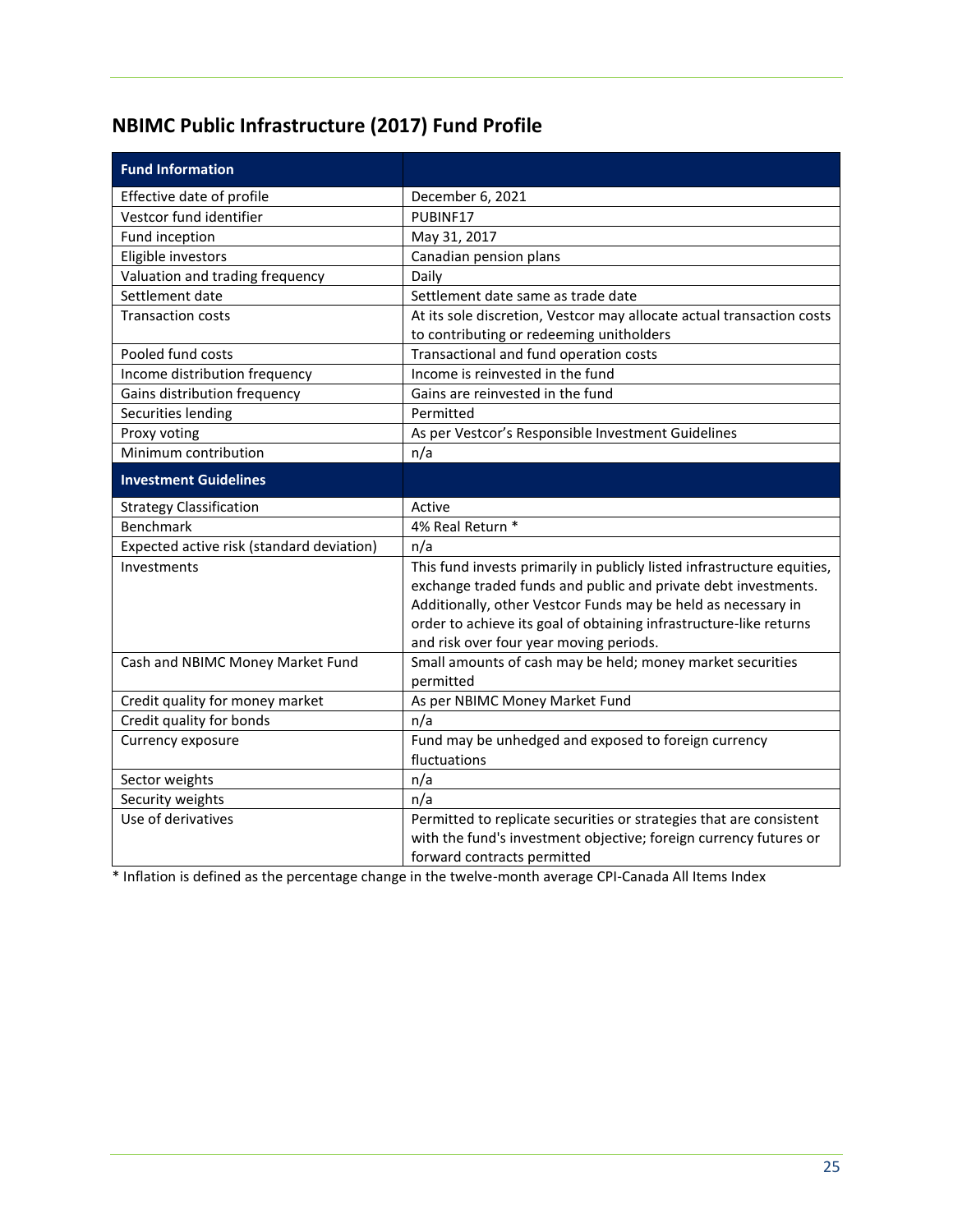## NBIMC Public Infrastructure (2017) Fund Profile

| **Fund Information** | |
|---|---|
| Effective date of profile | December 6, 2021 |
| Vestcor fund identifier | PUBINF17 |
| Fund inception | May 31, 2017 |
| Eligible investors | Canadian pension plans |
| Valuation and trading frequency | Daily |
| Settlement date | Settlement date same as trade date |
| Transaction costs | At its sole discretion, Vestcor may allocate actual transaction costs to contributing or redeeming unitholders |
| Pooled fund costs | Transactional and fund operation costs |
| Income distribution frequency | Income is reinvested in the fund |
| Gains distribution frequency | Gains are reinvested in the fund |
| Securities lending | Permitted |
| Proxy voting | As per Vestcor's Responsible Investment Guidelines |
| Minimum contribution | n/a |
| **Investment Guidelines** | |
| Strategy Classification | Active |
| Benchmark | 4% Real Return * |
| Expected active risk (standard deviation) | n/a |
| Investments | This fund invests primarily in publicly listed infrastructure equities, exchange traded funds and public and private debt investments. Additionally, other Vestcor Funds may be held as necessary in order to achieve its goal of obtaining infrastructure-like returns and risk over four year moving periods. |
| Cash and NBIMC Money Market Fund | Small amounts of cash may be held; money market securities permitted |
| Credit quality for money market | As per NBIMC Money Market Fund |
| Credit quality for bonds | n/a |
| Currency exposure | Fund may be unhedged and exposed to foreign currency fluctuations |
| Sector weights | n/a |
| Security weights | n/a |
| Use of derivatives | Permitted to replicate securities or strategies that are consistent with the fund's investment objective; foreign currency futures or forward contracts permitted |

* Inflation is defined as the percentage change in the twelve-month average CPI-Canada All Items Index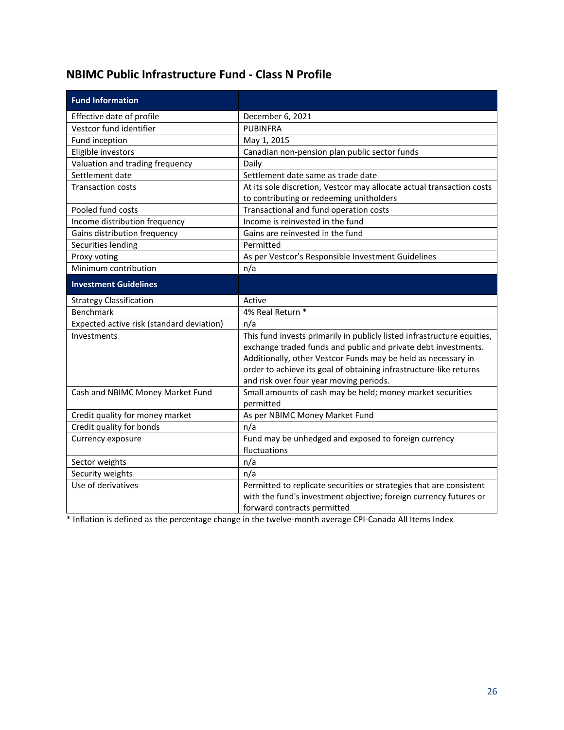## NBIMC Public Infrastructure Fund - Class N Profile

| **Fund Information** | |
|---|---|
| Effective date of profile | December 6, 2021 |
| Vestcor fund identifier | PUBINFRA |
| Fund inception | May 1, 2015 |
| Eligible investors | Canadian non-pension plan public sector funds |
| Valuation and trading frequency | Daily |
| Settlement date | Settlement date same as trade date |
| Transaction costs | At its sole discretion, Vestcor may allocate actual transaction costs to contributing or redeeming unitholders |
| Pooled fund costs | Transactional and fund operation costs |
| Income distribution frequency | Income is reinvested in the fund |
| Gains distribution frequency | Gains are reinvested in the fund |
| Securities lending | Permitted |
| Proxy voting | As per Vestcor's Responsible Investment Guidelines |
| Minimum contribution | n/a |
| **Investment Guidelines** | |
| Strategy Classification | Active |
| Benchmark | 4% Real Return * |
| Expected active risk (standard deviation) | n/a |
| Investments | This fund invests primarily in publicly listed infrastructure equities, exchange traded funds and public and private debt investments. Additionally, other Vestcor Funds may be held as necessary in order to achieve its goal of obtaining infrastructure-like returns and risk over four year moving periods. |
| Cash and NBIMC Money Market Fund | Small amounts of cash may be held; money market securities permitted |
| Credit quality for money market | As per NBIMC Money Market Fund |
| Credit quality for bonds | n/a |
| Currency exposure | Fund may be unhedged and exposed to foreign currency fluctuations |
| Sector weights | n/a |
| Security weights | n/a |
| Use of derivatives | Permitted to replicate securities or strategies that are consistent with the fund's investment objective; foreign currency futures or forward contracts permitted |

* Inflation is defined as the percentage change in the twelve-month average CPI-Canada All Items Index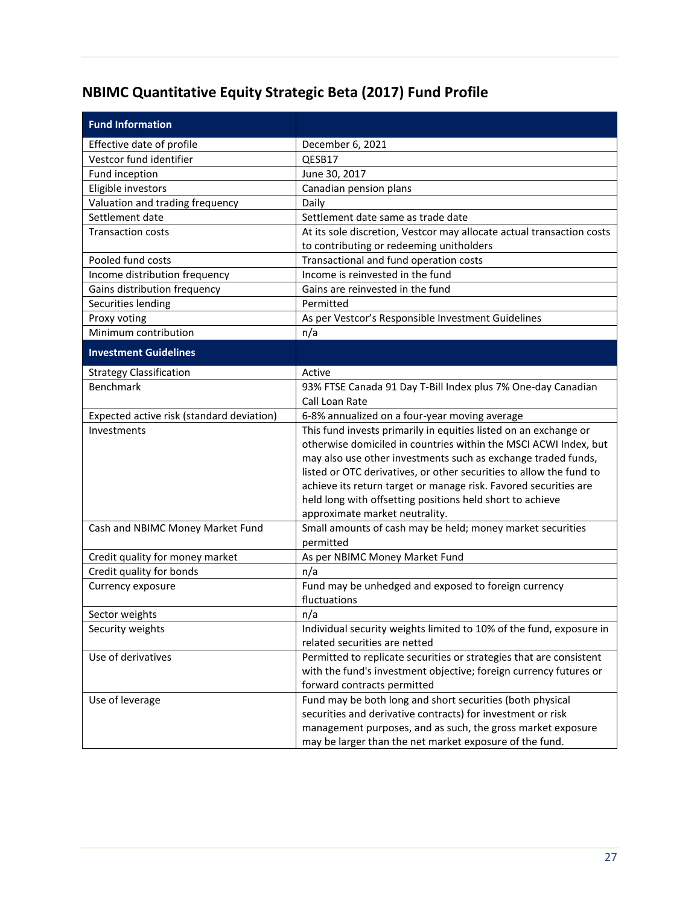## NBIMC Quantitative Equity Strategic Beta (2017) Fund Profile

| Fund Information | |
|---|---|
| Effective date of profile | December 6, 2021 |
| Vestcor fund identifier | QESB17 |
| Fund inception | June 30, 2017 |
| Eligible investors | Canadian pension plans |
| Valuation and trading frequency | Daily |
| Settlement date | Settlement date same as trade date |
| Transaction costs | At its sole discretion, Vestcor may allocate actual transaction costs to contributing or redeeming unitholders |
| Pooled fund costs | Transactional and fund operation costs |
| Income distribution frequency | Income is reinvested in the fund |
| Gains distribution frequency | Gains are reinvested in the fund |
| Securities lending | Permitted |
| Proxy voting | As per Vestcor's Responsible Investment Guidelines |
| Minimum contribution | n/a |
| **Investment Guidelines** | |
| Strategy Classification | Active |
| Benchmark | 93% FTSE Canada 91 Day T-Bill Index plus 7% One-day Canadian Call Loan Rate |
| Expected active risk (standard deviation) | 6-8% annualized on a four-year moving average |
| Investments | This fund invests primarily in equities listed on an exchange or otherwise domiciled in countries within the MSCI ACWI Index, but may also use other investments such as exchange traded funds, listed or OTC derivatives, or other securities to allow the fund to achieve its return target or manage risk. Favored securities are held long with offsetting positions held short to achieve approximate market neutrality. |
| Cash and NBIMC Money Market Fund | Small amounts of cash may be held; money market securities permitted |
| Credit quality for money market | As per NBIMC Money Market Fund |
| Credit quality for bonds | n/a |
| Currency exposure | Fund may be unhedged and exposed to foreign currency fluctuations |
| Sector weights | n/a |
| Security weights | Individual security weights limited to 10% of the fund, exposure in related securities are netted |
| Use of derivatives | Permitted to replicate securities or strategies that are consistent with the fund's investment objective; foreign currency futures or forward contracts permitted |
| Use of leverage | Fund may be both long and short securities (both physical securities and derivative contracts) for investment or risk management purposes, and as such, the gross market exposure may be larger than the net market exposure of the fund. |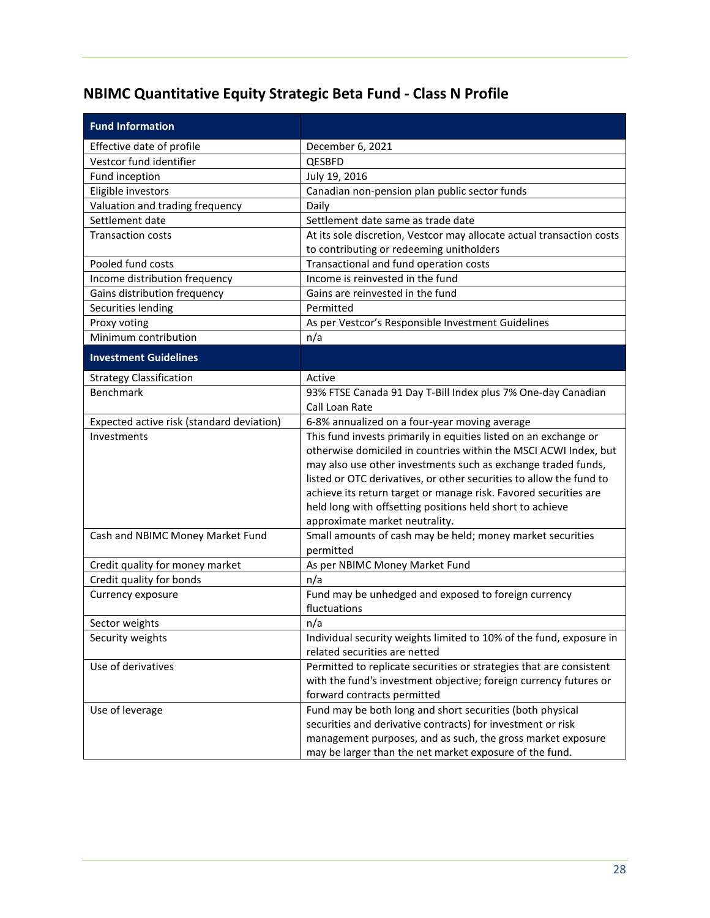## NBIMC Quantitative Equity Strategic Beta Fund - Class N Profile

| **Fund Information** | |
|---|---|
| Effective date of profile | December 6, 2021 |
| Vestcor fund identifier | QESBFD |
| Fund inception | July 19, 2016 |
| Eligible investors | Canadian non-pension plan public sector funds |
| Valuation and trading frequency | Daily |
| Settlement date | Settlement date same as trade date |
| Transaction costs | At its sole discretion, Vestcor may allocate actual transaction costs to contributing or redeeming unitholders |
| Pooled fund costs | Transactional and fund operation costs |
| Income distribution frequency | Income is reinvested in the fund |
| Gains distribution frequency | Gains are reinvested in the fund |
| Securities lending | Permitted |
| Proxy voting | As per Vestcor's Responsible Investment Guidelines |
| Minimum contribution | n/a |
| **Investment Guidelines** | |
| Strategy Classification | Active |
| Benchmark | 93% FTSE Canada 91 Day T-Bill Index plus 7% One-day Canadian Call Loan Rate |
| Expected active risk (standard deviation) | 6-8% annualized on a four-year moving average |
| Investments | This fund invests primarily in equities listed on an exchange or otherwise domiciled in countries within the MSCI ACWI Index, but may also use other investments such as exchange traded funds, listed or OTC derivatives, or other securities to allow the fund to achieve its return target or manage risk. Favored securities are held long with offsetting positions held short to achieve approximate market neutrality. |
| Cash and NBIMC Money Market Fund | Small amounts of cash may be held; money market securities permitted |
| Credit quality for money market | As per NBIMC Money Market Fund |
| Credit quality for bonds | n/a |
| Currency exposure | Fund may be unhedged and exposed to foreign currency fluctuations |
| Sector weights | n/a |
| Security weights | Individual security weights limited to 10% of the fund, exposure in related securities are netted |
| Use of derivatives | Permitted to replicate securities or strategies that are consistent with the fund's investment objective; foreign currency futures or forward contracts permitted |
| Use of leverage | Fund may be both long and short securities (both physical securities and derivative contracts) for investment or risk management purposes, and as such, the gross market exposure may be larger than the net market exposure of the fund. |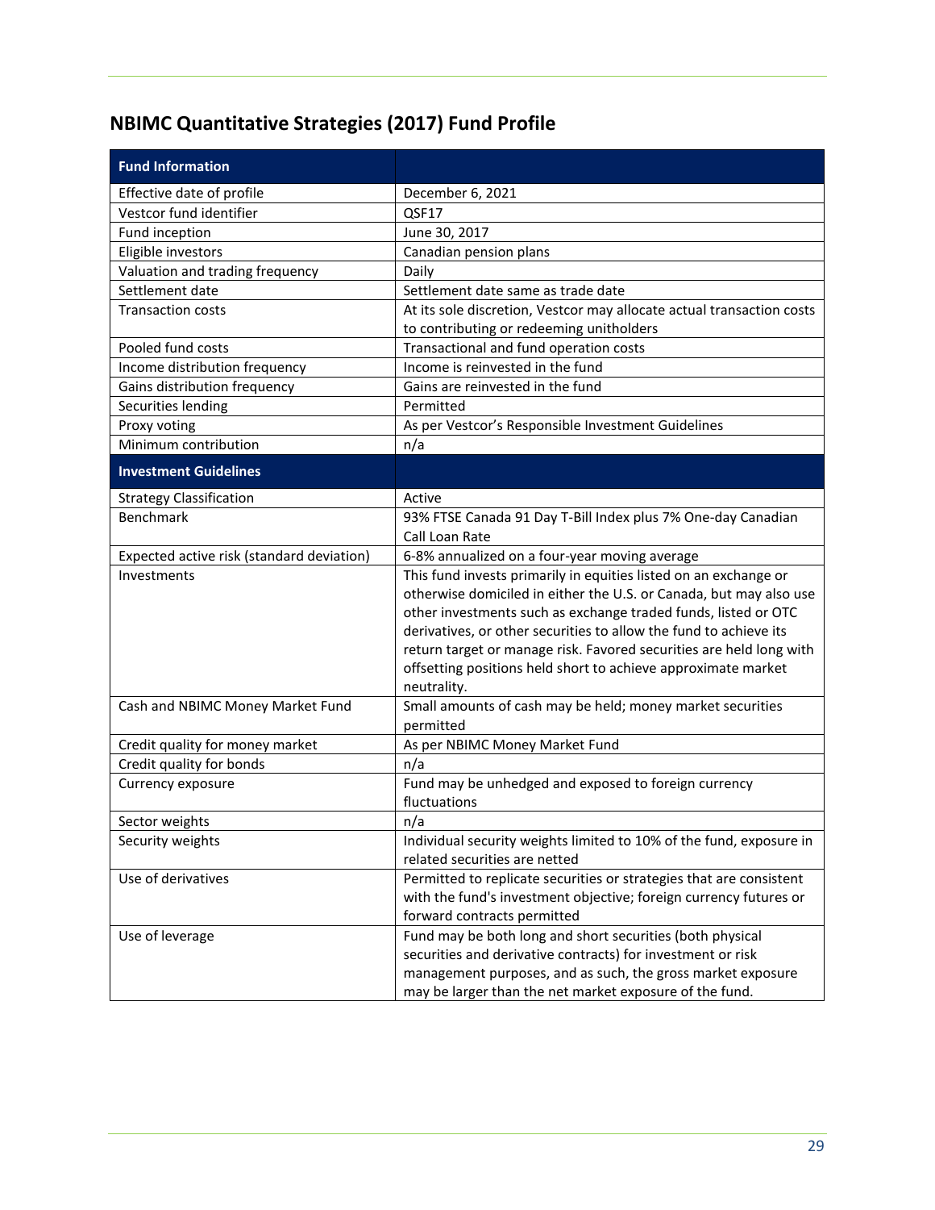## NBIMC Quantitative Strategies (2017) Fund Profile

| Fund Information | |
|---|---|
| Effective date of profile | December 6, 2021 |
| Vestcor fund identifier | QSF17 |
| Fund inception | June 30, 2017 |
| Eligible investors | Canadian pension plans |
| Valuation and trading frequency | Daily |
| Settlement date | Settlement date same as trade date |
| Transaction costs | At its sole discretion, Vestcor may allocate actual transaction costs to contributing or redeeming unitholders |
| Pooled fund costs | Transactional and fund operation costs |
| Income distribution frequency | Income is reinvested in the fund |
| Gains distribution frequency | Gains are reinvested in the fund |
| Securities lending | Permitted |
| Proxy voting | As per Vestcor's Responsible Investment Guidelines |
| Minimum contribution | n/a |
| **Investment Guidelines** | |
| Strategy Classification | Active |
| Benchmark | 93% FTSE Canada 91 Day T-Bill Index plus 7% One-day Canadian Call Loan Rate |
| Expected active risk (standard deviation) | 6-8% annualized on a four-year moving average |
| Investments | This fund invests primarily in equities listed on an exchange or otherwise domiciled in either the U.S. or Canada, but may also use other investments such as exchange traded funds, listed or OTC derivatives, or other securities to allow the fund to achieve its return target or manage risk. Favored securities are held long with offsetting positions held short to achieve approximate market neutrality. |
| Cash and NBIMC Money Market Fund | Small amounts of cash may be held; money market securities permitted |
| Credit quality for money market | As per NBIMC Money Market Fund |
| Credit quality for bonds | n/a |
| Currency exposure | Fund may be unhedged and exposed to foreign currency fluctuations |
| Sector weights | n/a |
| Security weights | Individual security weights limited to 10% of the fund, exposure in related securities are netted |
| Use of derivatives | Permitted to replicate securities or strategies that are consistent with the fund's investment objective; foreign currency futures or forward contracts permitted |
| Use of leverage | Fund may be both long and short securities (both physical securities and derivative contracts) for investment or risk management purposes, and as such, the gross market exposure may be larger than the net market exposure of the fund. |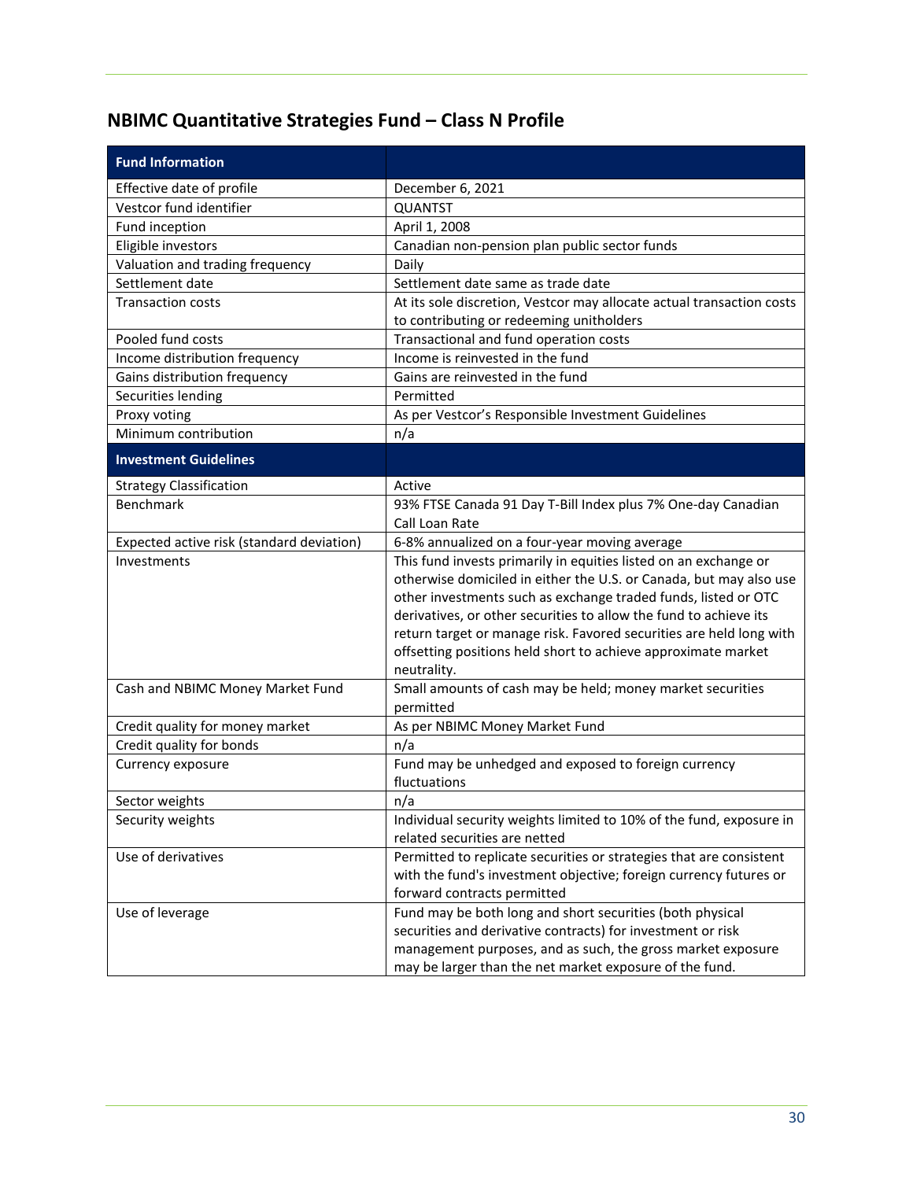## NBIMC Quantitative Strategies Fund – Class N Profile

| **Fund Information** | |
|---|---|
| Effective date of profile | December 6, 2021 |
| Vestcor fund identifier | QUANTST |
| Fund inception | April 1, 2008 |
| Eligible investors | Canadian non-pension plan public sector funds |
| Valuation and trading frequency | Daily |
| Settlement date | Settlement date same as trade date |
| Transaction costs | At its sole discretion, Vestcor may allocate actual transaction costs to contributing or redeeming unitholders |
| Pooled fund costs | Transactional and fund operation costs |
| Income distribution frequency | Income is reinvested in the fund |
| Gains distribution frequency | Gains are reinvested in the fund |
| Securities lending | Permitted |
| Proxy voting | As per Vestcor's Responsible Investment Guidelines |
| Minimum contribution | n/a |
| **Investment Guidelines** | |
| Strategy Classification | Active |
| Benchmark | 93% FTSE Canada 91 Day T-Bill Index plus 7% One-day Canadian Call Loan Rate |
| Expected active risk (standard deviation) | 6-8% annualized on a four-year moving average |
| Investments | This fund invests primarily in equities listed on an exchange or otherwise domiciled in either the U.S. or Canada, but may also use other investments such as exchange traded funds, listed or OTC derivatives, or other securities to allow the fund to achieve its return target or manage risk. Favored securities are held long with offsetting positions held short to achieve approximate market neutrality. |
| Cash and NBIMC Money Market Fund | Small amounts of cash may be held; money market securities permitted |
| Credit quality for money market | As per NBIMC Money Market Fund |
| Credit quality for bonds | n/a |
| Currency exposure | Fund may be unhedged and exposed to foreign currency fluctuations |
| Sector weights | n/a |
| Security weights | Individual security weights limited to 10% of the fund, exposure in related securities are netted |
| Use of derivatives | Permitted to replicate securities or strategies that are consistent with the fund's investment objective; foreign currency futures or forward contracts permitted |
| Use of leverage | Fund may be both long and short securities (both physical securities and derivative contracts) for investment or risk management purposes, and as such, the gross market exposure may be larger than the net market exposure of the fund. |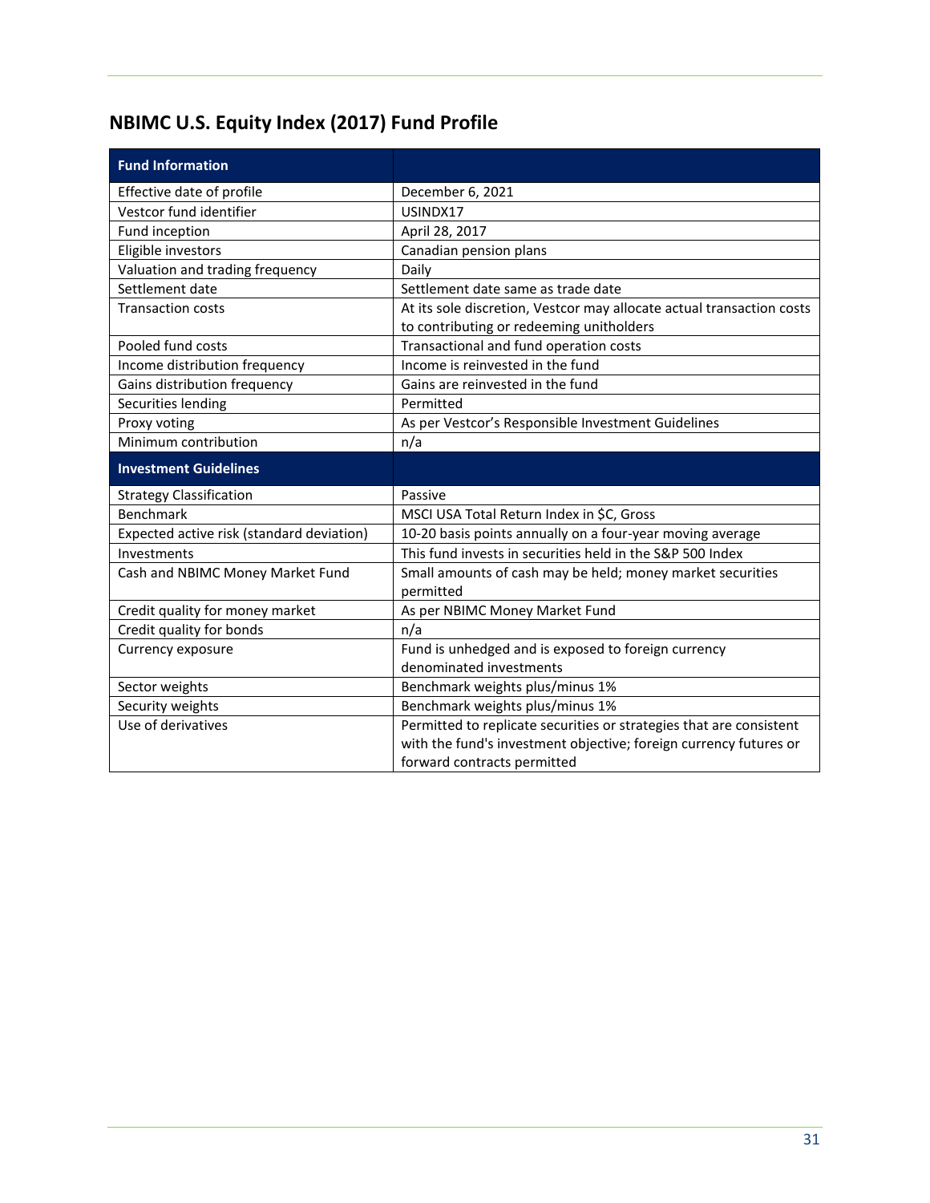## NBIMC U.S. Equity Index (2017) Fund Profile

| Fund Information | |
|---|---|
| Effective date of profile | December 6, 2021 |
| Vestcor fund identifier | USINDX17 |
| Fund inception | April 28, 2017 |
| Eligible investors | Canadian pension plans |
| Valuation and trading frequency | Daily |
| Settlement date | Settlement date same as trade date |
| Transaction costs | At its sole discretion, Vestcor may allocate actual transaction costs to contributing or redeeming unitholders |
| Pooled fund costs | Transactional and fund operation costs |
| Income distribution frequency | Income is reinvested in the fund |
| Gains distribution frequency | Gains are reinvested in the fund |
| Securities lending | Permitted |
| Proxy voting | As per Vestcor's Responsible Investment Guidelines |
| Minimum contribution | n/a |
| **Investment Guidelines** | |
| Strategy Classification | Passive |
| Benchmark | MSCI USA Total Return Index in $C, Gross |
| Expected active risk (standard deviation) | 10-20 basis points annually on a four-year moving average |
| Investments | This fund invests in securities held in the S&P 500 Index |
| Cash and NBIMC Money Market Fund | Small amounts of cash may be held; money market securities permitted |
| Credit quality for money market | As per NBIMC Money Market Fund |
| Credit quality for bonds | n/a |
| Currency exposure | Fund is unhedged and is exposed to foreign currency denominated investments |
| Sector weights | Benchmark weights plus/minus 1% |
| Security weights | Benchmark weights plus/minus 1% |
| Use of derivatives | Permitted to replicate securities or strategies that are consistent with the fund's investment objective; foreign currency futures or forward contracts permitted |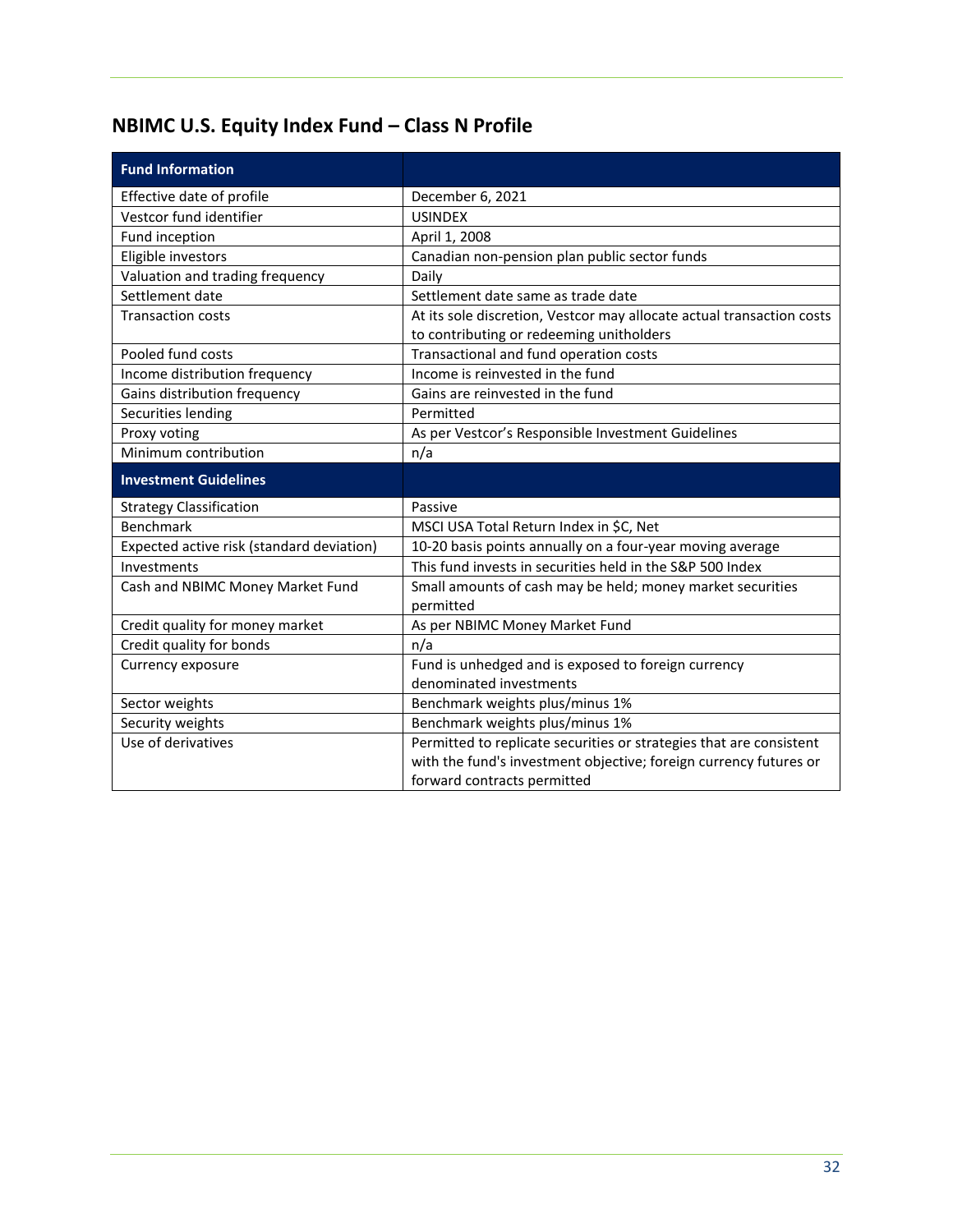## NBIMC U.S. Equity Index Fund – Class N Profile

| Fund Information | |
|---|---|
| Effective date of profile | December 6, 2021 |
| Vestcor fund identifier | USINDEX |
| Fund inception | April 1, 2008 |
| Eligible investors | Canadian non-pension plan public sector funds |
| Valuation and trading frequency | Daily |
| Settlement date | Settlement date same as trade date |
| Transaction costs | At its sole discretion, Vestcor may allocate actual transaction costs to contributing or redeeming unitholders |
| Pooled fund costs | Transactional and fund operation costs |
| Income distribution frequency | Income is reinvested in the fund |
| Gains distribution frequency | Gains are reinvested in the fund |
| Securities lending | Permitted |
| Proxy voting | As per Vestcor's Responsible Investment Guidelines |
| Minimum contribution | n/a |
| **Investment Guidelines** | |
| Strategy Classification | Passive |
| Benchmark | MSCI USA Total Return Index in $C, Net |
| Expected active risk (standard deviation) | 10-20 basis points annually on a four-year moving average |
| Investments | This fund invests in securities held in the S&P 500 Index |
| Cash and NBIMC Money Market Fund | Small amounts of cash may be held; money market securities permitted |
| Credit quality for money market | As per NBIMC Money Market Fund |
| Credit quality for bonds | n/a |
| Currency exposure | Fund is unhedged and is exposed to foreign currency denominated investments |
| Sector weights | Benchmark weights plus/minus 1% |
| Security weights | Benchmark weights plus/minus 1% |
| Use of derivatives | Permitted to replicate securities or strategies that are consistent with the fund's investment objective; foreign currency futures or forward contracts permitted |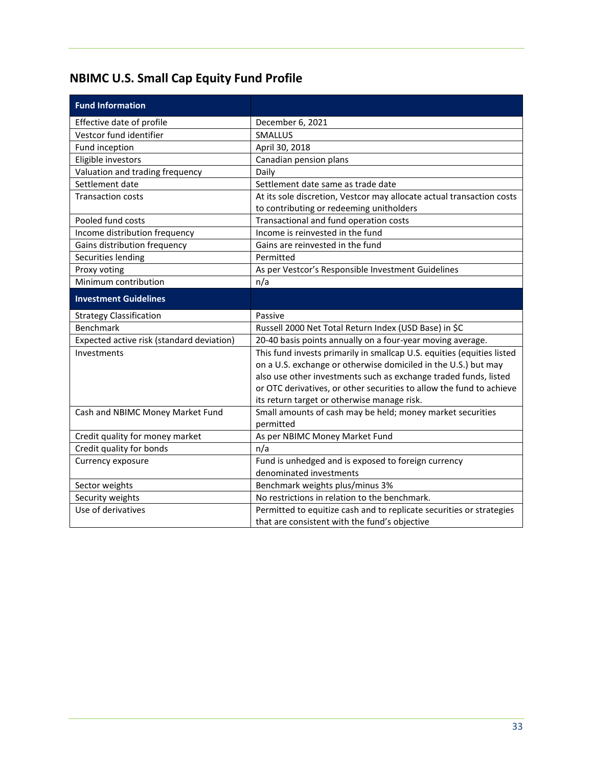## NBIMC U.S. Small Cap Equity Fund Profile

| Fund Information | |
|---|---|
| Effective date of profile | December 6, 2021 |
| Vestcor fund identifier | SMALLUS |
| Fund inception | April 30, 2018 |
| Eligible investors | Canadian pension plans |
| Valuation and trading frequency | Daily |
| Settlement date | Settlement date same as trade date |
| Transaction costs | At its sole discretion, Vestcor may allocate actual transaction costs to contributing or redeeming unitholders |
| Pooled fund costs | Transactional and fund operation costs |
| Income distribution frequency | Income is reinvested in the fund |
| Gains distribution frequency | Gains are reinvested in the fund |
| Securities lending | Permitted |
| Proxy voting | As per Vestcor's Responsible Investment Guidelines |
| Minimum contribution | n/a |
| **Investment Guidelines** | |
| Strategy Classification | Passive |
| Benchmark | Russell 2000 Net Total Return Index (USD Base) in $C |
| Expected active risk (standard deviation) | 20-40 basis points annually on a four-year moving average. |
| Investments | This fund invests primarily in smallcap U.S. equities (equities listed on a U.S. exchange or otherwise domiciled in the U.S.) but may also use other investments such as exchange traded funds, listed or OTC derivatives, or other securities to allow the fund to achieve its return target or otherwise manage risk. |
| Cash and NBIMC Money Market Fund | Small amounts of cash may be held; money market securities permitted |
| Credit quality for money market | As per NBIMC Money Market Fund |
| Credit quality for bonds | n/a |
| Currency exposure | Fund is unhedged and is exposed to foreign currency denominated investments |
| Sector weights | Benchmark weights plus/minus 3% |
| Security weights | No restrictions in relation to the benchmark. |
| Use of derivatives | Permitted to equitize cash and to replicate securities or strategies that are consistent with the fund's objective |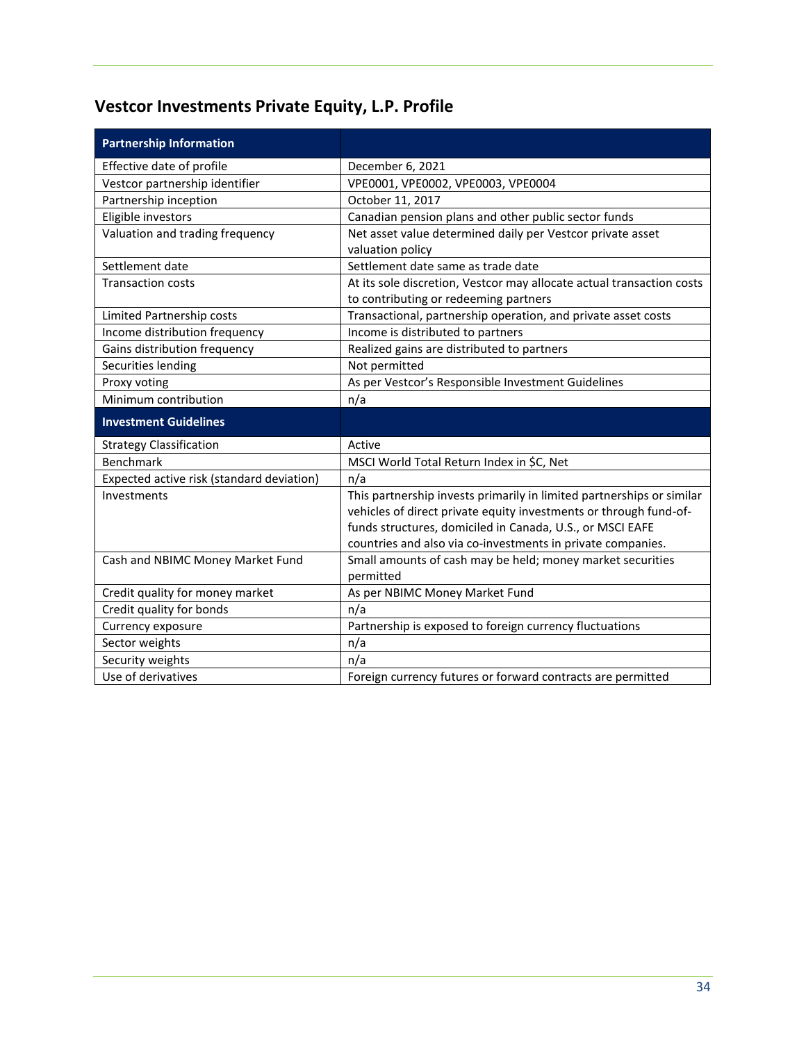## Vestcor Investments Private Equity, L.P. Profile

| Partnership Information | |
|---|---|
| Effective date of profile | December 6, 2021 |
| Vestcor partnership identifier | VPE0001, VPE0002, VPE0003, VPE0004 |
| Partnership inception | October 11, 2017 |
| Eligible investors | Canadian pension plans and other public sector funds |
| Valuation and trading frequency | Net asset value determined daily per Vestcor private asset valuation policy |
| Settlement date | Settlement date same as trade date |
| Transaction costs | At its sole discretion, Vestcor may allocate actual transaction costs to contributing or redeeming partners |
| Limited Partnership costs | Transactional, partnership operation, and private asset costs |
| Income distribution frequency | Income is distributed to partners |
| Gains distribution frequency | Realized gains are distributed to partners |
| Securities lending | Not permitted |
| Proxy voting | As per Vestcor's Responsible Investment Guidelines |
| Minimum contribution | n/a |
| **Investment Guidelines** | |
| Strategy Classification | Active |
| Benchmark | MSCI World Total Return Index in $C, Net |
| Expected active risk (standard deviation) | n/a |
| Investments | This partnership invests primarily in limited partnerships or similar vehicles of direct private equity investments or through fund-of-funds structures, domiciled in Canada, U.S., or MSCI EAFE countries and also via co-investments in private companies. |
| Cash and NBIMC Money Market Fund | Small amounts of cash may be held; money market securities permitted |
| Credit quality for money market | As per NBIMC Money Market Fund |
| Credit quality for bonds | n/a |
| Currency exposure | Partnership is exposed to foreign currency fluctuations |
| Sector weights | n/a |
| Security weights | n/a |
| Use of derivatives | Foreign currency futures or forward contracts are permitted |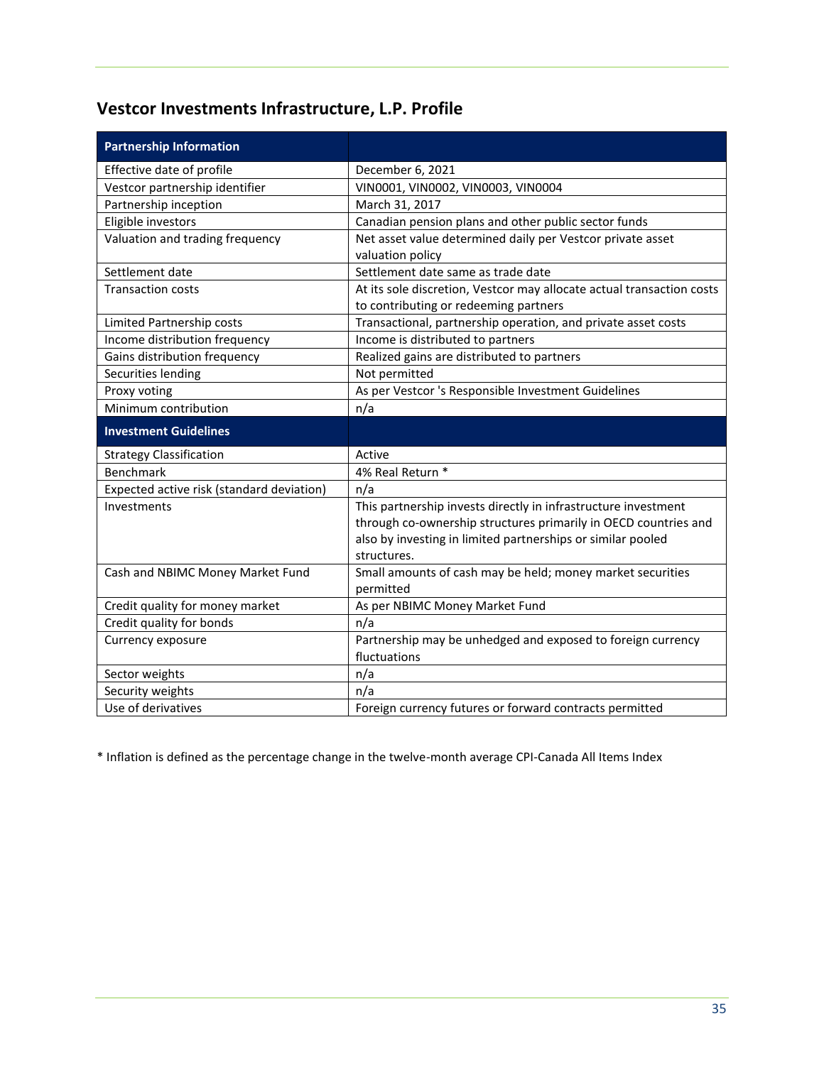## Vestcor Investments Infrastructure, L.P. Profile

| Partnership Information | |
|---|---|
| Effective date of profile | December 6, 2021 |
| Vestcor partnership identifier | VIN0001, VIN0002, VIN0003, VIN0004 |
| Partnership inception | March 31, 2017 |
| Eligible investors | Canadian pension plans and other public sector funds |
| Valuation and trading frequency | Net asset value determined daily per Vestcor private asset valuation policy |
| Settlement date | Settlement date same as trade date |
| Transaction costs | At its sole discretion, Vestcor may allocate actual transaction costs to contributing or redeeming partners |
| Limited Partnership costs | Transactional, partnership operation, and private asset costs |
| Income distribution frequency | Income is distributed to partners |
| Gains distribution frequency | Realized gains are distributed to partners |
| Securities lending | Not permitted |
| Proxy voting | As per Vestcor 's Responsible Investment Guidelines |
| Minimum contribution | n/a |
| **Investment Guidelines** | |
| Strategy Classification | Active |
| Benchmark | 4% Real Return * |
| Expected active risk (standard deviation) | n/a |
| Investments | This partnership invests directly in infrastructure investment through co-ownership structures primarily in OECD countries and also by investing in limited partnerships or similar pooled structures. |
| Cash and NBIMC Money Market Fund | Small amounts of cash may be held; money market securities permitted |
| Credit quality for money market | As per NBIMC Money Market Fund |
| Credit quality for bonds | n/a |
| Currency exposure | Partnership may be unhedged and exposed to foreign currency fluctuations |
| Sector weights | n/a |
| Security weights | n/a |
| Use of derivatives | Foreign currency futures or forward contracts permitted |

* Inflation is defined as the percentage change in the twelve-month average CPI-Canada All Items Index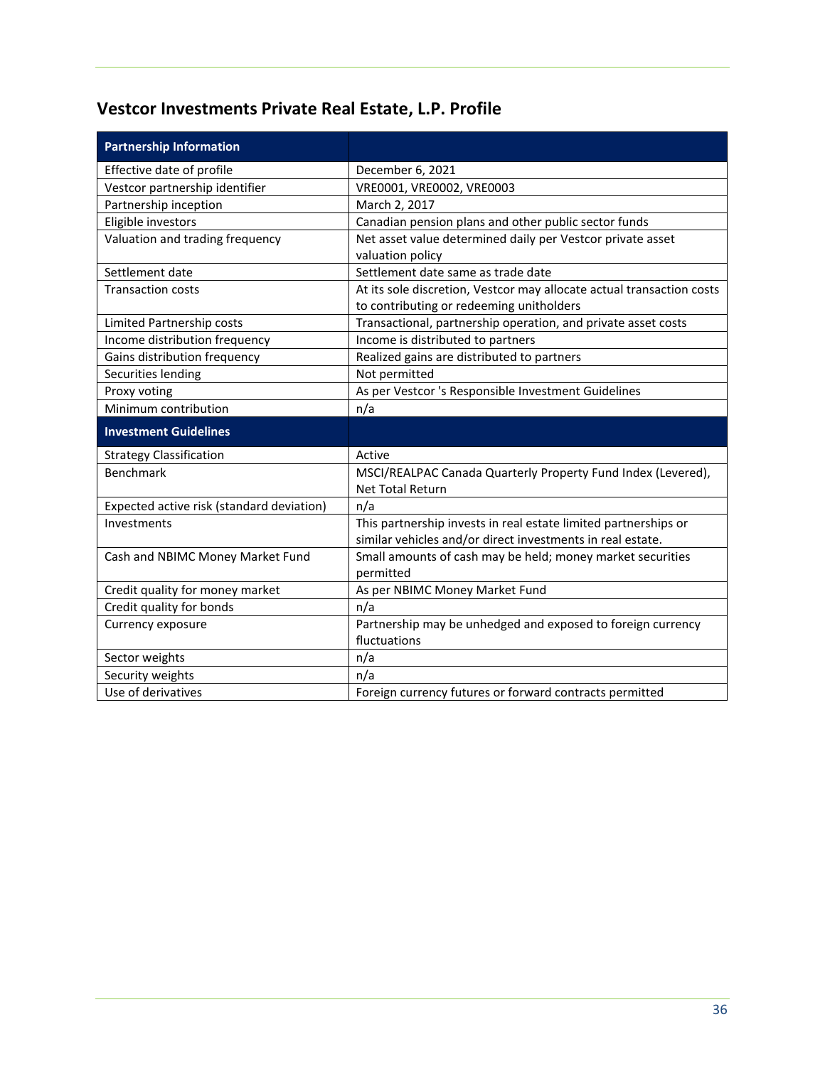## Vestcor Investments Private Real Estate, L.P. Profile

| Partnership Information | |
|---|---|
| Effective date of profile | December 6, 2021 |
| Vestcor partnership identifier | VRE0001, VRE0002, VRE0003 |
| Partnership inception | March 2, 2017 |
| Eligible investors | Canadian pension plans and other public sector funds |
| Valuation and trading frequency | Net asset value determined daily per Vestcor private asset valuation policy |
| Settlement date | Settlement date same as trade date |
| Transaction costs | At its sole discretion, Vestcor may allocate actual transaction costs to contributing or redeeming unitholders |
| Limited Partnership costs | Transactional, partnership operation, and private asset costs |
| Income distribution frequency | Income is distributed to partners |
| Gains distribution frequency | Realized gains are distributed to partners |
| Securities lending | Not permitted |
| Proxy voting | As per Vestcor 's Responsible Investment Guidelines |
| Minimum contribution | n/a |
| **Investment Guidelines** | |
| Strategy Classification | Active |
| Benchmark | MSCI/REALPAC Canada Quarterly Property Fund Index (Levered), Net Total Return |
| Expected active risk (standard deviation) | n/a |
| Investments | This partnership invests in real estate limited partnerships or similar vehicles and/or direct investments in real estate. |
| Cash and NBIMC Money Market Fund | Small amounts of cash may be held; money market securities permitted |
| Credit quality for money market | As per NBIMC Money Market Fund |
| Credit quality for bonds | n/a |
| Currency exposure | Partnership may be unhedged and exposed to foreign currency fluctuations |
| Sector weights | n/a |
| Security weights | n/a |
| Use of derivatives | Foreign currency futures or forward contracts permitted |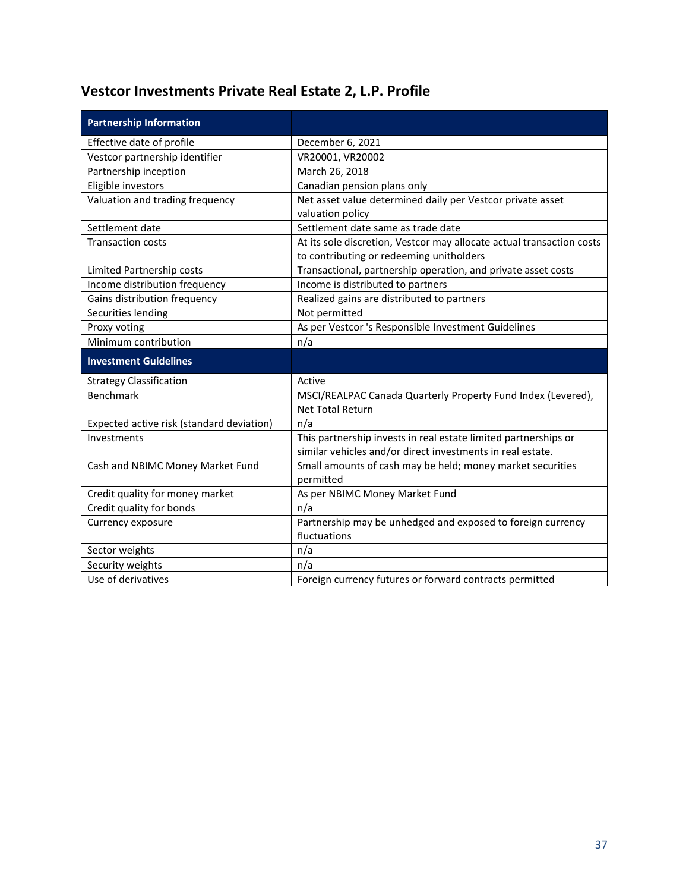## Vestcor Investments Private Real Estate 2, L.P. Profile

| Partnership Information | |
|---|---|
| Effective date of profile | December 6, 2021 |
| Vestcor partnership identifier | VR20001, VR20002 |
| Partnership inception | March 26, 2018 |
| Eligible investors | Canadian pension plans only |
| Valuation and trading frequency | Net asset value determined daily per Vestcor private asset valuation policy |
| Settlement date | Settlement date same as trade date |
| Transaction costs | At its sole discretion, Vestcor may allocate actual transaction costs to contributing or redeeming unitholders |
| Limited Partnership costs | Transactional, partnership operation, and private asset costs |
| Income distribution frequency | Income is distributed to partners |
| Gains distribution frequency | Realized gains are distributed to partners |
| Securities lending | Not permitted |
| Proxy voting | As per Vestcor 's Responsible Investment Guidelines |
| Minimum contribution | n/a |
| **Investment Guidelines** | |
| Strategy Classification | Active |
| Benchmark | MSCI/REALPAC Canada Quarterly Property Fund Index (Levered), Net Total Return |
| Expected active risk (standard deviation) | n/a |
| Investments | This partnership invests in real estate limited partnerships or similar vehicles and/or direct investments in real estate. |
| Cash and NBIMC Money Market Fund | Small amounts of cash may be held; money market securities permitted |
| Credit quality for money market | As per NBIMC Money Market Fund |
| Credit quality for bonds | n/a |
| Currency exposure | Partnership may be unhedged and exposed to foreign currency fluctuations |
| Sector weights | n/a |
| Security weights | n/a |
| Use of derivatives | Foreign currency futures or forward contracts permitted |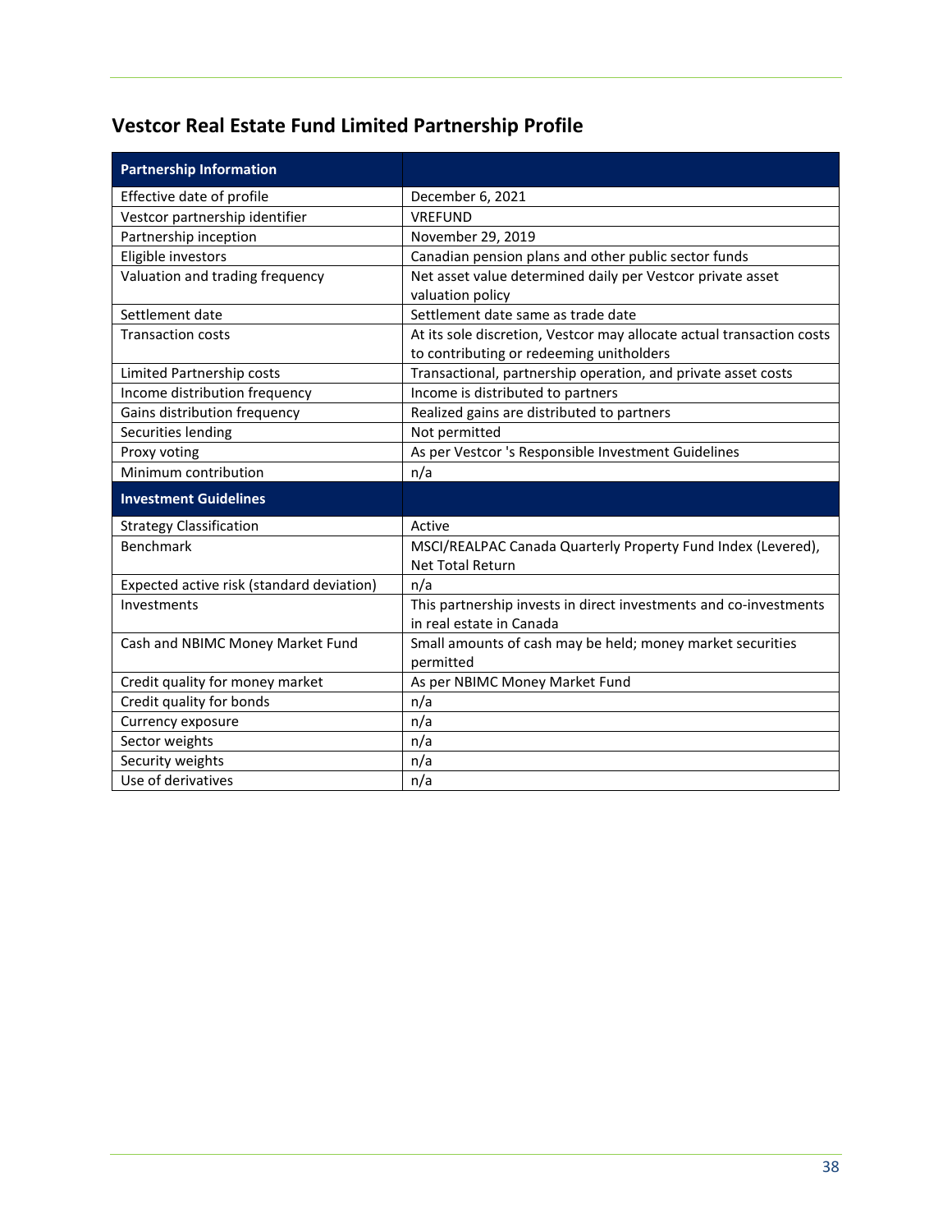## Vestcor Real Estate Fund Limited Partnership Profile

| Partnership Information | |
|---|---|
| Effective date of profile | December 6, 2021 |
| Vestcor partnership identifier | VREFUND |
| Partnership inception | November 29, 2019 |
| Eligible investors | Canadian pension plans and other public sector funds |
| Valuation and trading frequency | Net asset value determined daily per Vestcor private asset valuation policy |
| Settlement date | Settlement date same as trade date |
| Transaction costs | At its sole discretion, Vestcor may allocate actual transaction costs to contributing or redeeming unitholders |
| Limited Partnership costs | Transactional, partnership operation, and private asset costs |
| Income distribution frequency | Income is distributed to partners |
| Gains distribution frequency | Realized gains are distributed to partners |
| Securities lending | Not permitted |
| Proxy voting | As per Vestcor 's Responsible Investment Guidelines |
| Minimum contribution | n/a |
| **Investment Guidelines** | |
| Strategy Classification | Active |
| Benchmark | MSCI/REALPAC Canada Quarterly Property Fund Index (Levered), Net Total Return |
| Expected active risk (standard deviation) | n/a |
| Investments | This partnership invests in direct investments and co-investments in real estate in Canada |
| Cash and NBIMC Money Market Fund | Small amounts of cash may be held; money market securities permitted |
| Credit quality for money market | As per NBIMC Money Market Fund |
| Credit quality for bonds | n/a |
| Currency exposure | n/a |
| Sector weights | n/a |
| Security weights | n/a |
| Use of derivatives | n/a |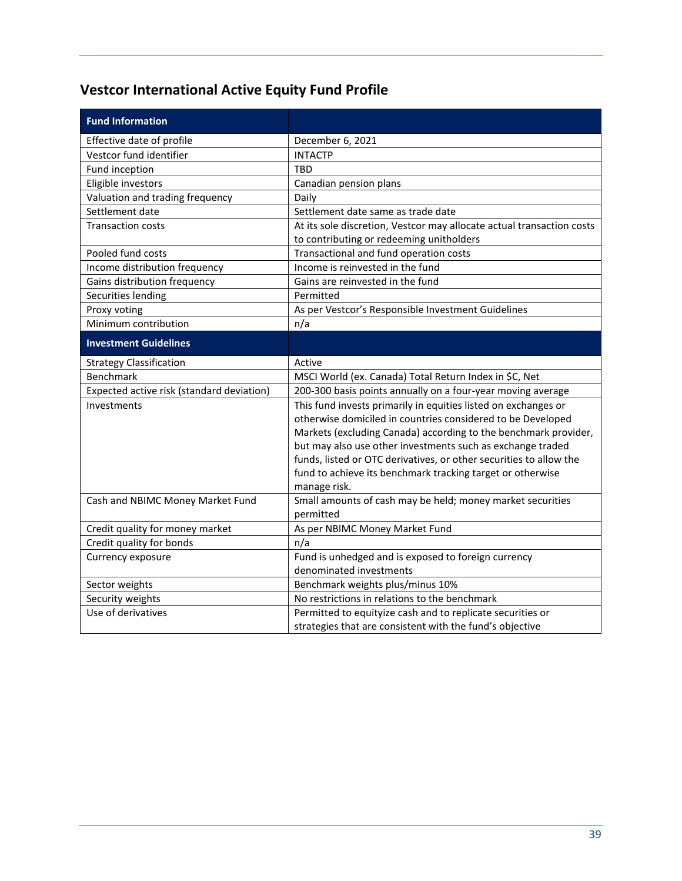## Vestcor International Active Equity Fund Profile

| Fund Information | |
|---|---|
| Effective date of profile | December 6, 2021 |
| Vestcor fund identifier | INTACTP |
| Fund inception | TBD |
| Eligible investors | Canadian pension plans |
| Valuation and trading frequency | Daily |
| Settlement date | Settlement date same as trade date |
| Transaction costs | At its sole discretion, Vestcor may allocate actual transaction costs to contributing or redeeming unitholders |
| Pooled fund costs | Transactional and fund operation costs |
| Income distribution frequency | Income is reinvested in the fund |
| Gains distribution frequency | Gains are reinvested in the fund |
| Securities lending | Permitted |
| Proxy voting | As per Vestcor's Responsible Investment Guidelines |
| Minimum contribution | n/a |
| **Investment Guidelines** | |
| Strategy Classification | Active |
| Benchmark | MSCI World (ex. Canada) Total Return Index in $C, Net |
| Expected active risk (standard deviation) | 200-300 basis points annually on a four-year moving average |
| Investments | This fund invests primarily in equities listed on exchanges or otherwise domiciled in countries considered to be Developed Markets (excluding Canada) according to the benchmark provider, but may also use other investments such as exchange traded funds, listed or OTC derivatives, or other securities to allow the fund to achieve its benchmark tracking target or otherwise manage risk. |
| Cash and NBIMC Money Market Fund | Small amounts of cash may be held; money market securities permitted |
| Credit quality for money market | As per NBIMC Money Market Fund |
| Credit quality for bonds | n/a |
| Currency exposure | Fund is unhedged and is exposed to foreign currency denominated investments |
| Sector weights | Benchmark weights plus/minus 10% |
| Security weights | No restrictions in relations to the benchmark |
| Use of derivatives | Permitted to equityize cash and to replicate securities or strategies that are consistent with the fund's objective |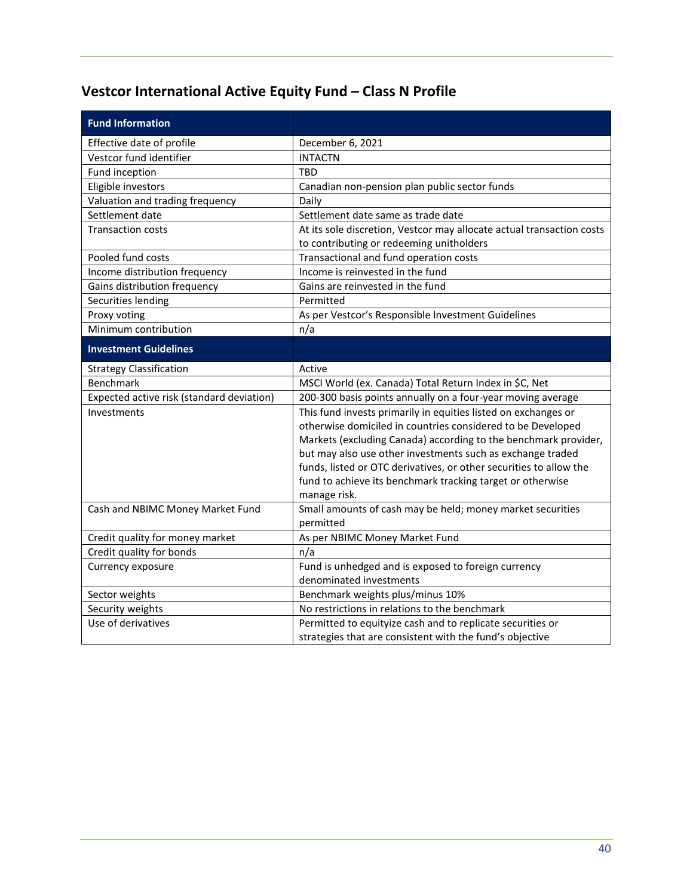## Vestcor International Active Equity Fund – Class N Profile

| **Fund Information** | |
|---|---|
| Effective date of profile | December 6, 2021 |
| Vestcor fund identifier | INTACTN |
| Fund inception | TBD |
| Eligible investors | Canadian non-pension plan public sector funds |
| Valuation and trading frequency | Daily |
| Settlement date | Settlement date same as trade date |
| Transaction costs | At its sole discretion, Vestcor may allocate actual transaction costs to contributing or redeeming unitholders |
| Pooled fund costs | Transactional and fund operation costs |
| Income distribution frequency | Income is reinvested in the fund |
| Gains distribution frequency | Gains are reinvested in the fund |
| Securities lending | Permitted |
| Proxy voting | As per Vestcor's Responsible Investment Guidelines |
| Minimum contribution | n/a |
| **Investment Guidelines** | |
| Strategy Classification | Active |
| Benchmark | MSCI World (ex. Canada) Total Return Index in $C, Net |
| Expected active risk (standard deviation) | 200-300 basis points annually on a four-year moving average |
| Investments | This fund invests primarily in equities listed on exchanges or otherwise domiciled in countries considered to be Developed Markets (excluding Canada) according to the benchmark provider, but may also use other investments such as exchange traded funds, listed or OTC derivatives, or other securities to allow the fund to achieve its benchmark tracking target or otherwise manage risk. |
| Cash and NBIMC Money Market Fund | Small amounts of cash may be held; money market securities permitted |
| Credit quality for money market | As per NBIMC Money Market Fund |
| Credit quality for bonds | n/a |
| Currency exposure | Fund is unhedged and is exposed to foreign currency denominated investments |
| Sector weights | Benchmark weights plus/minus 10% |
| Security weights | No restrictions in relations to the benchmark |
| Use of derivatives | Permitted to equityize cash and to replicate securities or strategies that are consistent with the fund's objective |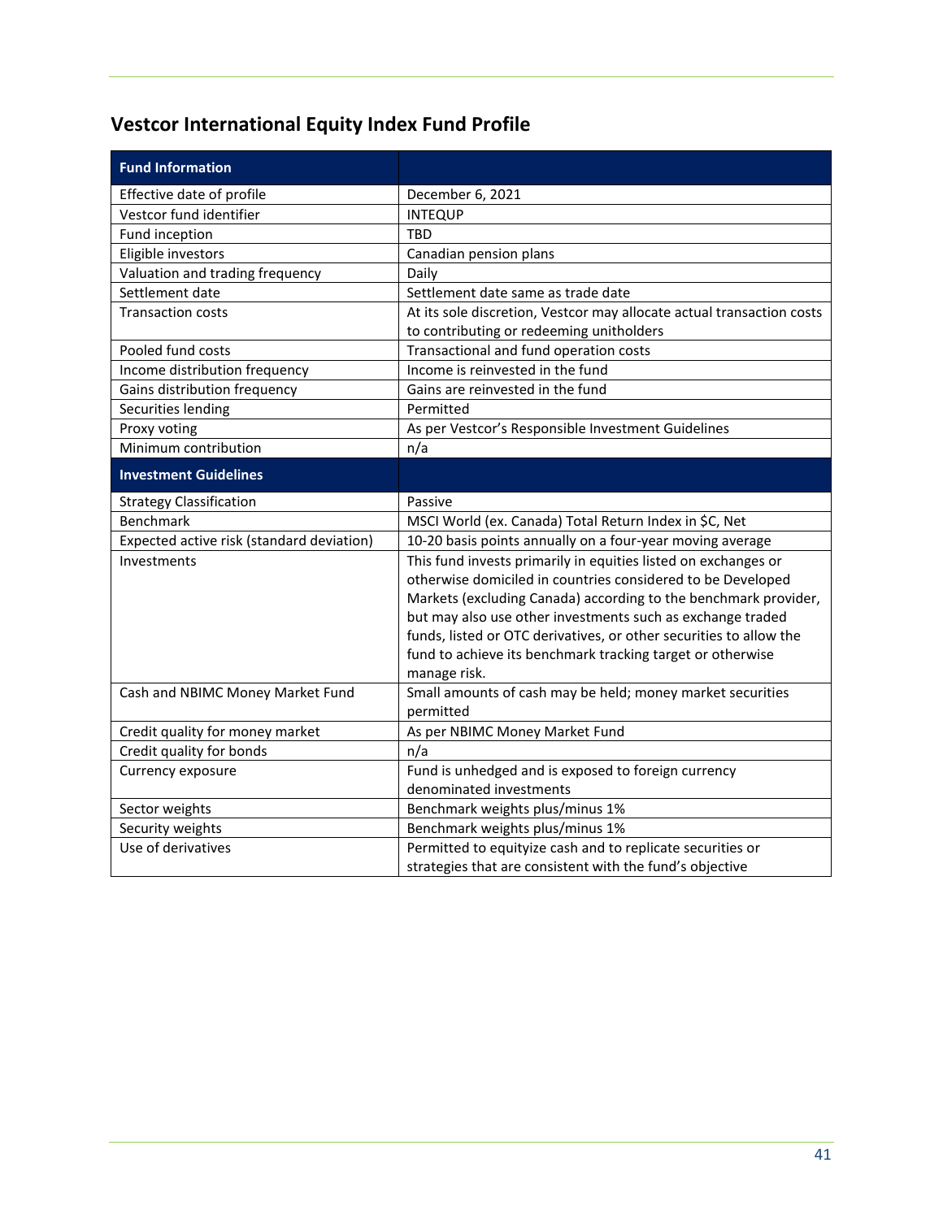## Vestcor International Equity Index Fund Profile

| Fund Information | |
|---|---|
| Effective date of profile | December 6, 2021 |
| Vestcor fund identifier | INTEQUP |
| Fund inception | TBD |
| Eligible investors | Canadian pension plans |
| Valuation and trading frequency | Daily |
| Settlement date | Settlement date same as trade date |
| Transaction costs | At its sole discretion, Vestcor may allocate actual transaction costs to contributing or redeeming unitholders |
| Pooled fund costs | Transactional and fund operation costs |
| Income distribution frequency | Income is reinvested in the fund |
| Gains distribution frequency | Gains are reinvested in the fund |
| Securities lending | Permitted |
| Proxy voting | As per Vestcor's Responsible Investment Guidelines |
| Minimum contribution | n/a |
| **Investment Guidelines** | |
| Strategy Classification | Passive |
| Benchmark | MSCI World (ex. Canada) Total Return Index in $C, Net |
| Expected active risk (standard deviation) | 10-20 basis points annually on a four-year moving average |
| Investments | This fund invests primarily in equities listed on exchanges or otherwise domiciled in countries considered to be Developed Markets (excluding Canada) according to the benchmark provider, but may also use other investments such as exchange traded funds, listed or OTC derivatives, or other securities to allow the fund to achieve its benchmark tracking target or otherwise manage risk. |
| Cash and NBIMC Money Market Fund | Small amounts of cash may be held; money market securities permitted |
| Credit quality for money market | As per NBIMC Money Market Fund |
| Credit quality for bonds | n/a |
| Currency exposure | Fund is unhedged and is exposed to foreign currency denominated investments |
| Sector weights | Benchmark weights plus/minus 1% |
| Security weights | Benchmark weights plus/minus 1% |
| Use of derivatives | Permitted to equityize cash and to replicate securities or strategies that are consistent with the fund's objective |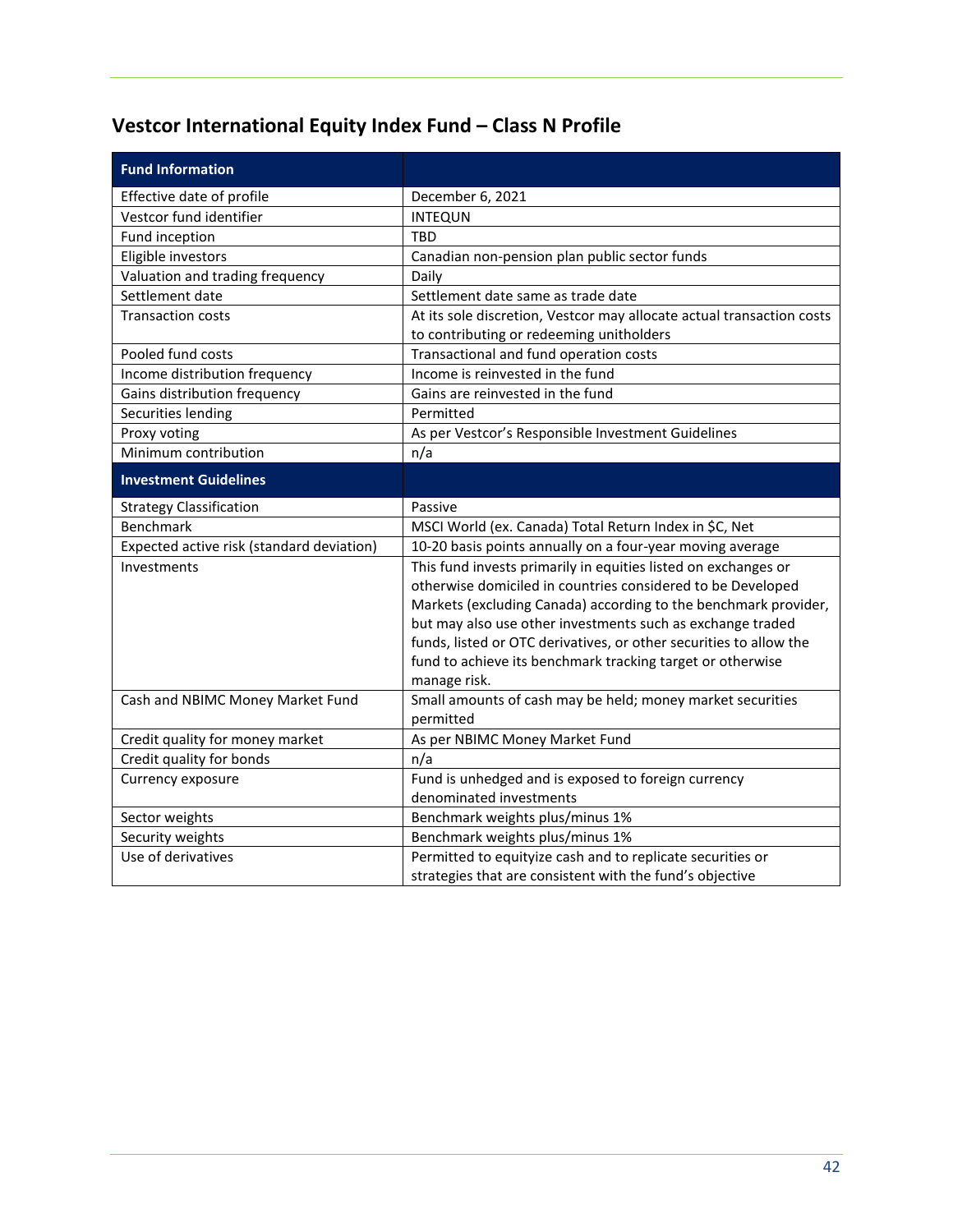## Vestcor International Equity Index Fund – Class N Profile

| Fund Information | |
|---|---|
| Effective date of profile | December 6, 2021 |
| Vestcor fund identifier | INTEQUN |
| Fund inception | TBD |
| Eligible investors | Canadian non-pension plan public sector funds |
| Valuation and trading frequency | Daily |
| Settlement date | Settlement date same as trade date |
| Transaction costs | At its sole discretion, Vestcor may allocate actual transaction costs to contributing or redeeming unitholders |
| Pooled fund costs | Transactional and fund operation costs |
| Income distribution frequency | Income is reinvested in the fund |
| Gains distribution frequency | Gains are reinvested in the fund |
| Securities lending | Permitted |
| Proxy voting | As per Vestcor's Responsible Investment Guidelines |
| Minimum contribution | n/a |
| **Investment Guidelines** | |
| Strategy Classification | Passive |
| Benchmark | MSCI World (ex. Canada) Total Return Index in $C, Net |
| Expected active risk (standard deviation) | 10-20 basis points annually on a four-year moving average |
| Investments | This fund invests primarily in equities listed on exchanges or otherwise domiciled in countries considered to be Developed Markets (excluding Canada) according to the benchmark provider, but may also use other investments such as exchange traded funds, listed or OTC derivatives, or other securities to allow the fund to achieve its benchmark tracking target or otherwise manage risk. |
| Cash and NBIMC Money Market Fund | Small amounts of cash may be held; money market securities permitted |
| Credit quality for money market | As per NBIMC Money Market Fund |
| Credit quality for bonds | n/a |
| Currency exposure | Fund is unhedged and is exposed to foreign currency denominated investments |
| Sector weights | Benchmark weights plus/minus 1% |
| Security weights | Benchmark weights plus/minus 1% |
| Use of derivatives | Permitted to equityize cash and to replicate securities or strategies that are consistent with the fund's objective |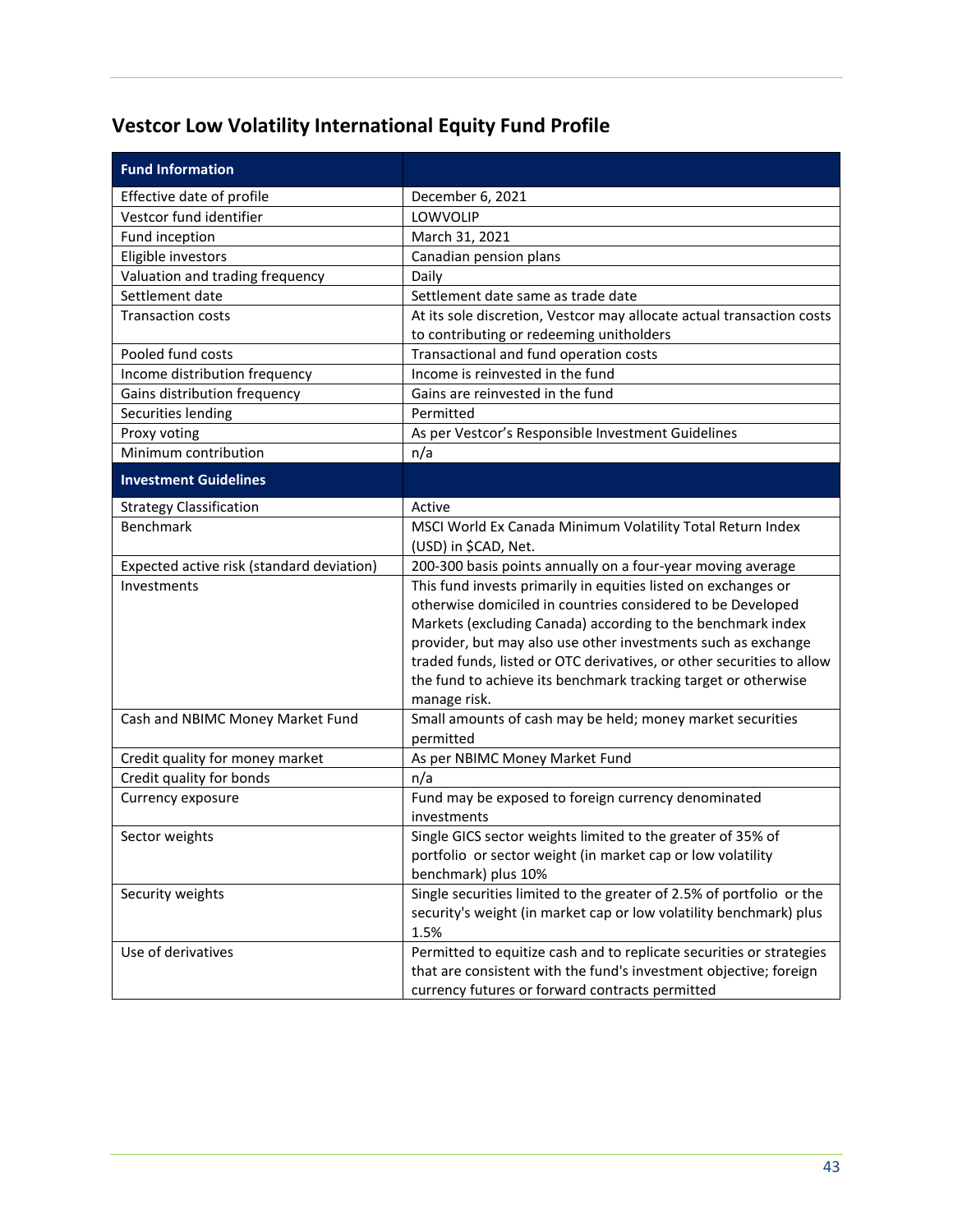## Vestcor Low Volatility International Equity Fund Profile

| Fund Information | |
|---|---|
| Effective date of profile | December 6, 2021 |
| Vestcor fund identifier | LOWVOLIP |
| Fund inception | March 31, 2021 |
| Eligible investors | Canadian pension plans |
| Valuation and trading frequency | Daily |
| Settlement date | Settlement date same as trade date |
| Transaction costs | At its sole discretion, Vestcor may allocate actual transaction costs to contributing or redeeming unitholders |
| Pooled fund costs | Transactional and fund operation costs |
| Income distribution frequency | Income is reinvested in the fund |
| Gains distribution frequency | Gains are reinvested in the fund |
| Securities lending | Permitted |
| Proxy voting | As per Vestcor's Responsible Investment Guidelines |
| Minimum contribution | n/a |
| **Investment Guidelines** | |
| Strategy Classification | Active |
| Benchmark | MSCI World Ex Canada Minimum Volatility Total Return Index (USD) in $CAD, Net. |
| Expected active risk (standard deviation) | 200-300 basis points annually on a four-year moving average |
| Investments | This fund invests primarily in equities listed on exchanges or otherwise domiciled in countries considered to be Developed Markets (excluding Canada) according to the benchmark index provider, but may also use other investments such as exchange traded funds, listed or OTC derivatives, or other securities to allow the fund to achieve its benchmark tracking target or otherwise manage risk. |
| Cash and NBIMC Money Market Fund | Small amounts of cash may be held; money market securities permitted |
| Credit quality for money market | As per NBIMC Money Market Fund |
| Credit quality for bonds | n/a |
| Currency exposure | Fund may be exposed to foreign currency denominated investments |
| Sector weights | Single GICS sector weights limited to the greater of 35% of portfolio or sector weight (in market cap or low volatility benchmark) plus 10% |
| Security weights | Single securities limited to the greater of 2.5% of portfolio or the security's weight (in market cap or low volatility benchmark) plus 1.5% |
| Use of derivatives | Permitted to equitize cash and to replicate securities or strategies that are consistent with the fund's investment objective; foreign currency futures or forward contracts permitted |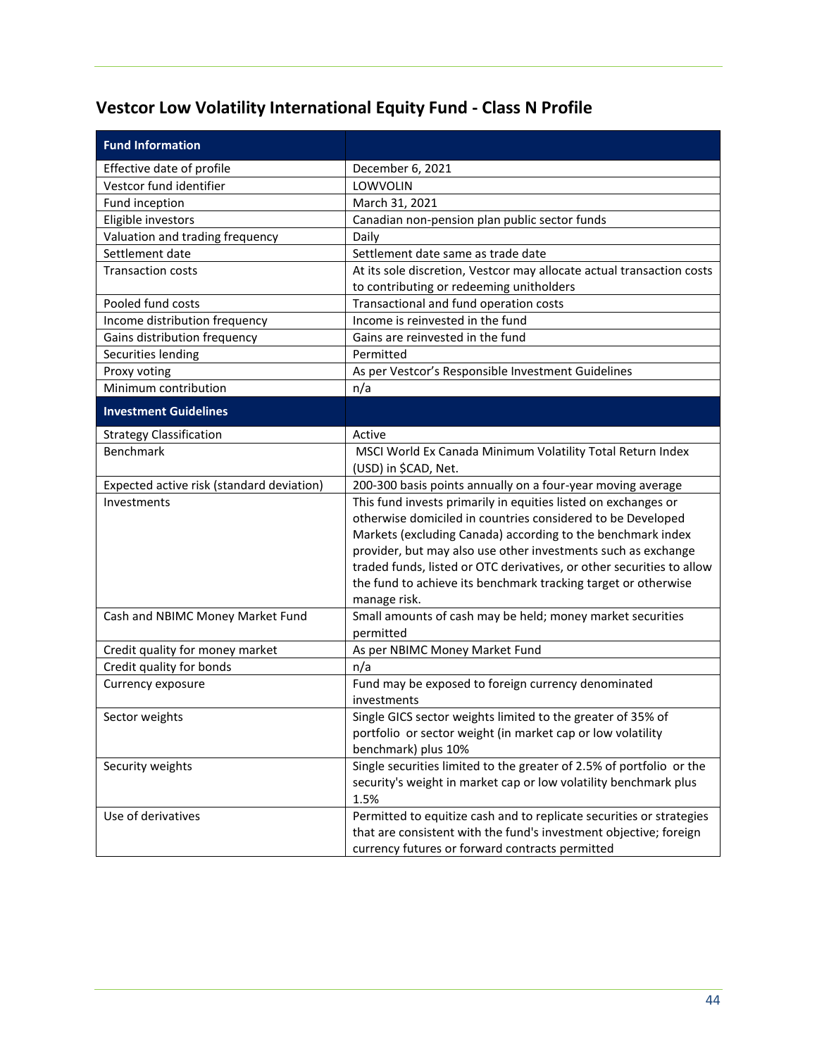## Vestcor Low Volatility International Equity Fund - Class N Profile

| **Fund Information** | |
|---|---|
| Effective date of profile | December 6, 2021 |
| Vestcor fund identifier | LOWVOLIN |
| Fund inception | March 31, 2021 |
| Eligible investors | Canadian non-pension plan public sector funds |
| Valuation and trading frequency | Daily |
| Settlement date | Settlement date same as trade date |
| Transaction costs | At its sole discretion, Vestcor may allocate actual transaction costs to contributing or redeeming unitholders |
| Pooled fund costs | Transactional and fund operation costs |
| Income distribution frequency | Income is reinvested in the fund |
| Gains distribution frequency | Gains are reinvested in the fund |
| Securities lending | Permitted |
| Proxy voting | As per Vestcor's Responsible Investment Guidelines |
| Minimum contribution | n/a |
| **Investment Guidelines** | |
| Strategy Classification | Active |
| Benchmark | MSCI World Ex Canada Minimum Volatility Total Return Index (USD) in $CAD, Net. |
| Expected active risk (standard deviation) | 200-300 basis points annually on a four-year moving average |
| Investments | This fund invests primarily in equities listed on exchanges or otherwise domiciled in countries considered to be Developed Markets (excluding Canada) according to the benchmark index provider, but may also use other investments such as exchange traded funds, listed or OTC derivatives, or other securities to allow the fund to achieve its benchmark tracking target or otherwise manage risk. |
| Cash and NBIMC Money Market Fund | Small amounts of cash may be held; money market securities permitted |
| Credit quality for money market | As per NBIMC Money Market Fund |
| Credit quality for bonds | n/a |
| Currency exposure | Fund may be exposed to foreign currency denominated investments |
| Sector weights | Single GICS sector weights limited to the greater of 35% of portfolio or sector weight (in market cap or low volatility benchmark) plus 10% |
| Security weights | Single securities limited to the greater of 2.5% of portfolio or the security's weight in market cap or low volatility benchmark plus 1.5% |
| Use of derivatives | Permitted to equitize cash and to replicate securities or strategies that are consistent with the fund's investment objective; foreign currency futures or forward contracts permitted |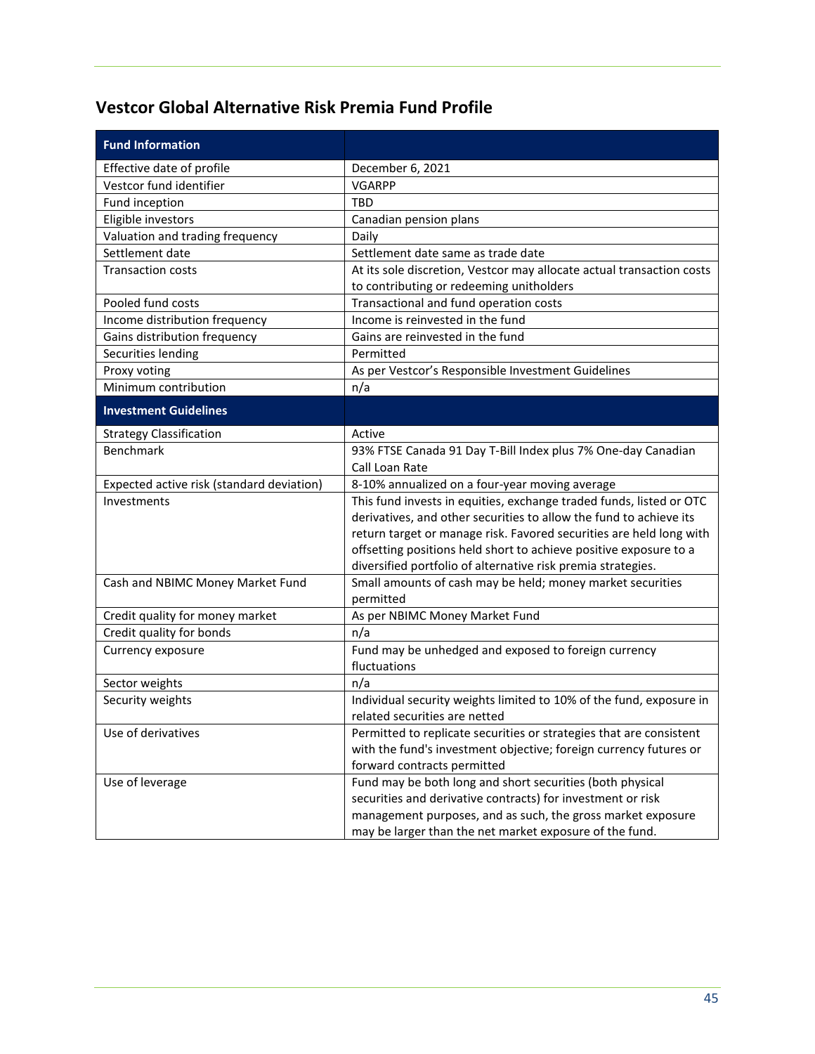## Vestcor Global Alternative Risk Premia Fund Profile

| **Fund Information** | |
|---|---|
| Effective date of profile | December 6, 2021 |
| Vestcor fund identifier | VGARPP |
| Fund inception | TBD |
| Eligible investors | Canadian pension plans |
| Valuation and trading frequency | Daily |
| Settlement date | Settlement date same as trade date |
| Transaction costs | At its sole discretion, Vestcor may allocate actual transaction costs to contributing or redeeming unitholders |
| Pooled fund costs | Transactional and fund operation costs |
| Income distribution frequency | Income is reinvested in the fund |
| Gains distribution frequency | Gains are reinvested in the fund |
| Securities lending | Permitted |
| Proxy voting | As per Vestcor's Responsible Investment Guidelines |
| Minimum contribution | n/a |
| **Investment Guidelines** | |
| Strategy Classification | Active |
| Benchmark | 93% FTSE Canada 91 Day T-Bill Index plus 7% One-day Canadian Call Loan Rate |
| Expected active risk (standard deviation) | 8-10% annualized on a four-year moving average |
| Investments | This fund invests in equities, exchange traded funds, listed or OTC derivatives, and other securities to allow the fund to achieve its return target or manage risk. Favored securities are held long with offsetting positions held short to achieve positive exposure to a diversified portfolio of alternative risk premia strategies. |
| Cash and NBIMC Money Market Fund | Small amounts of cash may be held; money market securities permitted |
| Credit quality for money market | As per NBIMC Money Market Fund |
| Credit quality for bonds | n/a |
| Currency exposure | Fund may be unhedged and exposed to foreign currency fluctuations |
| Sector weights | n/a |
| Security weights | Individual security weights limited to 10% of the fund, exposure in related securities are netted |
| Use of derivatives | Permitted to replicate securities or strategies that are consistent with the fund's investment objective; foreign currency futures or forward contracts permitted |
| Use of leverage | Fund may be both long and short securities (both physical securities and derivative contracts) for investment or risk management purposes, and as such, the gross market exposure may be larger than the net market exposure of the fund. |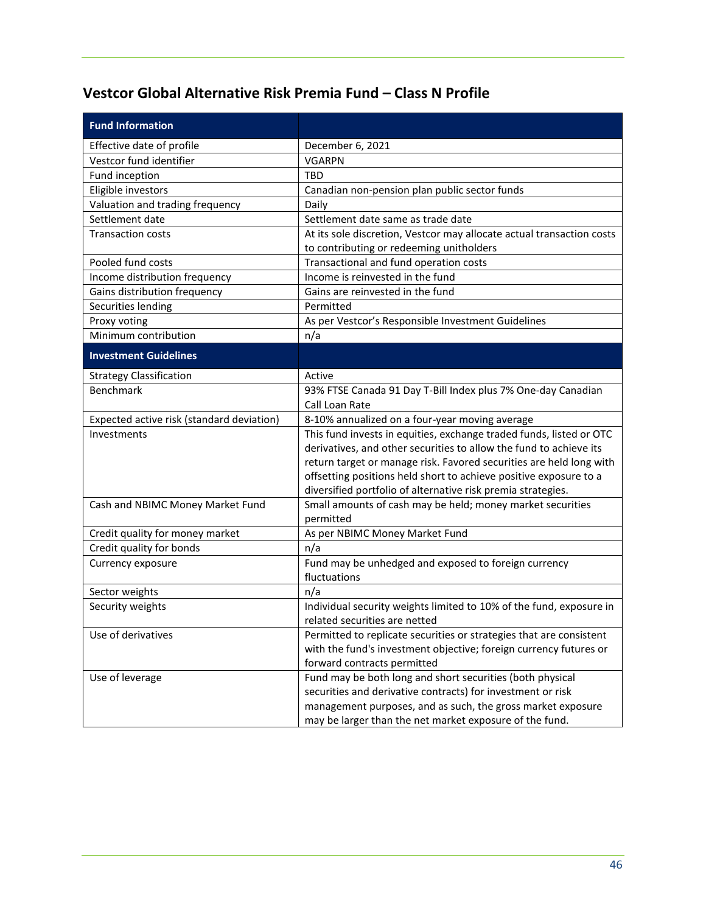## Vestcor Global Alternative Risk Premia Fund – Class N Profile

| Fund Information | |
|---|---|
| Effective date of profile | December 6, 2021 |
| Vestcor fund identifier | VGARPN |
| Fund inception | TBD |
| Eligible investors | Canadian non-pension plan public sector funds |
| Valuation and trading frequency | Daily |
| Settlement date | Settlement date same as trade date |
| Transaction costs | At its sole discretion, Vestcor may allocate actual transaction costs to contributing or redeeming unitholders |
| Pooled fund costs | Transactional and fund operation costs |
| Income distribution frequency | Income is reinvested in the fund |
| Gains distribution frequency | Gains are reinvested in the fund |
| Securities lending | Permitted |
| Proxy voting | As per Vestcor's Responsible Investment Guidelines |
| Minimum contribution | n/a |
| **Investment Guidelines** | |
| Strategy Classification | Active |
| Benchmark | 93% FTSE Canada 91 Day T-Bill Index plus 7% One-day Canadian Call Loan Rate |
| Expected active risk (standard deviation) | 8-10% annualized on a four-year moving average |
| Investments | This fund invests in equities, exchange traded funds, listed or OTC derivatives, and other securities to allow the fund to achieve its return target or manage risk. Favored securities are held long with offsetting positions held short to achieve positive exposure to a diversified portfolio of alternative risk premia strategies. |
| Cash and NBIMC Money Market Fund | Small amounts of cash may be held; money market securities permitted |
| Credit quality for money market | As per NBIMC Money Market Fund |
| Credit quality for bonds | n/a |
| Currency exposure | Fund may be unhedged and exposed to foreign currency fluctuations |
| Sector weights | n/a |
| Security weights | Individual security weights limited to 10% of the fund, exposure in related securities are netted |
| Use of derivatives | Permitted to replicate securities or strategies that are consistent with the fund's investment objective; foreign currency futures or forward contracts permitted |
| Use of leverage | Fund may be both long and short securities (both physical securities and derivative contracts) for investment or risk management purposes, and as such, the gross market exposure may be larger than the net market exposure of the fund. |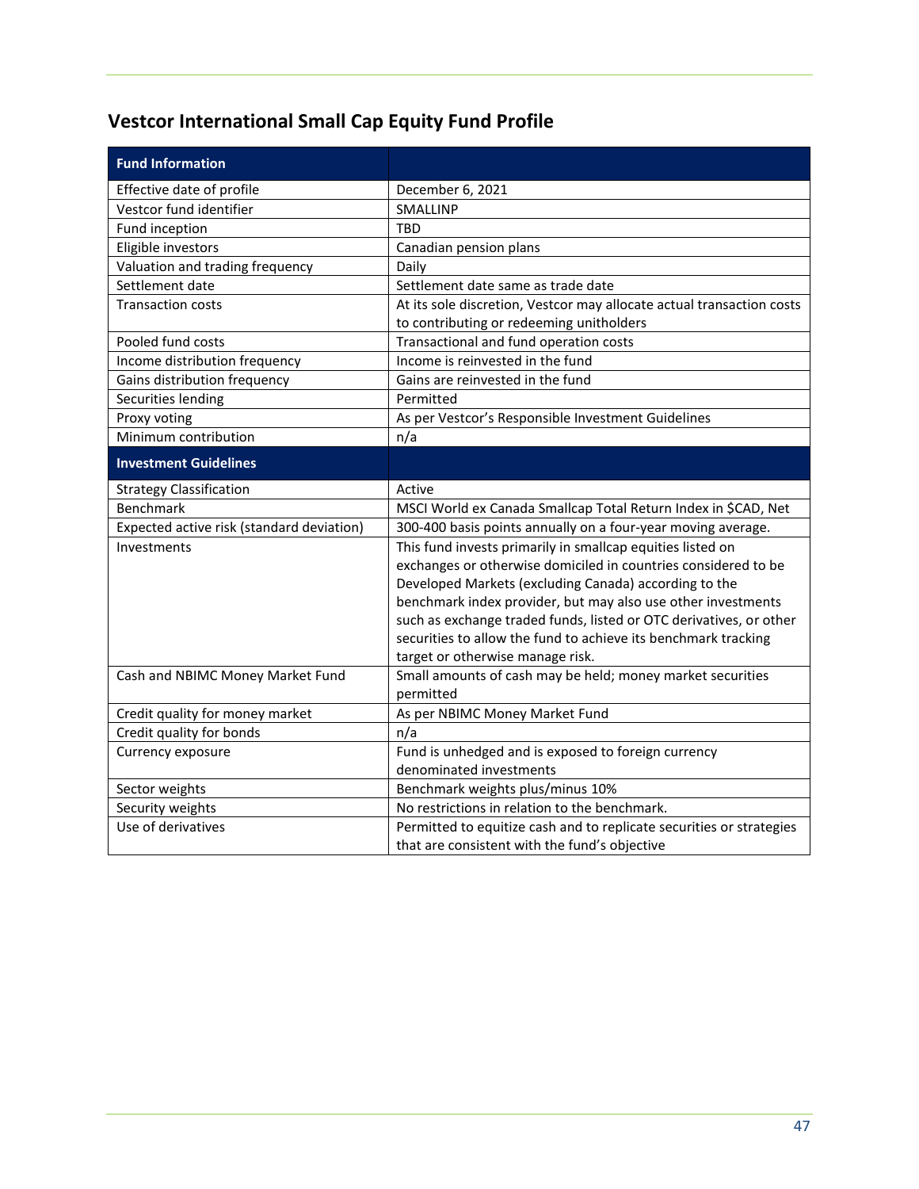## Vestcor International Small Cap Equity Fund Profile

| Fund Information | |
|---|---|
| Effective date of profile | December 6, 2021 |
| Vestcor fund identifier | SMALLINP |
| Fund inception | TBD |
| Eligible investors | Canadian pension plans |
| Valuation and trading frequency | Daily |
| Settlement date | Settlement date same as trade date |
| Transaction costs | At its sole discretion, Vestcor may allocate actual transaction costs to contributing or redeeming unitholders |
| Pooled fund costs | Transactional and fund operation costs |
| Income distribution frequency | Income is reinvested in the fund |
| Gains distribution frequency | Gains are reinvested in the fund |
| Securities lending | Permitted |
| Proxy voting | As per Vestcor's Responsible Investment Guidelines |
| Minimum contribution | n/a |
| **Investment Guidelines** | |
| Strategy Classification | Active |
| Benchmark | MSCI World ex Canada Smallcap Total Return Index in $CAD, Net |
| Expected active risk (standard deviation) | 300-400 basis points annually on a four-year moving average. |
| Investments | This fund invests primarily in smallcap equities listed on exchanges or otherwise domiciled in countries considered to be Developed Markets (excluding Canada) according to the benchmark index provider, but may also use other investments such as exchange traded funds, listed or OTC derivatives, or other securities to allow the fund to achieve its benchmark tracking target or otherwise manage risk. |
| Cash and NBIMC Money Market Fund | Small amounts of cash may be held; money market securities permitted |
| Credit quality for money market | As per NBIMC Money Market Fund |
| Credit quality for bonds | n/a |
| Currency exposure | Fund is unhedged and is exposed to foreign currency denominated investments |
| Sector weights | Benchmark weights plus/minus 10% |
| Security weights | No restrictions in relation to the benchmark. |
| Use of derivatives | Permitted to equitize cash and to replicate securities or strategies that are consistent with the fund's objective |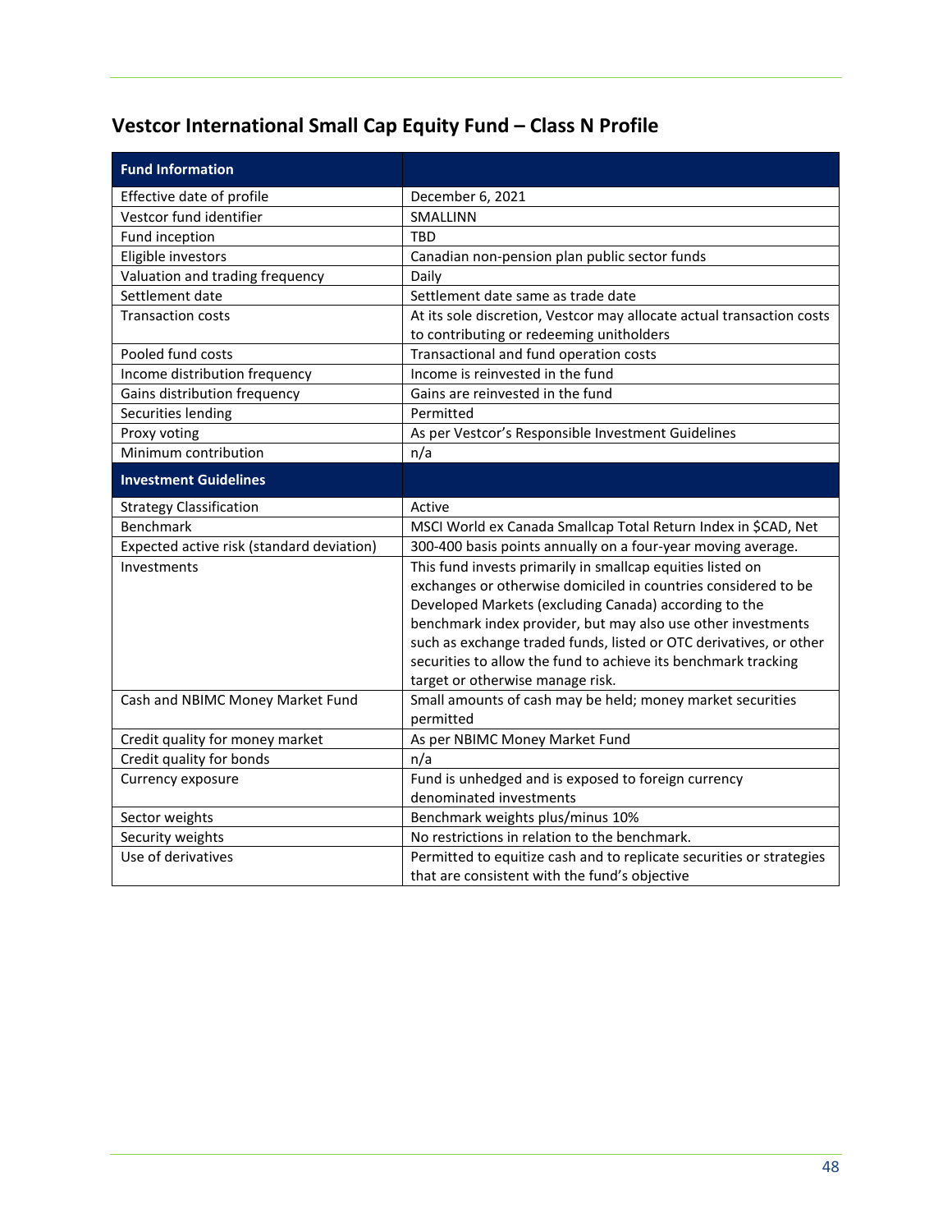## Vestcor International Small Cap Equity Fund – Class N Profile

| Fund Information | |
|---|---|
| Effective date of profile | December 6, 2021 |
| Vestcor fund identifier | SMALLINN |
| Fund inception | TBD |
| Eligible investors | Canadian non-pension plan public sector funds |
| Valuation and trading frequency | Daily |
| Settlement date | Settlement date same as trade date |
| Transaction costs | At its sole discretion, Vestcor may allocate actual transaction costs to contributing or redeeming unitholders |
| Pooled fund costs | Transactional and fund operation costs |
| Income distribution frequency | Income is reinvested in the fund |
| Gains distribution frequency | Gains are reinvested in the fund |
| Securities lending | Permitted |
| Proxy voting | As per Vestcor's Responsible Investment Guidelines |
| Minimum contribution | n/a |
| **Investment Guidelines** | |
| Strategy Classification | Active |
| Benchmark | MSCI World ex Canada Smallcap Total Return Index in $CAD, Net |
| Expected active risk (standard deviation) | 300-400 basis points annually on a four-year moving average. |
| Investments | This fund invests primarily in smallcap equities listed on exchanges or otherwise domiciled in countries considered to be Developed Markets (excluding Canada) according to the benchmark index provider, but may also use other investments such as exchange traded funds, listed or OTC derivatives, or other securities to allow the fund to achieve its benchmark tracking target or otherwise manage risk. |
| Cash and NBIMC Money Market Fund | Small amounts of cash may be held; money market securities permitted |
| Credit quality for money market | As per NBIMC Money Market Fund |
| Credit quality for bonds | n/a |
| Currency exposure | Fund is unhedged and is exposed to foreign currency denominated investments |
| Sector weights | Benchmark weights plus/minus 10% |
| Security weights | No restrictions in relation to the benchmark. |
| Use of derivatives | Permitted to equitize cash and to replicate securities or strategies that are consistent with the fund's objective |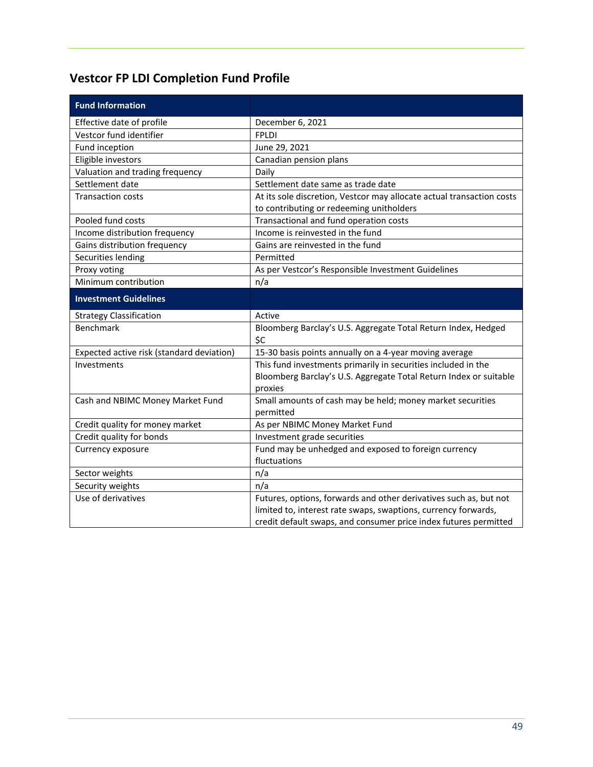## Vestcor FP LDI Completion Fund Profile

| Fund Information | |
|---|---|
| Effective date of profile | December 6, 2021 |
| Vestcor fund identifier | FPLDI |
| Fund inception | June 29, 2021 |
| Eligible investors | Canadian pension plans |
| Valuation and trading frequency | Daily |
| Settlement date | Settlement date same as trade date |
| Transaction costs | At its sole discretion, Vestcor may allocate actual transaction costs to contributing or redeeming unitholders |
| Pooled fund costs | Transactional and fund operation costs |
| Income distribution frequency | Income is reinvested in the fund |
| Gains distribution frequency | Gains are reinvested in the fund |
| Securities lending | Permitted |
| Proxy voting | As per Vestcor's Responsible Investment Guidelines |
| Minimum contribution | n/a |
| **Investment Guidelines** | |
| Strategy Classification | Active |
| Benchmark | Bloomberg Barclay's U.S. Aggregate Total Return Index, Hedged $C |
| Expected active risk (standard deviation) | 15-30 basis points annually on a 4-year moving average |
| Investments | This fund investments primarily in securities included in the Bloomberg Barclay's U.S. Aggregate Total Return Index or suitable proxies |
| Cash and NBIMC Money Market Fund | Small amounts of cash may be held; money market securities permitted |
| Credit quality for money market | As per NBIMC Money Market Fund |
| Credit quality for bonds | Investment grade securities |
| Currency exposure | Fund may be unhedged and exposed to foreign currency fluctuations |
| Sector weights | n/a |
| Security weights | n/a |
| Use of derivatives | Futures, options, forwards and other derivatives such as, but not limited to, interest rate swaps, swaptions, currency forwards, credit default swaps, and consumer price index futures permitted |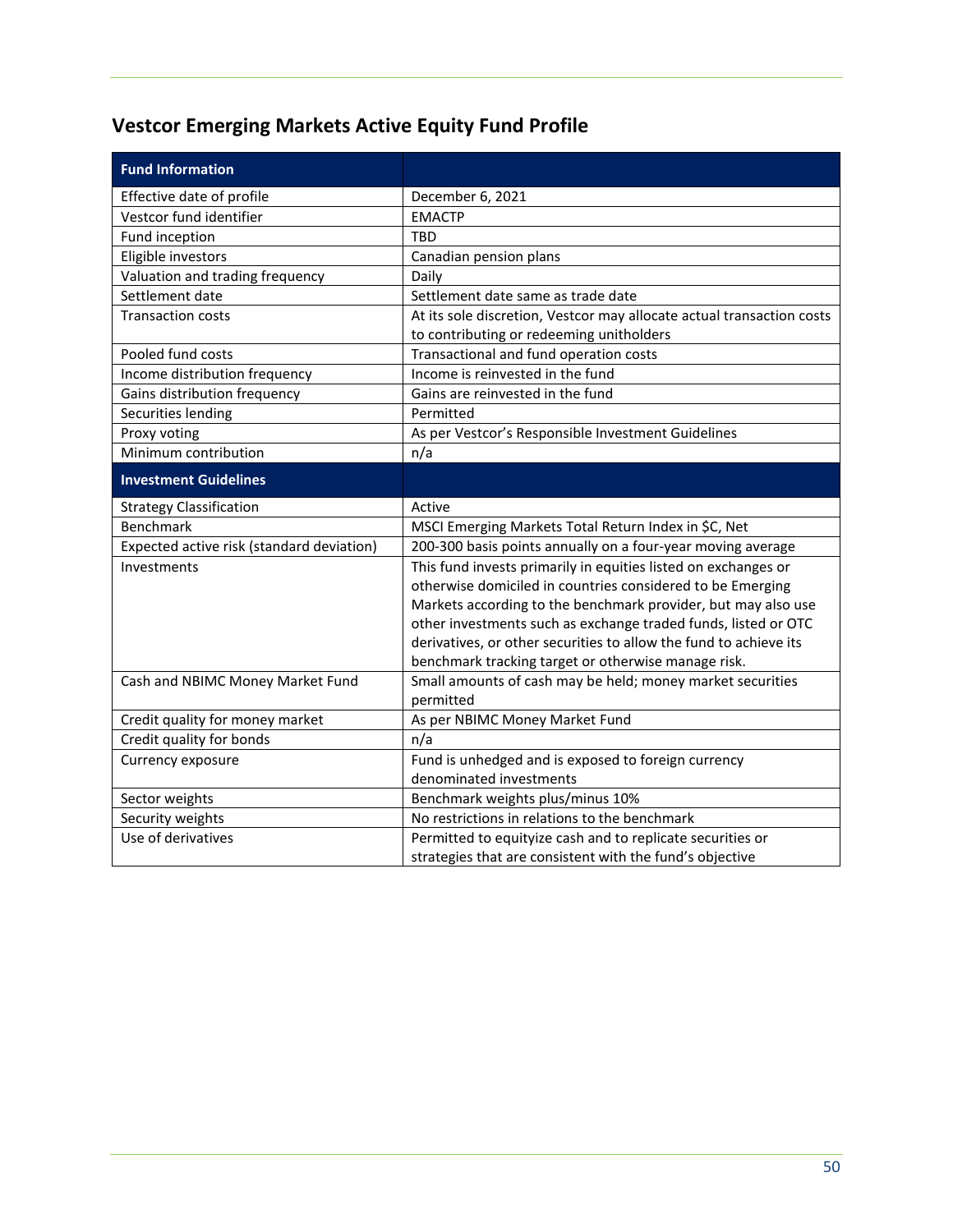## Vestcor Emerging Markets Active Equity Fund Profile

| Fund Information | |
|---|---|
| Effective date of profile | December 6, 2021 |
| Vestcor fund identifier | EMACTP |
| Fund inception | TBD |
| Eligible investors | Canadian pension plans |
| Valuation and trading frequency | Daily |
| Settlement date | Settlement date same as trade date |
| Transaction costs | At its sole discretion, Vestcor may allocate actual transaction costs to contributing or redeeming unitholders |
| Pooled fund costs | Transactional and fund operation costs |
| Income distribution frequency | Income is reinvested in the fund |
| Gains distribution frequency | Gains are reinvested in the fund |
| Securities lending | Permitted |
| Proxy voting | As per Vestcor's Responsible Investment Guidelines |
| Minimum contribution | n/a |
| **Investment Guidelines** | |
| Strategy Classification | Active |
| Benchmark | MSCI Emerging Markets Total Return Index in $C, Net |
| Expected active risk (standard deviation) | 200-300 basis points annually on a four-year moving average |
| Investments | This fund invests primarily in equities listed on exchanges or otherwise domiciled in countries considered to be Emerging Markets according to the benchmark provider, but may also use other investments such as exchange traded funds, listed or OTC derivatives, or other securities to allow the fund to achieve its benchmark tracking target or otherwise manage risk. |
| Cash and NBIMC Money Market Fund | Small amounts of cash may be held; money market securities permitted |
| Credit quality for money market | As per NBIMC Money Market Fund |
| Credit quality for bonds | n/a |
| Currency exposure | Fund is unhedged and is exposed to foreign currency denominated investments |
| Sector weights | Benchmark weights plus/minus 10% |
| Security weights | No restrictions in relations to the benchmark |
| Use of derivatives | Permitted to equityize cash and to replicate securities or strategies that are consistent with the fund's objective |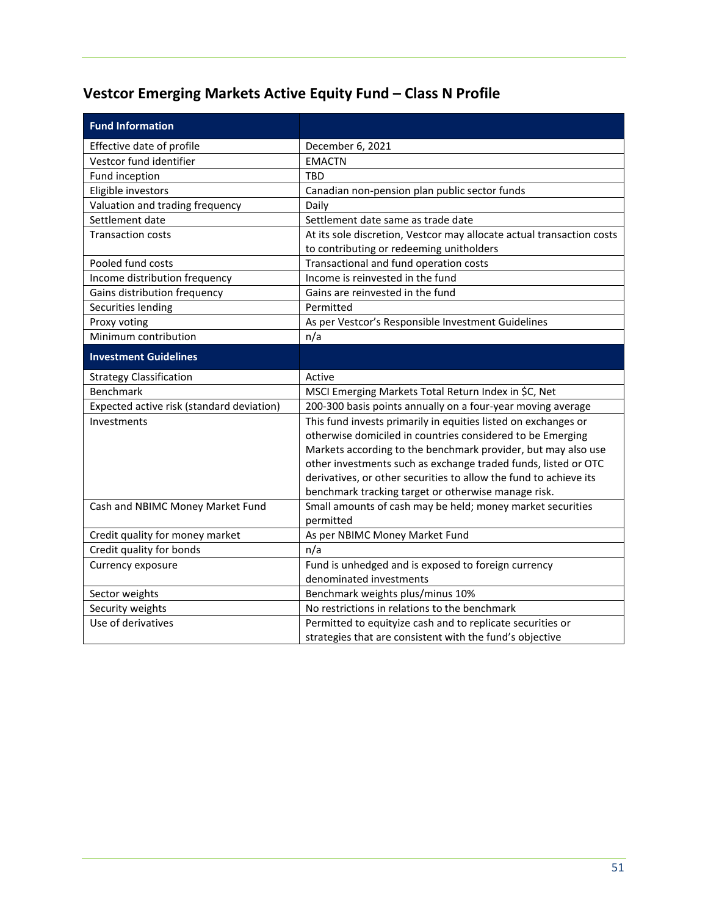## Vestcor Emerging Markets Active Equity Fund – Class N Profile

| **Fund Information** | |
|---|---|
| Effective date of profile | December 6, 2021 |
| Vestcor fund identifier | EMACTN |
| Fund inception | TBD |
| Eligible investors | Canadian non-pension plan public sector funds |
| Valuation and trading frequency | Daily |
| Settlement date | Settlement date same as trade date |
| Transaction costs | At its sole discretion, Vestcor may allocate actual transaction costs to contributing or redeeming unitholders |
| Pooled fund costs | Transactional and fund operation costs |
| Income distribution frequency | Income is reinvested in the fund |
| Gains distribution frequency | Gains are reinvested in the fund |
| Securities lending | Permitted |
| Proxy voting | As per Vestcor's Responsible Investment Guidelines |
| Minimum contribution | n/a |
| **Investment Guidelines** | |
| Strategy Classification | Active |
| Benchmark | MSCI Emerging Markets Total Return Index in $C, Net |
| Expected active risk (standard deviation) | 200-300 basis points annually on a four-year moving average |
| Investments | This fund invests primarily in equities listed on exchanges or otherwise domiciled in countries considered to be Emerging Markets according to the benchmark provider, but may also use other investments such as exchange traded funds, listed or OTC derivatives, or other securities to allow the fund to achieve its benchmark tracking target or otherwise manage risk. |
| Cash and NBIMC Money Market Fund | Small amounts of cash may be held; money market securities permitted |
| Credit quality for money market | As per NBIMC Money Market Fund |
| Credit quality for bonds | n/a |
| Currency exposure | Fund is unhedged and is exposed to foreign currency denominated investments |
| Sector weights | Benchmark weights plus/minus 10% |
| Security weights | No restrictions in relations to the benchmark |
| Use of derivatives | Permitted to equityize cash and to replicate securities or strategies that are consistent with the fund's objective |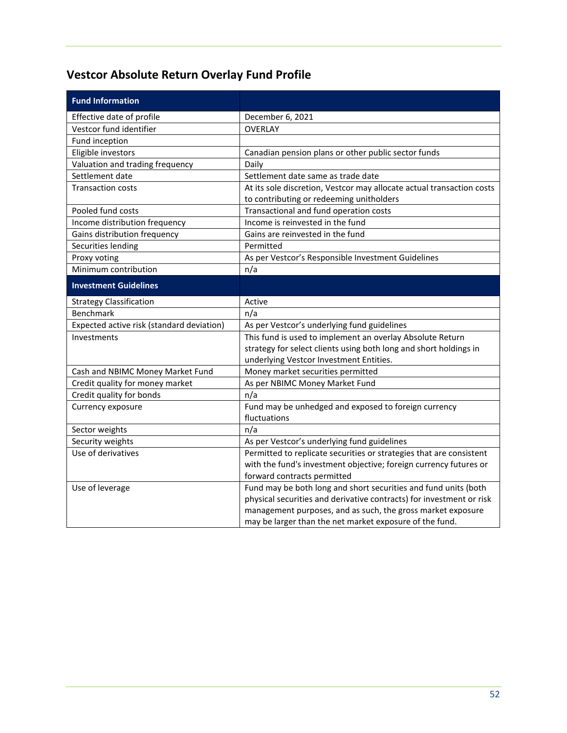## Vestcor Absolute Return Overlay Fund Profile

| **Fund Information** | |
|---|---|
| Effective date of profile | December 6, 2021 |
| Vestcor fund identifier | OVERLAY |
| Fund inception | |
| Eligible investors | Canadian pension plans or other public sector funds |
| Valuation and trading frequency | Daily |
| Settlement date | Settlement date same as trade date |
| Transaction costs | At its sole discretion, Vestcor may allocate actual transaction costs to contributing or redeeming unitholders |
| Pooled fund costs | Transactional and fund operation costs |
| Income distribution frequency | Income is reinvested in the fund |
| Gains distribution frequency | Gains are reinvested in the fund |
| Securities lending | Permitted |
| Proxy voting | As per Vestcor's Responsible Investment Guidelines |
| Minimum contribution | n/a |
| **Investment Guidelines** | |
| Strategy Classification | Active |
| Benchmark | n/a |
| Expected active risk (standard deviation) | As per Vestcor's underlying fund guidelines |
| Investments | This fund is used to implement an overlay Absolute Return strategy for select clients using both long and short holdings in underlying Vestcor Investment Entities. |
| Cash and NBIMC Money Market Fund | Money market securities permitted |
| Credit quality for money market | As per NBIMC Money Market Fund |
| Credit quality for bonds | n/a |
| Currency exposure | Fund may be unhedged and exposed to foreign currency fluctuations |
| Sector weights | n/a |
| Security weights | As per Vestcor's underlying fund guidelines |
| Use of derivatives | Permitted to replicate securities or strategies that are consistent with the fund's investment objective; foreign currency futures or forward contracts permitted |
| Use of leverage | Fund may be both long and short securities and fund units (both physical securities and derivative contracts) for investment or risk management purposes, and as such, the gross market exposure may be larger than the net market exposure of the fund. |